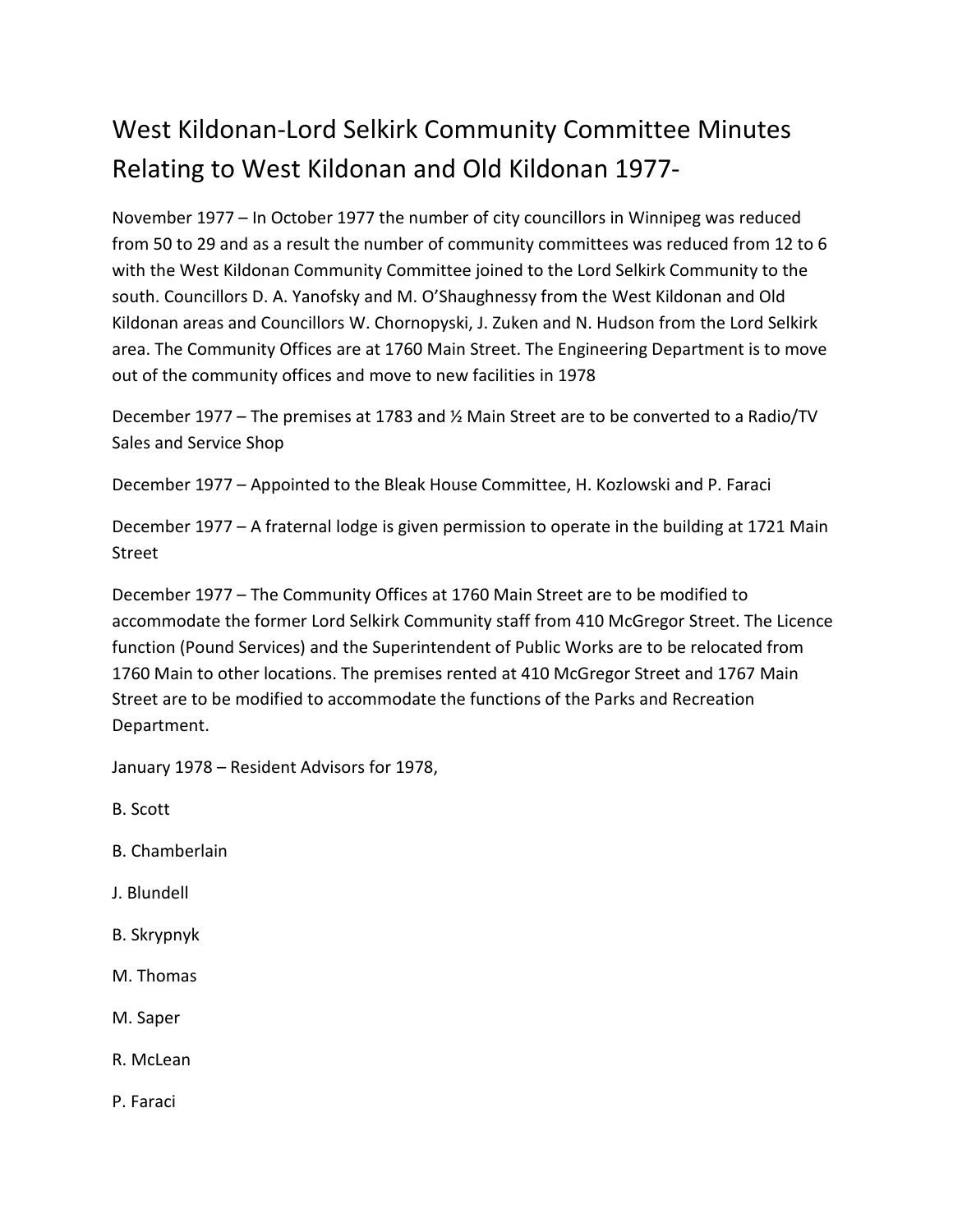# West Kildonan-Lord Selkirk Community Committee Minutes Relating to West Kildonan and Old Kildonan 1977-

November 1977 – In October 1977 the number of city councillors in Winnipeg was reduced from 50 to 29 and as a result the number of community committees was reduced from 12 to 6 with the West Kildonan Community Committee joined to the Lord Selkirk Community to the south. Councillors D. A. Yanofsky and M. O'Shaughnessy from the West Kildonan and Old Kildonan areas and Councillors W. Chornopyski, J. Zuken and N. Hudson from the Lord Selkirk area. The Community Offices are at 1760 Main Street. The Engineering Department is to move out of the community offices and move to new facilities in 1978

December 1977 – The premises at 1783 and ½ Main Street are to be converted to a Radio/TV Sales and Service Shop

December 1977 – Appointed to the Bleak House Committee, H. Kozlowski and P. Faraci

December 1977 – A fraternal lodge is given permission to operate in the building at 1721 Main Street

December 1977 – The Community Offices at 1760 Main Street are to be modified to accommodate the former Lord Selkirk Community staff from 410 McGregor Street. The Licence function (Pound Services) and the Superintendent of Public Works are to be relocated from 1760 Main to other locations. The premises rented at 410 McGregor Street and 1767 Main Street are to be modified to accommodate the functions of the Parks and Recreation Department.

January 1978 – Resident Advisors for 1978,

B. Scott

B. Chamberlain

J. Blundell

B. Skrypnyk

M. Thomas

M. Saper

R. McLean

P. Faraci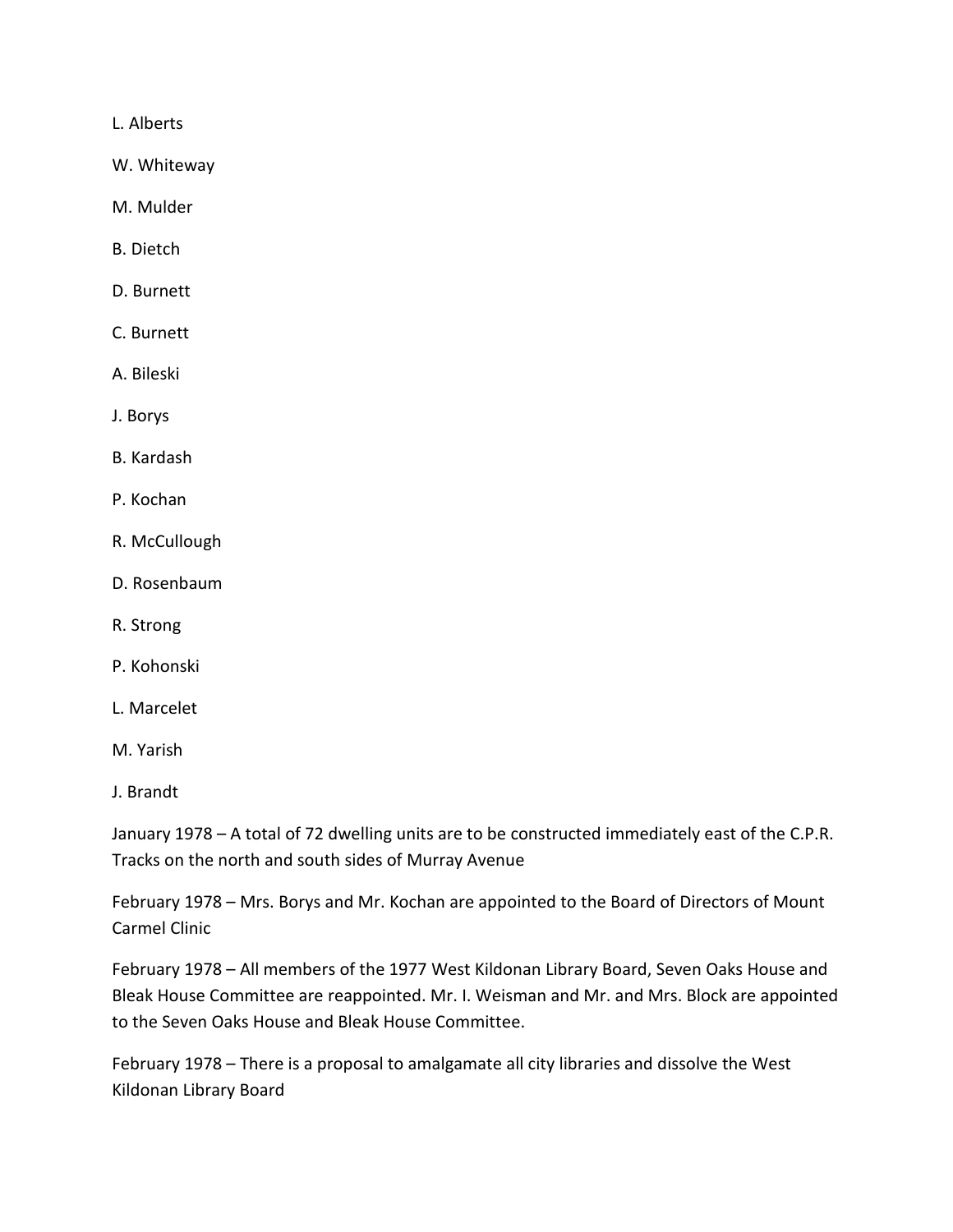L. Alberts

W. Whiteway

M. Mulder

B. Dietch

D. Burnett

C. Burnett

A. Bileski

J. Borys

B. Kardash

P. Kochan

R. McCullough

D. Rosenbaum

R. Strong

P. Kohonski

L. Marcelet

M. Yarish

J. Brandt

January 1978 – A total of 72 dwelling units are to be constructed immediately east of the C.P.R. Tracks on the north and south sides of Murray Avenue

February 1978 – Mrs. Borys and Mr. Kochan are appointed to the Board of Directors of Mount Carmel Clinic

February 1978 – All members of the 1977 West Kildonan Library Board, Seven Oaks House and Bleak House Committee are reappointed. Mr. I. Weisman and Mr. and Mrs. Block are appointed to the Seven Oaks House and Bleak House Committee.

February 1978 – There is a proposal to amalgamate all city libraries and dissolve the West Kildonan Library Board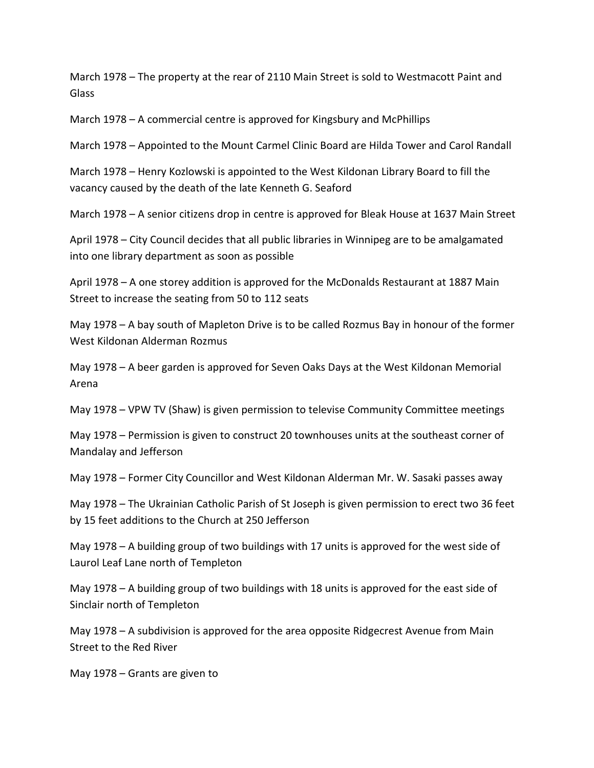March 1978 – The property at the rear of 2110 Main Street is sold to Westmacott Paint and Glass

March 1978 – A commercial centre is approved for Kingsbury and McPhillips

March 1978 – Appointed to the Mount Carmel Clinic Board are Hilda Tower and Carol Randall

March 1978 – Henry Kozlowski is appointed to the West Kildonan Library Board to fill the vacancy caused by the death of the late Kenneth G. Seaford

March 1978 – A senior citizens drop in centre is approved for Bleak House at 1637 Main Street

April 1978 – City Council decides that all public libraries in Winnipeg are to be amalgamated into one library department as soon as possible

April 1978 – A one storey addition is approved for the McDonalds Restaurant at 1887 Main Street to increase the seating from 50 to 112 seats

May 1978 – A bay south of Mapleton Drive is to be called Rozmus Bay in honour of the former West Kildonan Alderman Rozmus

May 1978 – A beer garden is approved for Seven Oaks Days at the West Kildonan Memorial Arena

May 1978 – VPW TV (Shaw) is given permission to televise Community Committee meetings

May 1978 – Permission is given to construct 20 townhouses units at the southeast corner of Mandalay and Jefferson

May 1978 – Former City Councillor and West Kildonan Alderman Mr. W. Sasaki passes away

May 1978 – The Ukrainian Catholic Parish of St Joseph is given permission to erect two 36 feet by 15 feet additions to the Church at 250 Jefferson

May 1978 – A building group of two buildings with 17 units is approved for the west side of Laurol Leaf Lane north of Templeton

May 1978 – A building group of two buildings with 18 units is approved for the east side of Sinclair north of Templeton

May 1978 – A subdivision is approved for the area opposite Ridgecrest Avenue from Main Street to the Red River

May 1978 – Grants are given to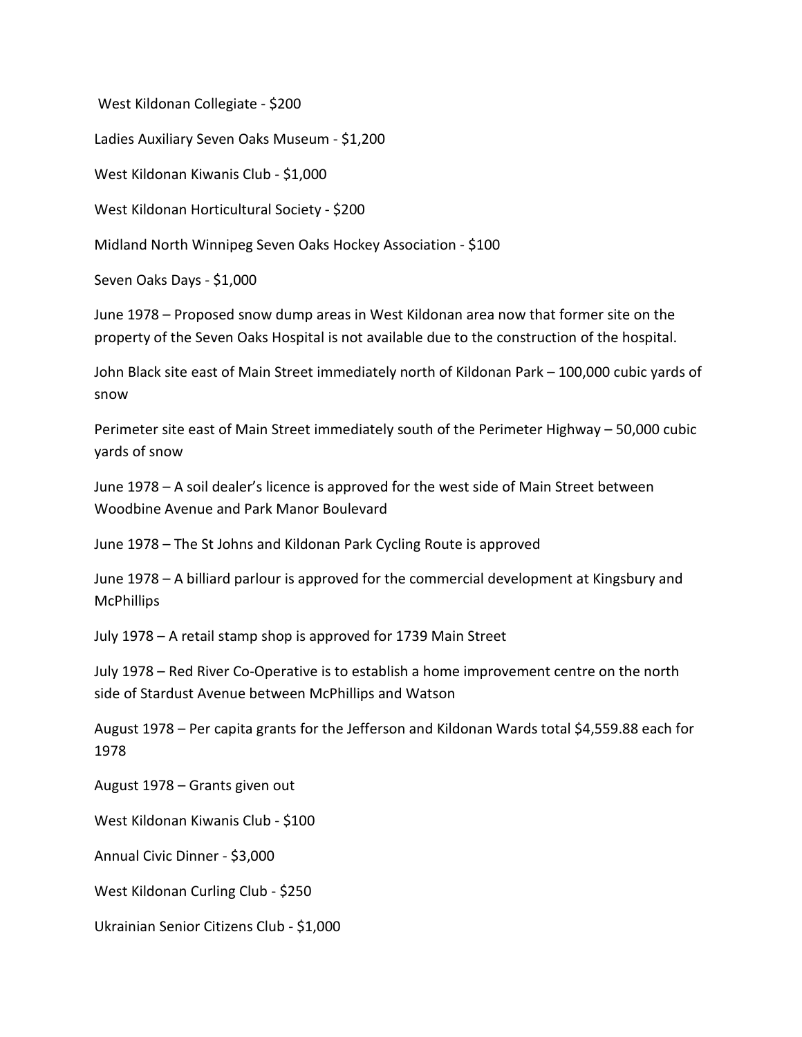West Kildonan Collegiate - $200

Ladies Auxiliary Seven Oaks Museum - $1,200

West Kildonan Kiwanis Club - $1,000

West Kildonan Horticultural Society - $200

Midland North Winnipeg Seven Oaks Hockey Association - $100

Seven Oaks Days - $1,000

June 1978 – Proposed snow dump areas in West Kildonan area now that former site on the property of the Seven Oaks Hospital is not available due to the construction of the hospital.

John Black site east of Main Street immediately north of Kildonan Park – 100,000 cubic yards of snow

Perimeter site east of Main Street immediately south of the Perimeter Highway – 50,000 cubic yards of snow

June 1978 – A soil dealer's licence is approved for the west side of Main Street between Woodbine Avenue and Park Manor Boulevard

June 1978 – The St Johns and Kildonan Park Cycling Route is approved

June 1978 – A billiard parlour is approved for the commercial development at Kingsbury and McPhillips

July 1978 – A retail stamp shop is approved for 1739 Main Street

July 1978 – Red River Co-Operative is to establish a home improvement centre on the north side of Stardust Avenue between McPhillips and Watson

August 1978 – Per capita grants for the Jefferson and Kildonan Wards total $4,559.88 each for 1978

August 1978 – Grants given out

West Kildonan Kiwanis Club - $100

Annual Civic Dinner - $3,000

West Kildonan Curling Club - $250

Ukrainian Senior Citizens Club - $1,000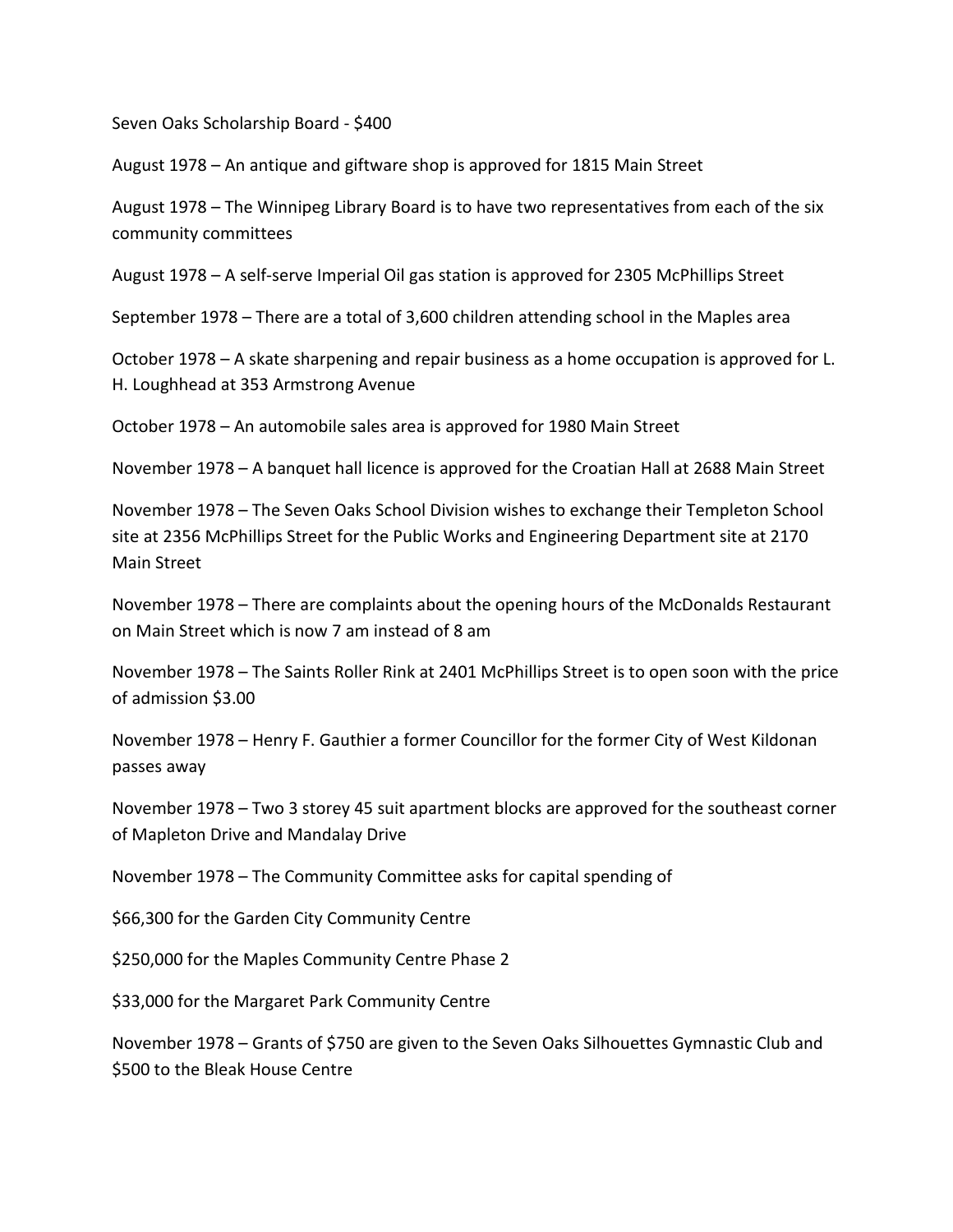Seven Oaks Scholarship Board - $400

August 1978 – An antique and giftware shop is approved for 1815 Main Street

August 1978 – The Winnipeg Library Board is to have two representatives from each of the six community committees

August 1978 – A self-serve Imperial Oil gas station is approved for 2305 McPhillips Street

September 1978 – There are a total of 3,600 children attending school in the Maples area

October 1978 – A skate sharpening and repair business as a home occupation is approved for L. H. Loughhead at 353 Armstrong Avenue

October 1978 – An automobile sales area is approved for 1980 Main Street

November 1978 – A banquet hall licence is approved for the Croatian Hall at 2688 Main Street

November 1978 – The Seven Oaks School Division wishes to exchange their Templeton School site at 2356 McPhillips Street for the Public Works and Engineering Department site at 2170 Main Street

November 1978 – There are complaints about the opening hours of the McDonalds Restaurant on Main Street which is now 7 am instead of 8 am

November 1978 – The Saints Roller Rink at 2401 McPhillips Street is to open soon with the price of admission $3.00

November 1978 – Henry F. Gauthier a former Councillor for the former City of West Kildonan passes away

November 1978 – Two 3 storey 45 suit apartment blocks are approved for the southeast corner of Mapleton Drive and Mandalay Drive

November 1978 – The Community Committee asks for capital spending of

$66,300 for the Garden City Community Centre

$250,000 for the Maples Community Centre Phase 2

$33,000 for the Margaret Park Community Centre

November 1978 – Grants of $750 are given to the Seven Oaks Silhouettes Gymnastic Club and $500 to the Bleak House Centre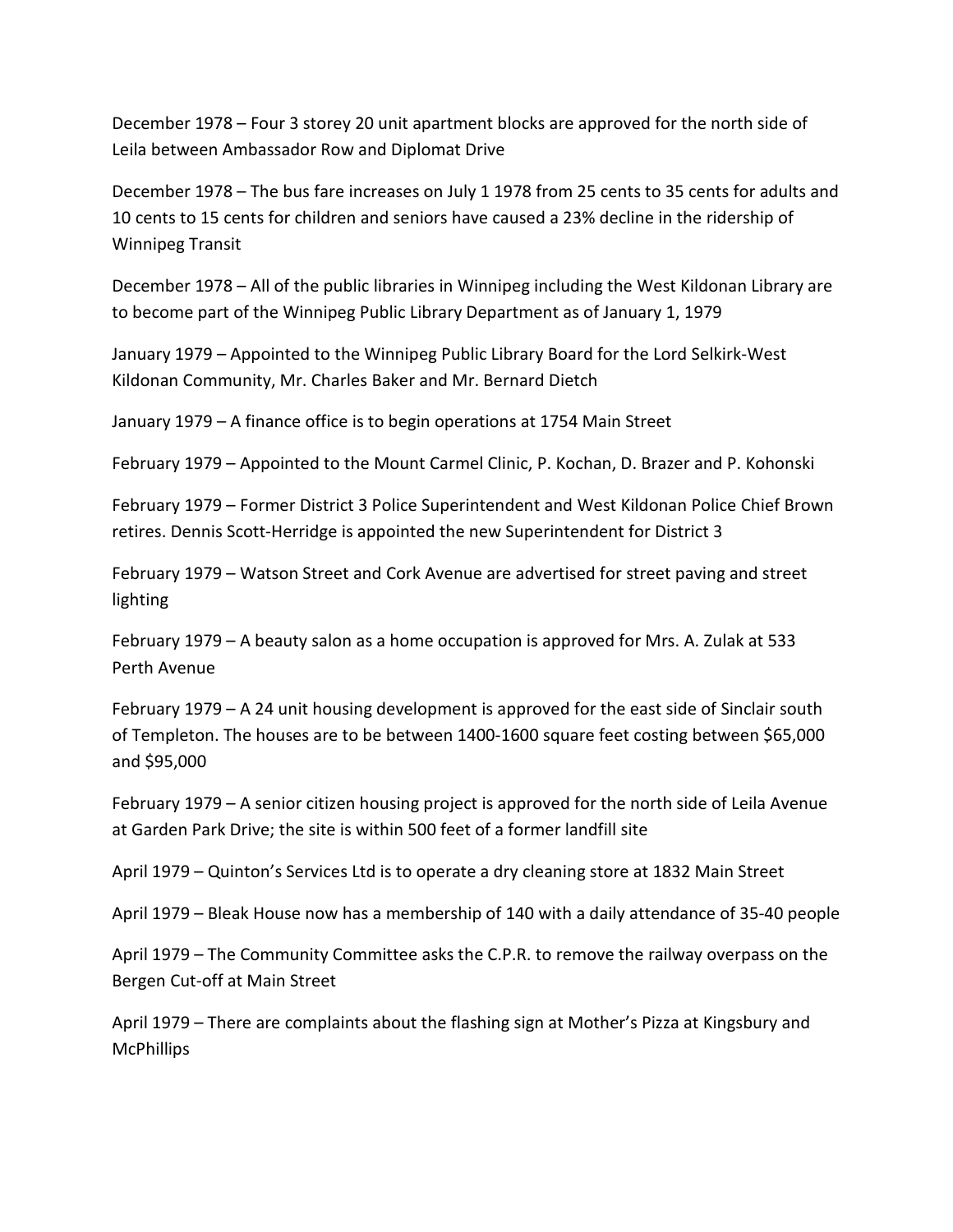December 1978 – Four 3 storey 20 unit apartment blocks are approved for the north side of Leila between Ambassador Row and Diplomat Drive

December 1978 – The bus fare increases on July 1 1978 from 25 cents to 35 cents for adults and 10 cents to 15 cents for children and seniors have caused a 23% decline in the ridership of Winnipeg Transit

December 1978 – All of the public libraries in Winnipeg including the West Kildonan Library are to become part of the Winnipeg Public Library Department as of January 1, 1979

January 1979 – Appointed to the Winnipeg Public Library Board for the Lord Selkirk-West Kildonan Community, Mr. Charles Baker and Mr. Bernard Dietch

January 1979 – A finance office is to begin operations at 1754 Main Street

February 1979 – Appointed to the Mount Carmel Clinic, P. Kochan, D. Brazer and P. Kohonski

February 1979 – Former District 3 Police Superintendent and West Kildonan Police Chief Brown retires. Dennis Scott-Herridge is appointed the new Superintendent for District 3

February 1979 – Watson Street and Cork Avenue are advertised for street paving and street lighting

February 1979 – A beauty salon as a home occupation is approved for Mrs. A. Zulak at 533 Perth Avenue

February 1979 – A 24 unit housing development is approved for the east side of Sinclair south of Templeton. The houses are to be between 1400-1600 square feet costing between $65,000 and $95,000

February 1979 – A senior citizen housing project is approved for the north side of Leila Avenue at Garden Park Drive; the site is within 500 feet of a former landfill site

April 1979 – Quinton's Services Ltd is to operate a dry cleaning store at 1832 Main Street

April 1979 – Bleak House now has a membership of 140 with a daily attendance of 35-40 people

April 1979 – The Community Committee asks the C.P.R. to remove the railway overpass on the Bergen Cut-off at Main Street

April 1979 – There are complaints about the flashing sign at Mother's Pizza at Kingsbury and McPhillips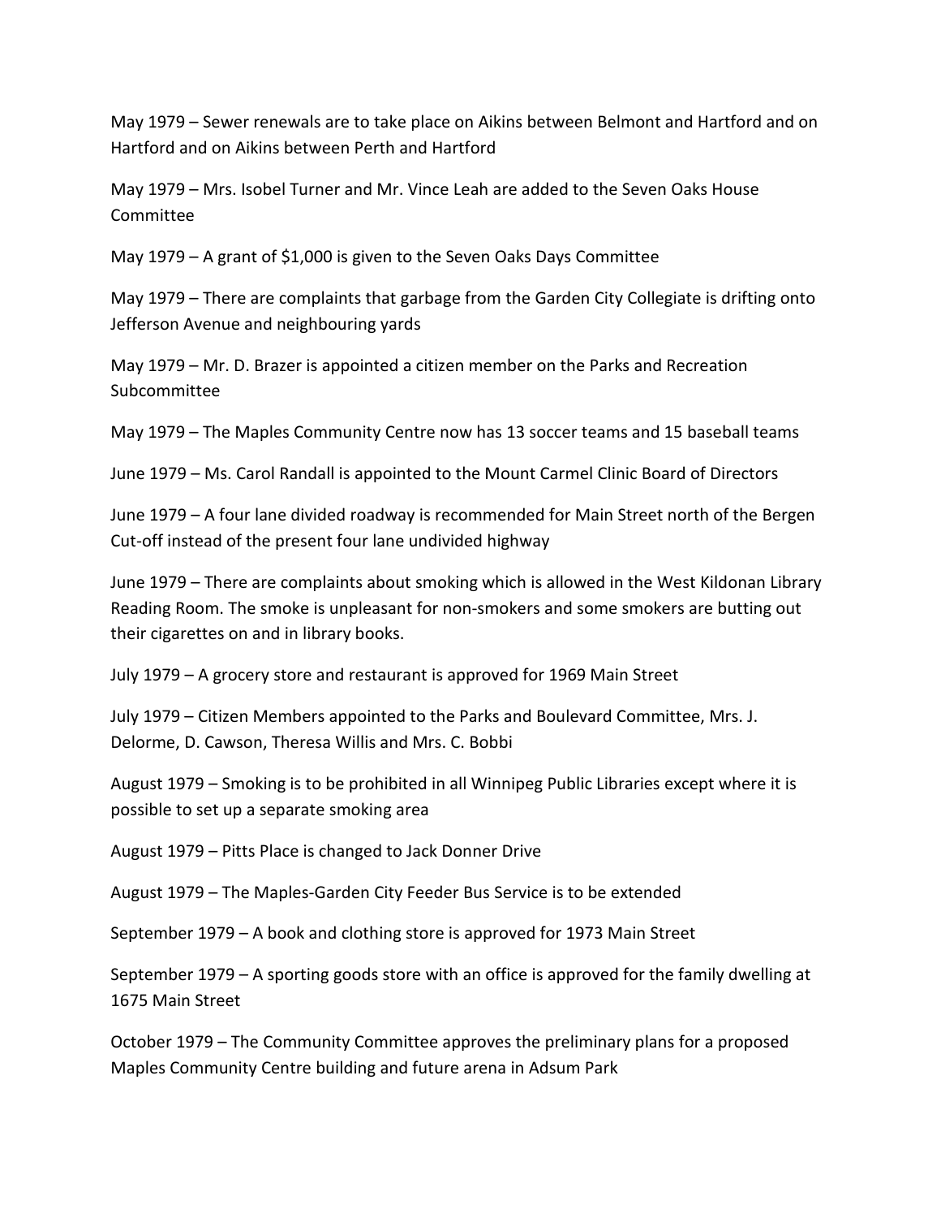May 1979 – Sewer renewals are to take place on Aikins between Belmont and Hartford and on Hartford and on Aikins between Perth and Hartford

May 1979 – Mrs. Isobel Turner and Mr. Vince Leah are added to the Seven Oaks House Committee

May 1979 – A grant of $1,000 is given to the Seven Oaks Days Committee

May 1979 – There are complaints that garbage from the Garden City Collegiate is drifting onto Jefferson Avenue and neighbouring yards

May 1979 – Mr. D. Brazer is appointed a citizen member on the Parks and Recreation Subcommittee

May 1979 – The Maples Community Centre now has 13 soccer teams and 15 baseball teams

June 1979 – Ms. Carol Randall is appointed to the Mount Carmel Clinic Board of Directors

June 1979 – A four lane divided roadway is recommended for Main Street north of the Bergen Cut-off instead of the present four lane undivided highway

June 1979 – There are complaints about smoking which is allowed in the West Kildonan Library Reading Room. The smoke is unpleasant for non-smokers and some smokers are butting out their cigarettes on and in library books.

July 1979 – A grocery store and restaurant is approved for 1969 Main Street

July 1979 – Citizen Members appointed to the Parks and Boulevard Committee, Mrs. J. Delorme, D. Cawson, Theresa Willis and Mrs. C. Bobbi

August 1979 – Smoking is to be prohibited in all Winnipeg Public Libraries except where it is possible to set up a separate smoking area

August 1979 – Pitts Place is changed to Jack Donner Drive

August 1979 – The Maples-Garden City Feeder Bus Service is to be extended

September 1979 – A book and clothing store is approved for 1973 Main Street

September 1979 – A sporting goods store with an office is approved for the family dwelling at 1675 Main Street

October 1979 – The Community Committee approves the preliminary plans for a proposed Maples Community Centre building and future arena in Adsum Park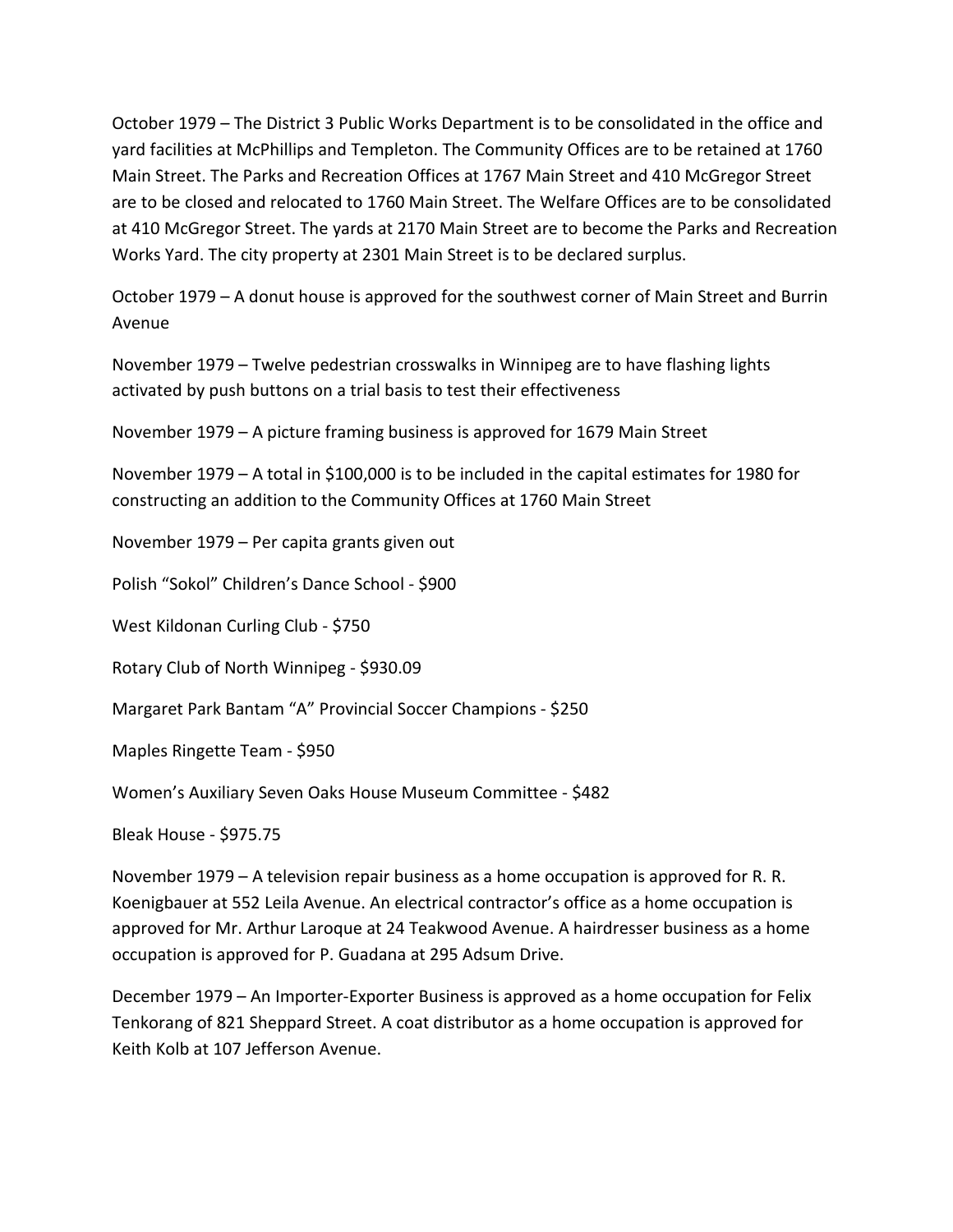October 1979 – The District 3 Public Works Department is to be consolidated in the office and yard facilities at McPhillips and Templeton. The Community Offices are to be retained at 1760 Main Street. The Parks and Recreation Offices at 1767 Main Street and 410 McGregor Street are to be closed and relocated to 1760 Main Street. The Welfare Offices are to be consolidated at 410 McGregor Street. The yards at 2170 Main Street are to become the Parks and Recreation Works Yard. The city property at 2301 Main Street is to be declared surplus.

October 1979 – A donut house is approved for the southwest corner of Main Street and Burrin Avenue

November 1979 – Twelve pedestrian crosswalks in Winnipeg are to have flashing lights activated by push buttons on a trial basis to test their effectiveness

November 1979 – A picture framing business is approved for 1679 Main Street

November 1979 – A total in $100,000 is to be included in the capital estimates for 1980 for constructing an addition to the Community Offices at 1760 Main Street

November 1979 – Per capita grants given out

Polish "Sokol" Children's Dance School - $900

West Kildonan Curling Club - $750

Rotary Club of North Winnipeg - $930.09

Margaret Park Bantam "A" Provincial Soccer Champions - $250

Maples Ringette Team - $950

Women's Auxiliary Seven Oaks House Museum Committee - $482

Bleak House - $975.75

November 1979 – A television repair business as a home occupation is approved for R. R. Koenigbauer at 552 Leila Avenue. An electrical contractor's office as a home occupation is approved for Mr. Arthur Laroque at 24 Teakwood Avenue. A hairdresser business as a home occupation is approved for P. Guadana at 295 Adsum Drive.

December 1979 – An Importer-Exporter Business is approved as a home occupation for Felix Tenkorang of 821 Sheppard Street. A coat distributor as a home occupation is approved for Keith Kolb at 107 Jefferson Avenue.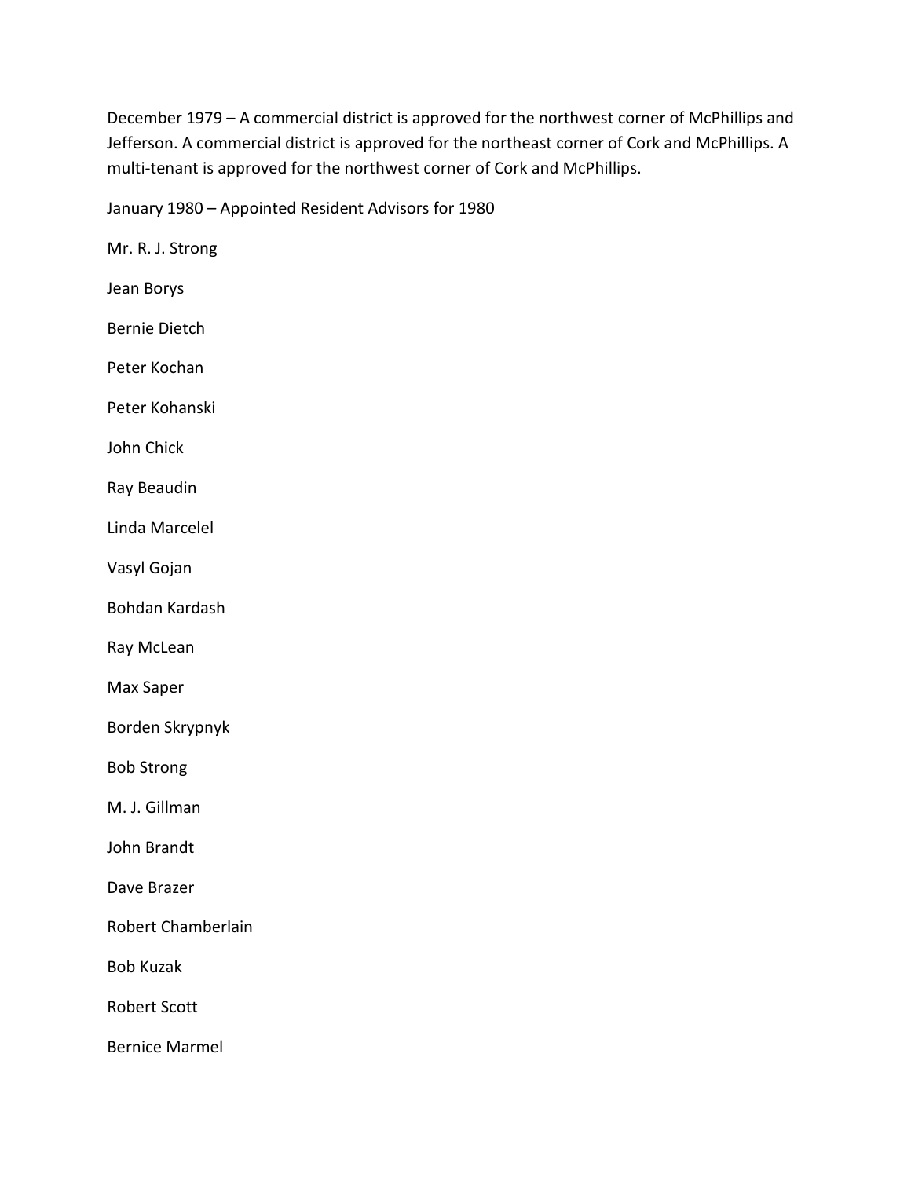December 1979 – A commercial district is approved for the northwest corner of McPhillips and Jefferson. A commercial district is approved for the northeast corner of Cork and McPhillips. A multi-tenant is approved for the northwest corner of Cork and McPhillips.

January 1980 – Appointed Resident Advisors for 1980

Mr. R. J. Strong

Jean Borys

Bernie Dietch

Peter Kochan

Peter Kohanski

John Chick

Ray Beaudin

Linda Marcelel

Vasyl Gojan

Bohdan Kardash

Ray McLean

Max Saper

Borden Skrypnyk

Bob Strong

M. J. Gillman

John Brandt

Dave Brazer

Robert Chamberlain

Bob Kuzak

Robert Scott

Bernice Marmel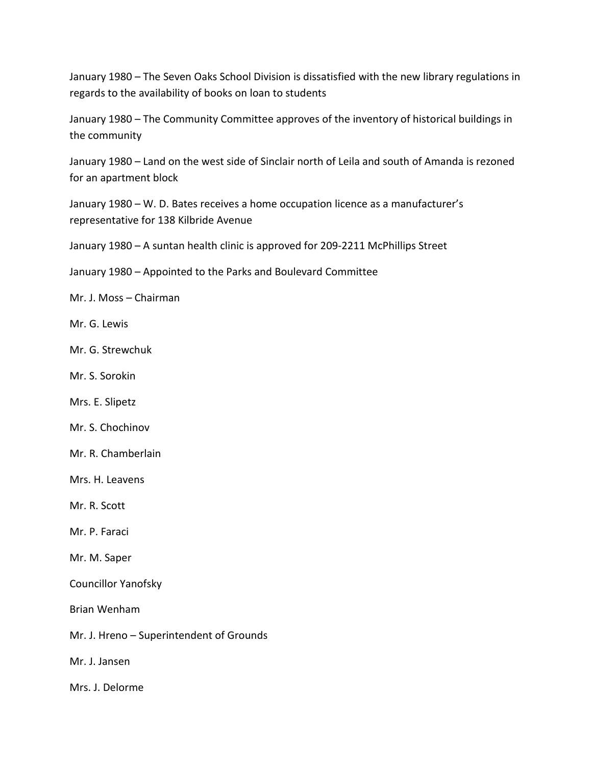January 1980 – The Seven Oaks School Division is dissatisfied with the new library regulations in regards to the availability of books on loan to students

January 1980 – The Community Committee approves of the inventory of historical buildings in the community

January 1980 – Land on the west side of Sinclair north of Leila and south of Amanda is rezoned for an apartment block

January 1980 – W. D. Bates receives a home occupation licence as a manufacturer's representative for 138 Kilbride Avenue

January 1980 – A suntan health clinic is approved for 209-2211 McPhillips Street

January 1980 – Appointed to the Parks and Boulevard Committee

Mr. J. Moss – Chairman

Mr. G. Lewis

Mr. G. Strewchuk

Mr. S. Sorokin

Mrs. E. Slipetz

Mr. S. Chochinov

Mr. R. Chamberlain

Mrs. H. Leavens

Mr. R. Scott

Mr. P. Faraci

Mr. M. Saper

Councillor Yanofsky

Brian Wenham

Mr. J. Hreno – Superintendent of Grounds

Mr. J. Jansen

Mrs. J. Delorme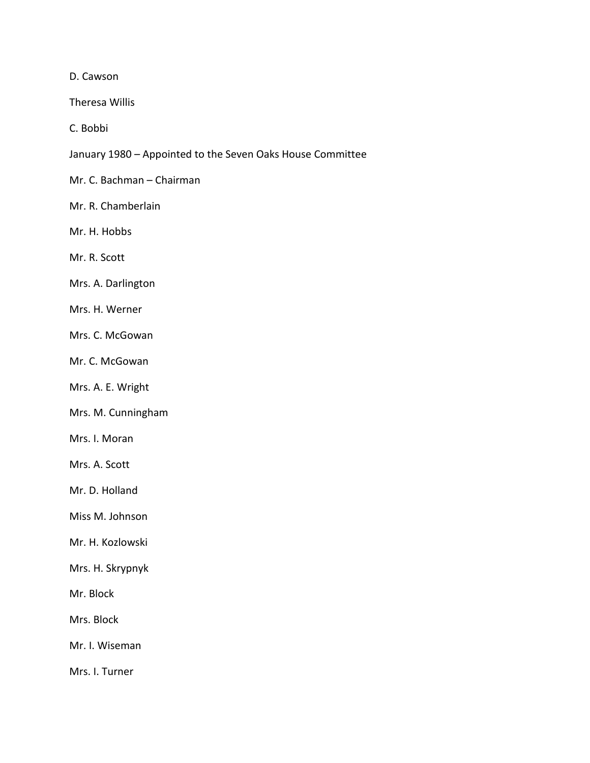D. Cawson

Theresa Willis

C. Bobbi

January 1980 – Appointed to the Seven Oaks House Committee

Mr. C. Bachman – Chairman

Mr. R. Chamberlain

Mr. H. Hobbs

Mr. R. Scott

Mrs. A. Darlington

Mrs. H. Werner

Mrs. C. McGowan

Mr. C. McGowan

Mrs. A. E. Wright

Mrs. M. Cunningham

Mrs. I. Moran

Mrs. A. Scott

Mr. D. Holland

Miss M. Johnson

Mr. H. Kozlowski

Mrs. H. Skrypnyk

Mr. Block

Mrs. Block

Mr. I. Wiseman

Mrs. I. Turner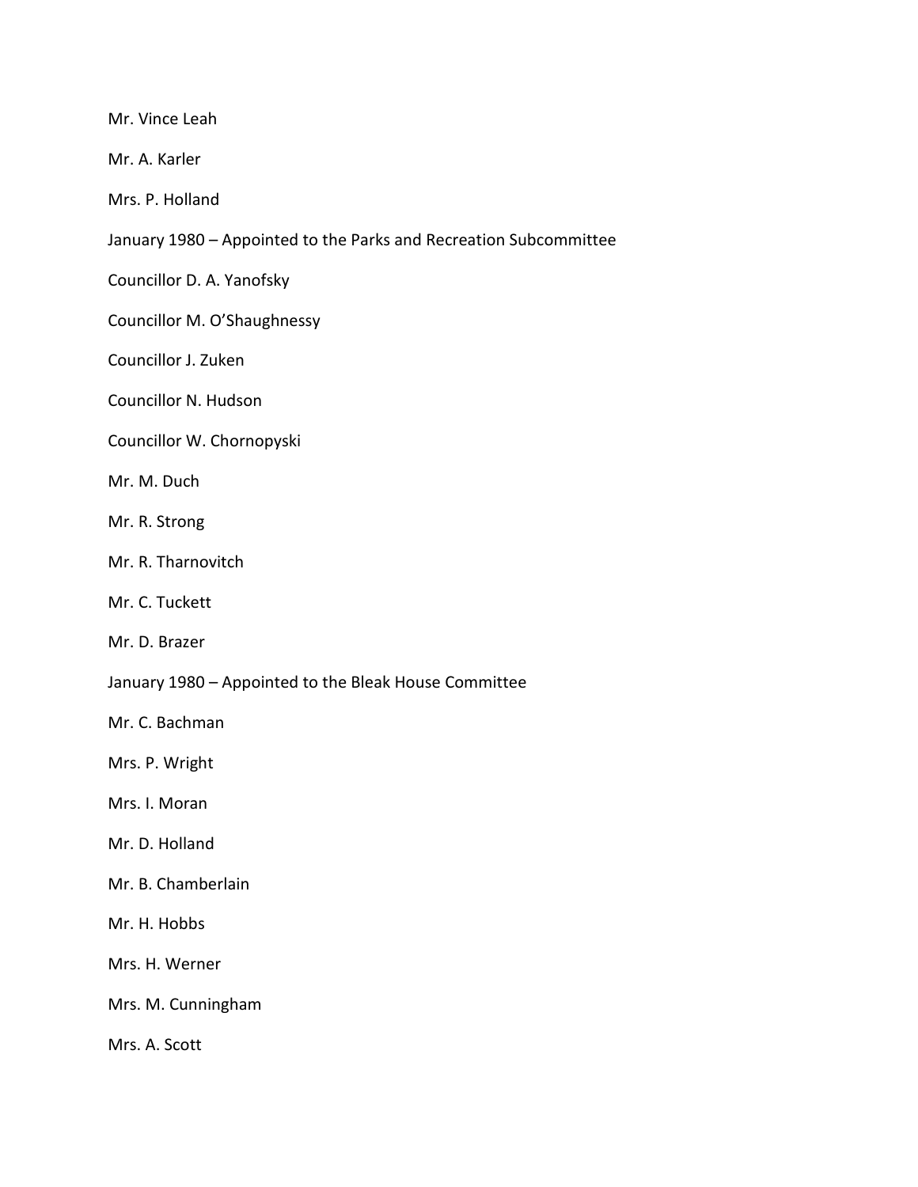Mr. Vince Leah

Mr. A. Karler

Mrs. P. Holland

January 1980 – Appointed to the Parks and Recreation Subcommittee

Councillor D. A. Yanofsky

Councillor M. O'Shaughnessy

Councillor J. Zuken

Councillor N. Hudson

Councillor W. Chornopyski

Mr. M. Duch

Mr. R. Strong

Mr. R. Tharnovitch

Mr. C. Tuckett

Mr. D. Brazer

January 1980 – Appointed to the Bleak House Committee

Mr. C. Bachman

Mrs. P. Wright

Mrs. I. Moran

Mr. D. Holland

Mr. B. Chamberlain

Mr. H. Hobbs

Mrs. H. Werner

Mrs. M. Cunningham

Mrs. A. Scott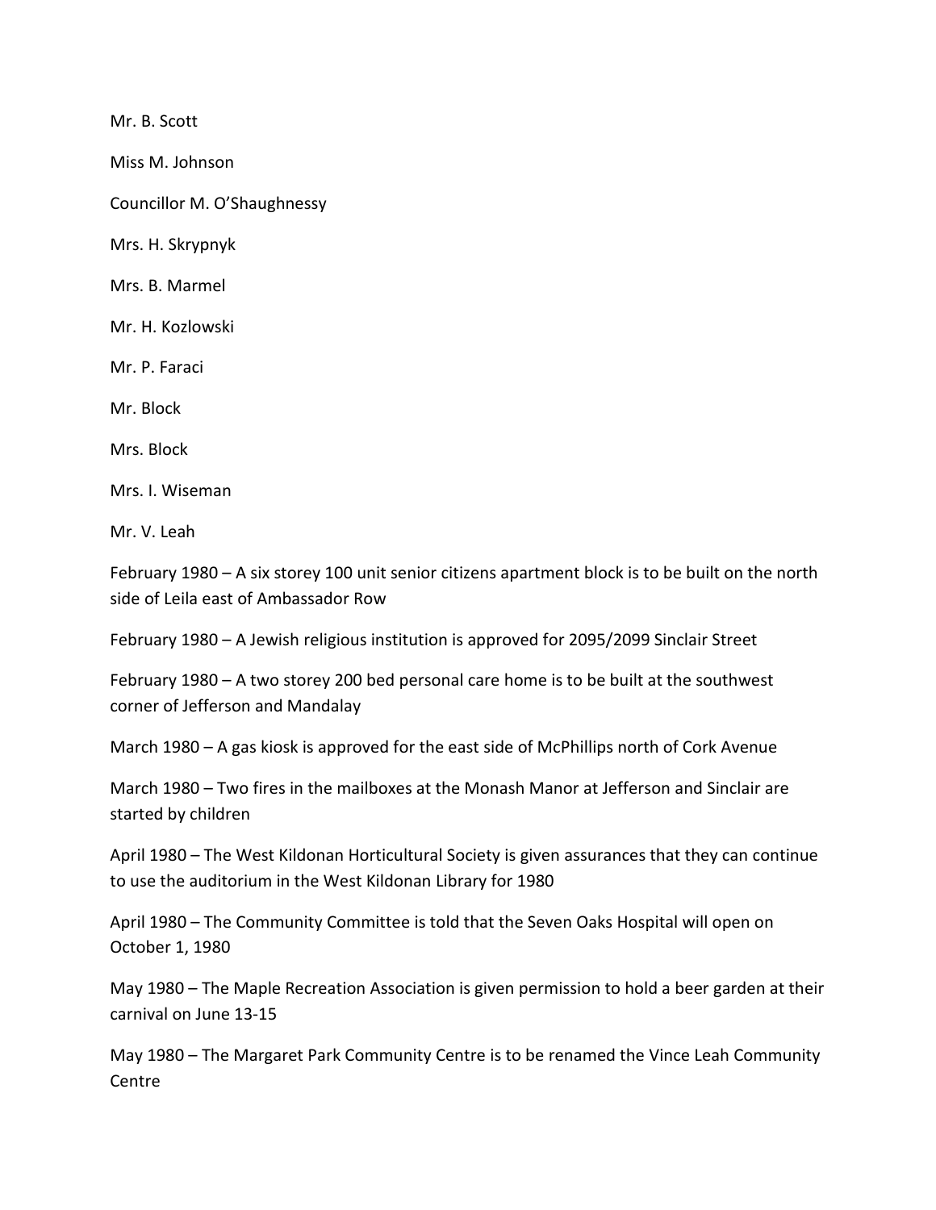Mr. B. Scott

Miss M. Johnson

Councillor M. O'Shaughnessy

Mrs. H. Skrypnyk

Mrs. B. Marmel

Mr. H. Kozlowski

Mr. P. Faraci

Mr. Block

Mrs. Block

Mrs. I. Wiseman

Mr. V. Leah

February 1980 – A six storey 100 unit senior citizens apartment block is to be built on the north side of Leila east of Ambassador Row

February 1980 – A Jewish religious institution is approved for 2095/2099 Sinclair Street

February 1980 – A two storey 200 bed personal care home is to be built at the southwest corner of Jefferson and Mandalay

March 1980 – A gas kiosk is approved for the east side of McPhillips north of Cork Avenue

March 1980 – Two fires in the mailboxes at the Monash Manor at Jefferson and Sinclair are started by children

April 1980 – The West Kildonan Horticultural Society is given assurances that they can continue to use the auditorium in the West Kildonan Library for 1980

April 1980 – The Community Committee is told that the Seven Oaks Hospital will open on October 1, 1980

May 1980 – The Maple Recreation Association is given permission to hold a beer garden at their carnival on June 13-15

May 1980 – The Margaret Park Community Centre is to be renamed the Vince Leah Community Centre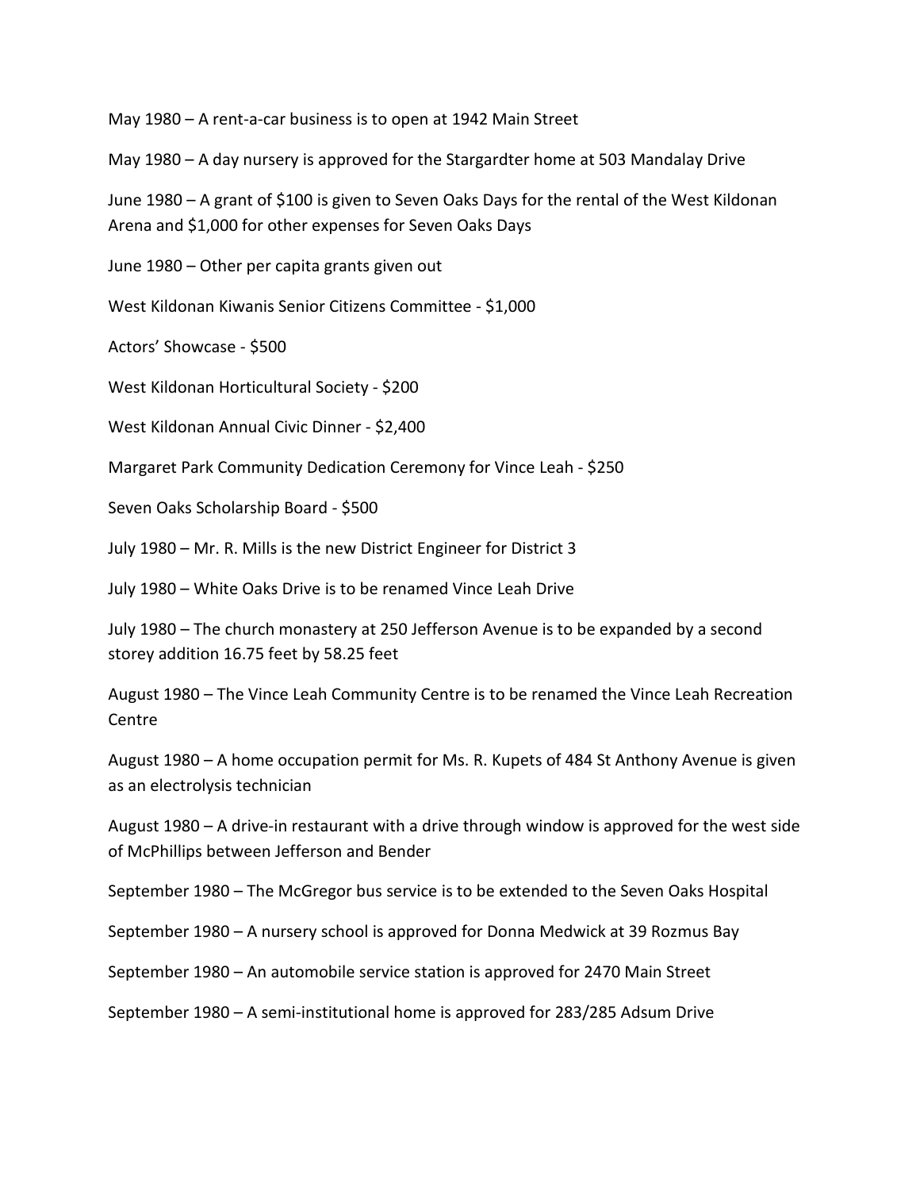May 1980 – A rent-a-car business is to open at 1942 Main Street

May 1980 – A day nursery is approved for the Stargardter home at 503 Mandalay Drive

June 1980 – A grant of $100 is given to Seven Oaks Days for the rental of the West Kildonan Arena and $1,000 for other expenses for Seven Oaks Days

June 1980 – Other per capita grants given out

West Kildonan Kiwanis Senior Citizens Committee - $1,000

Actors' Showcase - $500

West Kildonan Horticultural Society - $200

West Kildonan Annual Civic Dinner - $2,400

Margaret Park Community Dedication Ceremony for Vince Leah - $250

Seven Oaks Scholarship Board - $500

July 1980 – Mr. R. Mills is the new District Engineer for District 3

July 1980 – White Oaks Drive is to be renamed Vince Leah Drive

July 1980 – The church monastery at 250 Jefferson Avenue is to be expanded by a second storey addition 16.75 feet by 58.25 feet

August 1980 – The Vince Leah Community Centre is to be renamed the Vince Leah Recreation Centre

August 1980 – A home occupation permit for Ms. R. Kupets of 484 St Anthony Avenue is given as an electrolysis technician

August 1980 – A drive-in restaurant with a drive through window is approved for the west side of McPhillips between Jefferson and Bender

September 1980 – The McGregor bus service is to be extended to the Seven Oaks Hospital

September 1980 – A nursery school is approved for Donna Medwick at 39 Rozmus Bay

September 1980 – An automobile service station is approved for 2470 Main Street

September 1980 – A semi-institutional home is approved for 283/285 Adsum Drive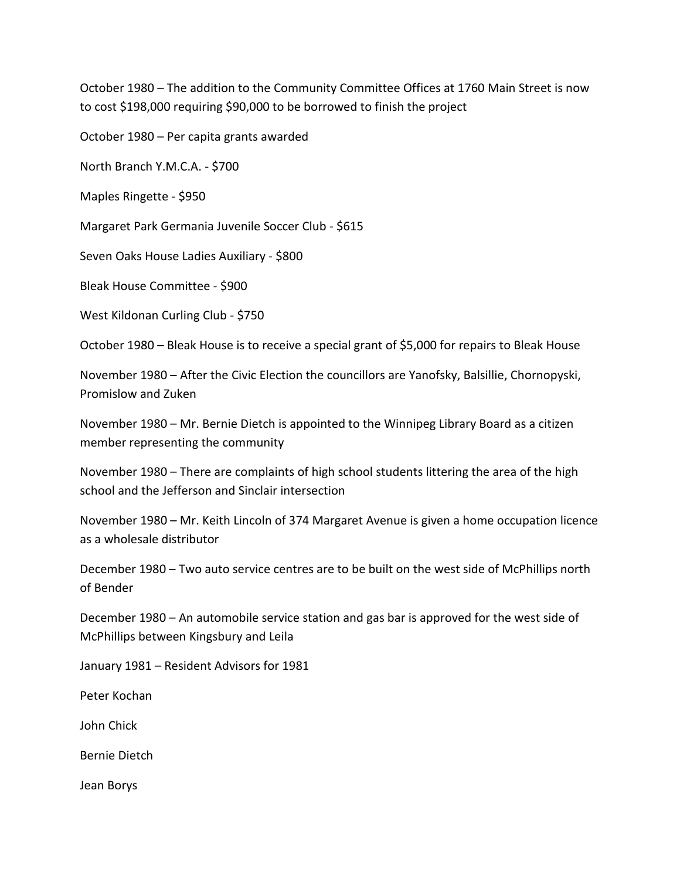October 1980 – The addition to the Community Committee Offices at 1760 Main Street is now to cost $198,000 requiring $90,000 to be borrowed to finish the project

October 1980 – Per capita grants awarded

North Branch Y.M.C.A. - $700

Maples Ringette - $950

Margaret Park Germania Juvenile Soccer Club - $615

Seven Oaks House Ladies Auxiliary - $800

Bleak House Committee - $900

West Kildonan Curling Club - $750

October 1980 – Bleak House is to receive a special grant of $5,000 for repairs to Bleak House

November 1980 – After the Civic Election the councillors are Yanofsky, Balsillie, Chornopyski, Promislow and Zuken

November 1980 – Mr. Bernie Dietch is appointed to the Winnipeg Library Board as a citizen member representing the community

November 1980 – There are complaints of high school students littering the area of the high school and the Jefferson and Sinclair intersection

November 1980 – Mr. Keith Lincoln of 374 Margaret Avenue is given a home occupation licence as a wholesale distributor

December 1980 – Two auto service centres are to be built on the west side of McPhillips north of Bender

December 1980 – An automobile service station and gas bar is approved for the west side of McPhillips between Kingsbury and Leila

January 1981 – Resident Advisors for 1981

Peter Kochan

John Chick

Bernie Dietch

Jean Borys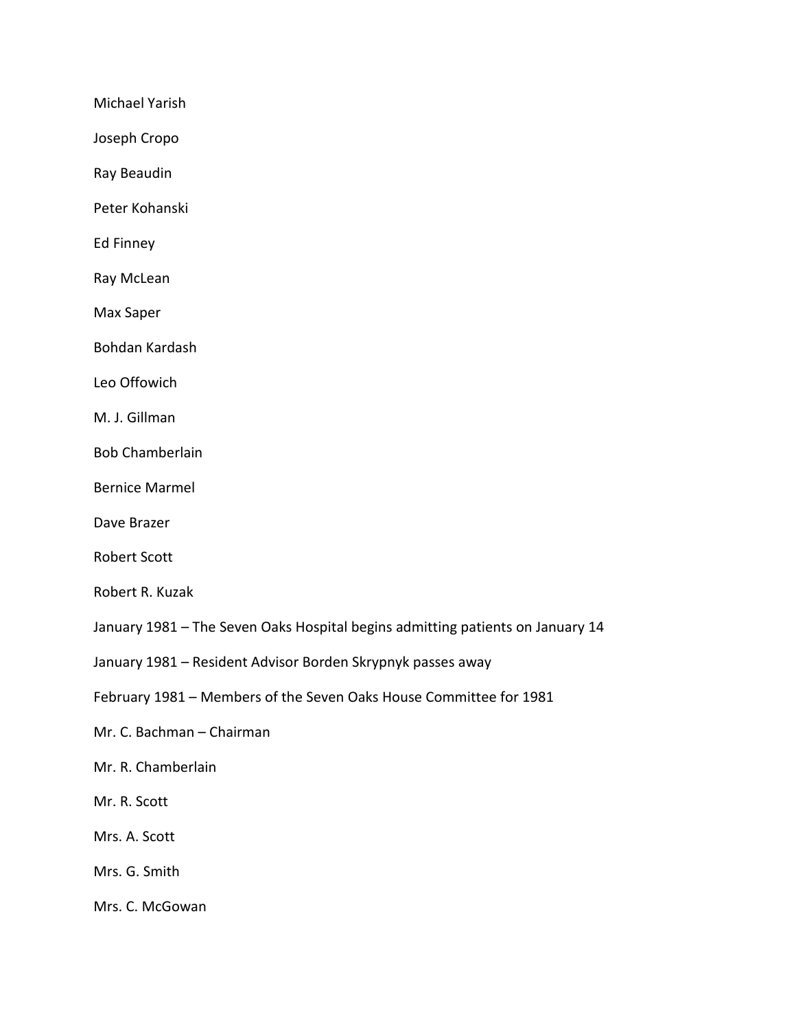Michael Yarish

Joseph Cropo

Ray Beaudin

Peter Kohanski

Ed Finney

Ray McLean

Max Saper

Bohdan Kardash

Leo Offowich

M. J. Gillman

Bob Chamberlain

Bernice Marmel

Dave Brazer

Robert Scott

Robert R. Kuzak

January 1981 – The Seven Oaks Hospital begins admitting patients on January 14

January 1981 – Resident Advisor Borden Skrypnyk passes away

February 1981 – Members of the Seven Oaks House Committee for 1981

Mr. C. Bachman – Chairman

Mr. R. Chamberlain

Mr. R. Scott

Mrs. A. Scott

Mrs. G. Smith

Mrs. C. McGowan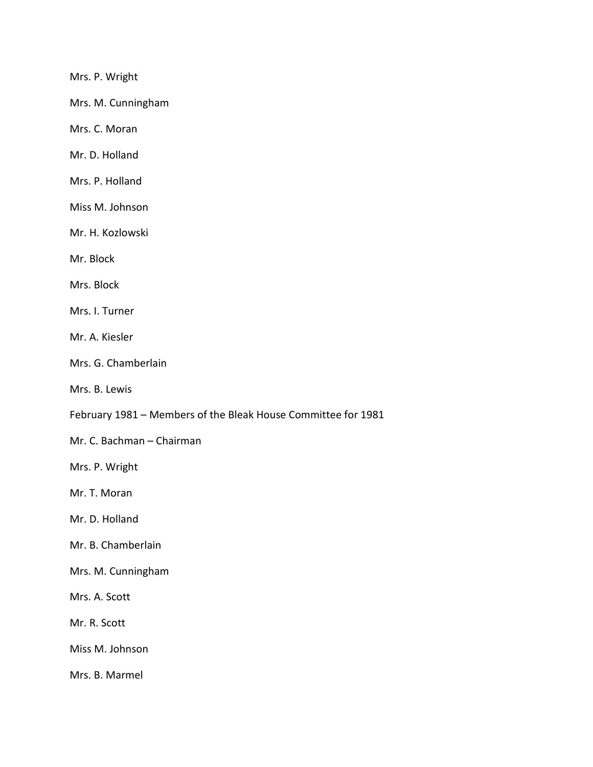Mrs. P. Wright

Mrs. M. Cunningham

Mrs. C. Moran

Mr. D. Holland

Mrs. P. Holland

Miss M. Johnson

Mr. H. Kozlowski

Mr. Block

Mrs. Block

Mrs. I. Turner

Mr. A. Kiesler

Mrs. G. Chamberlain

Mrs. B. Lewis

February 1981 – Members of the Bleak House Committee for 1981

Mr. C. Bachman – Chairman

Mrs. P. Wright

Mr. T. Moran

Mr. D. Holland

Mr. B. Chamberlain

Mrs. M. Cunningham

Mrs. A. Scott

Mr. R. Scott

Miss M. Johnson

Mrs. B. Marmel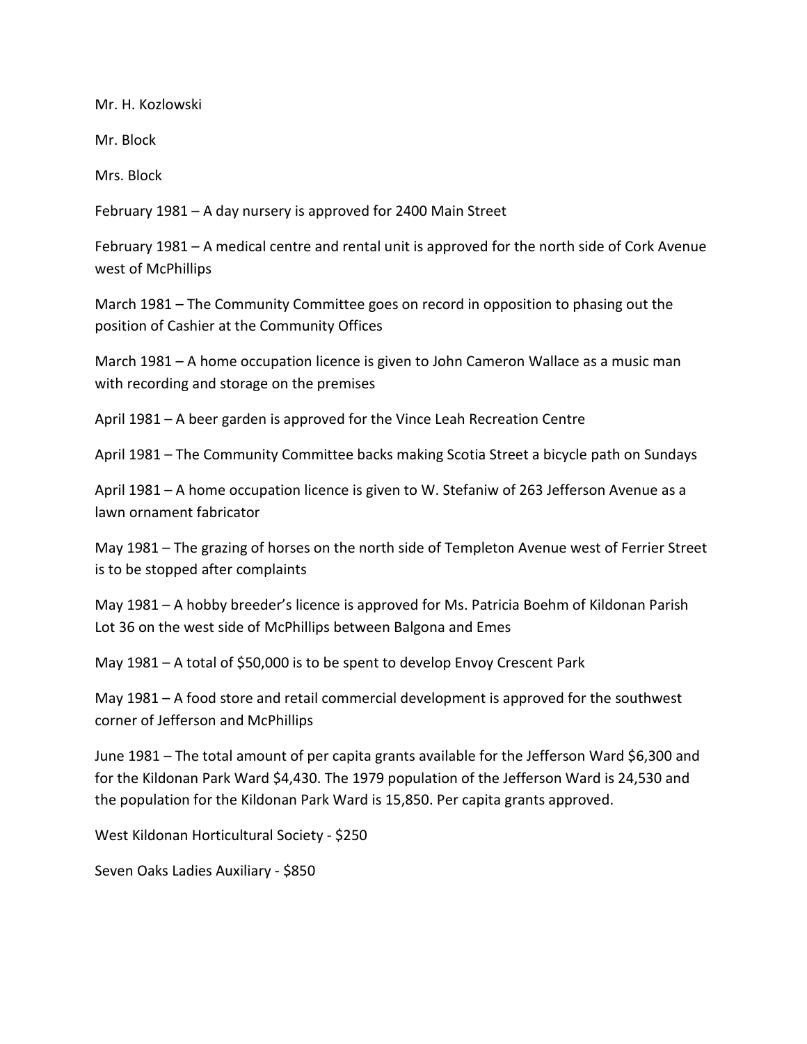Mr. H. Kozlowski

Mr. Block

Mrs. Block

February 1981 – A day nursery is approved for 2400 Main Street

February 1981 – A medical centre and rental unit is approved for the north side of Cork Avenue west of McPhillips

March 1981 – The Community Committee goes on record in opposition to phasing out the position of Cashier at the Community Offices

March 1981 – A home occupation licence is given to John Cameron Wallace as a music man with recording and storage on the premises

April 1981 – A beer garden is approved for the Vince Leah Recreation Centre

April 1981 – The Community Committee backs making Scotia Street a bicycle path on Sundays

April 1981 – A home occupation licence is given to W. Stefaniw of 263 Jefferson Avenue as a lawn ornament fabricator

May 1981 – The grazing of horses on the north side of Templeton Avenue west of Ferrier Street is to be stopped after complaints

May 1981 – A hobby breeder's licence is approved for Ms. Patricia Boehm of Kildonan Parish Lot 36 on the west side of McPhillips between Balgona and Emes

May 1981 – A total of $50,000 is to be spent to develop Envoy Crescent Park

May 1981 – A food store and retail commercial development is approved for the southwest corner of Jefferson and McPhillips

June 1981 – The total amount of per capita grants available for the Jefferson Ward $6,300 and for the Kildonan Park Ward $4,430. The 1979 population of the Jefferson Ward is 24,530 and the population for the Kildonan Park Ward is 15,850. Per capita grants approved.

West Kildonan Horticultural Society - $250

Seven Oaks Ladies Auxiliary - $850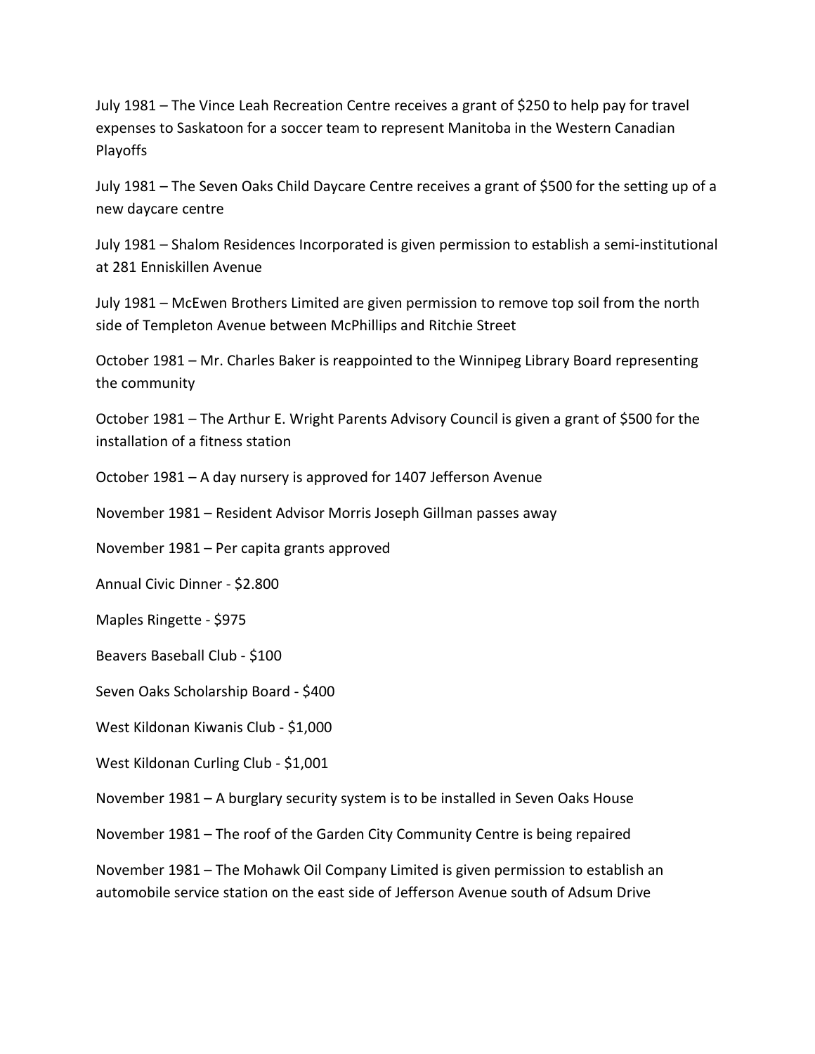July 1981 – The Vince Leah Recreation Centre receives a grant of $250 to help pay for travel expenses to Saskatoon for a soccer team to represent Manitoba in the Western Canadian Playoffs

July 1981 – The Seven Oaks Child Daycare Centre receives a grant of $500 for the setting up of a new daycare centre

July 1981 – Shalom Residences Incorporated is given permission to establish a semi-institutional at 281 Enniskillen Avenue

July 1981 – McEwen Brothers Limited are given permission to remove top soil from the north side of Templeton Avenue between McPhillips and Ritchie Street

October 1981 – Mr. Charles Baker is reappointed to the Winnipeg Library Board representing the community

October 1981 – The Arthur E. Wright Parents Advisory Council is given a grant of $500 for the installation of a fitness station

October 1981 – A day nursery is approved for 1407 Jefferson Avenue

November 1981 – Resident Advisor Morris Joseph Gillman passes away

November 1981 – Per capita grants approved

Annual Civic Dinner - $2.800

Maples Ringette - $975

Beavers Baseball Club - $100

Seven Oaks Scholarship Board - $400

West Kildonan Kiwanis Club - $1,000

West Kildonan Curling Club - $1,001

November 1981 – A burglary security system is to be installed in Seven Oaks House

November 1981 – The roof of the Garden City Community Centre is being repaired

November 1981 – The Mohawk Oil Company Limited is given permission to establish an automobile service station on the east side of Jefferson Avenue south of Adsum Drive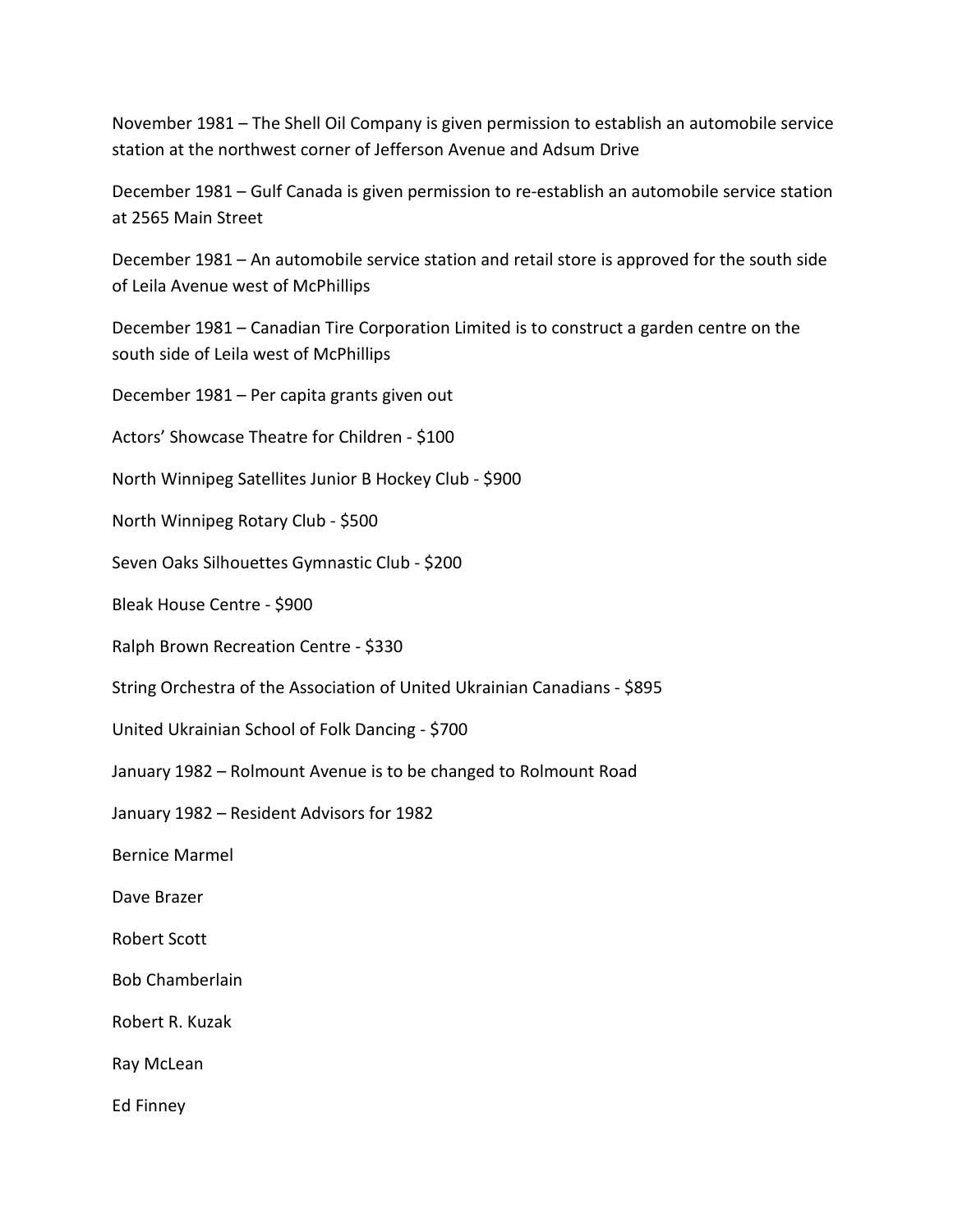November 1981 – The Shell Oil Company is given permission to establish an automobile service station at the northwest corner of Jefferson Avenue and Adsum Drive

December 1981 – Gulf Canada is given permission to re-establish an automobile service station at 2565 Main Street

December 1981 – An automobile service station and retail store is approved for the south side of Leila Avenue west of McPhillips

December 1981 – Canadian Tire Corporation Limited is to construct a garden centre on the south side of Leila west of McPhillips

December 1981 – Per capita grants given out

Actors' Showcase Theatre for Children - $100

North Winnipeg Satellites Junior B Hockey Club - $900

North Winnipeg Rotary Club - $500

Seven Oaks Silhouettes Gymnastic Club - $200

Bleak House Centre - $900

Ralph Brown Recreation Centre - $330

String Orchestra of the Association of United Ukrainian Canadians - $895

United Ukrainian School of Folk Dancing - $700

January 1982 – Rolmount Avenue is to be changed to Rolmount Road

January 1982 – Resident Advisors for 1982

Bernice Marmel

Dave Brazer

Robert Scott

Bob Chamberlain

Robert R. Kuzak

Ray McLean

Ed Finney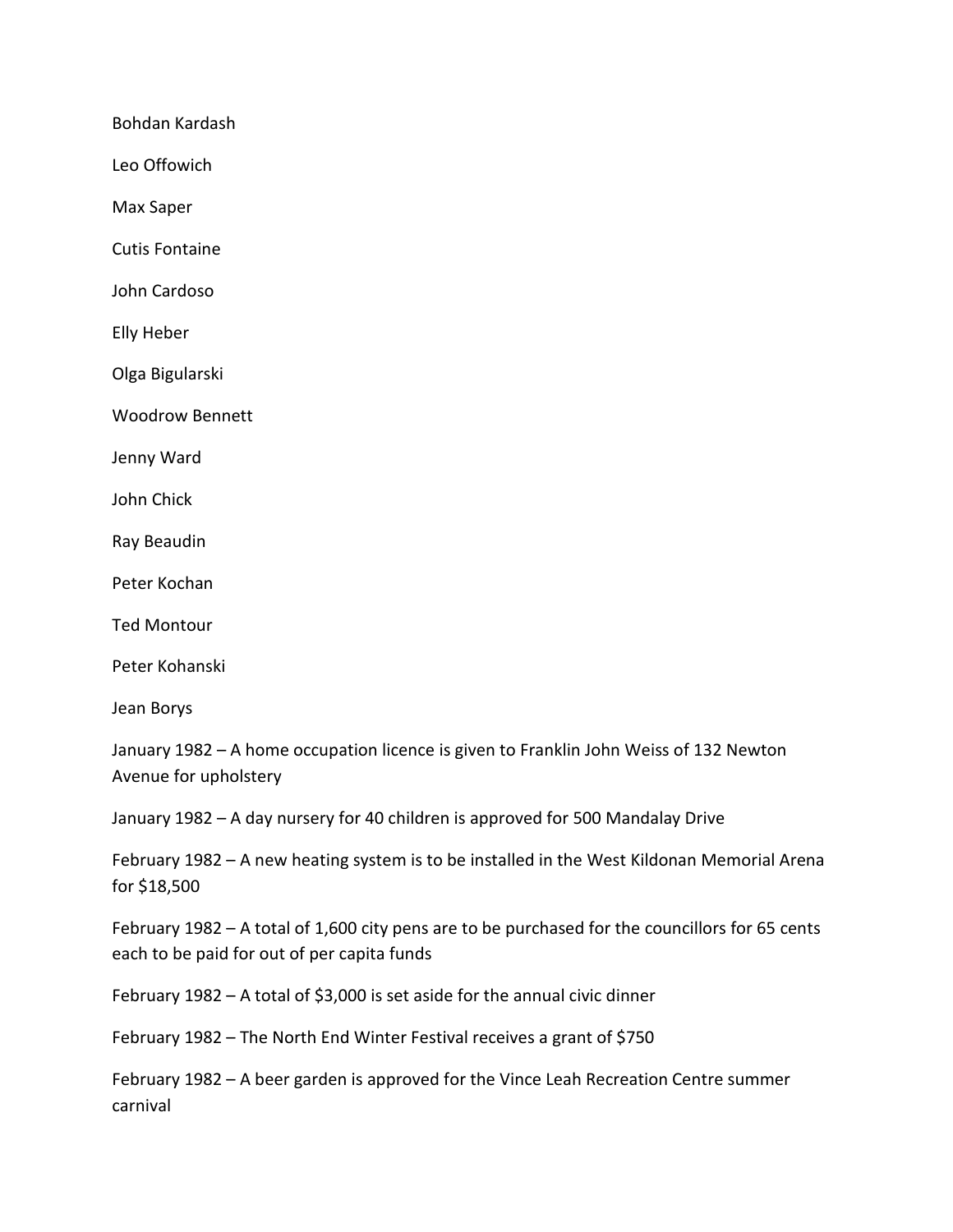Bohdan Kardash

Leo Offowich

Max Saper

Cutis Fontaine

John Cardoso

Elly Heber

Olga Bigularski

Woodrow Bennett

Jenny Ward

John Chick

Ray Beaudin

Peter Kochan

Ted Montour

Peter Kohanski

Jean Borys

January 1982 – A home occupation licence is given to Franklin John Weiss of 132 Newton Avenue for upholstery

January 1982 – A day nursery for 40 children is approved for 500 Mandalay Drive

February 1982 – A new heating system is to be installed in the West Kildonan Memorial Arena for $18,500

February 1982 – A total of 1,600 city pens are to be purchased for the councillors for 65 cents each to be paid for out of per capita funds

February 1982 – A total of $3,000 is set aside for the annual civic dinner

February 1982 – The North End Winter Festival receives a grant of $750

February 1982 – A beer garden is approved for the Vince Leah Recreation Centre summer carnival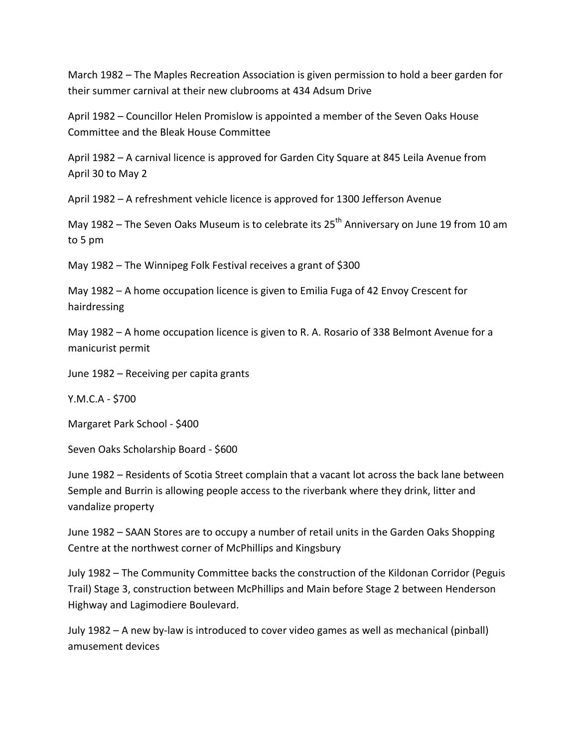March 1982 – The Maples Recreation Association is given permission to hold a beer garden for their summer carnival at their new clubrooms at 434 Adsum Drive

April 1982 – Councillor Helen Promislow is appointed a member of the Seven Oaks House Committee and the Bleak House Committee

April 1982 – A carnival licence is approved for Garden City Square at 845 Leila Avenue from April 30 to May 2

April 1982 – A refreshment vehicle licence is approved for 1300 Jefferson Avenue

May 1982 – The Seven Oaks Museum is to celebrate its 25th Anniversary on June 19 from 10 am to 5 pm

May 1982 – The Winnipeg Folk Festival receives a grant of $300

May 1982 – A home occupation licence is given to Emilia Fuga of 42 Envoy Crescent for hairdressing

May 1982 – A home occupation licence is given to R. A. Rosario of 338 Belmont Avenue for a manicurist permit

June 1982 – Receiving per capita grants

Y.M.C.A - $700

Margaret Park School - $400

Seven Oaks Scholarship Board - $600

June 1982 – Residents of Scotia Street complain that a vacant lot across the back lane between Semple and Burrin is allowing people access to the riverbank where they drink, litter and vandalize property

June 1982 – SAAN Stores are to occupy a number of retail units in the Garden Oaks Shopping Centre at the northwest corner of McPhillips and Kingsbury

July 1982 – The Community Committee backs the construction of the Kildonan Corridor (Peguis Trail) Stage 3, construction between McPhillips and Main before Stage 2 between Henderson Highway and Lagimodiere Boulevard.

July 1982 – A new by-law is introduced to cover video games as well as mechanical (pinball) amusement devices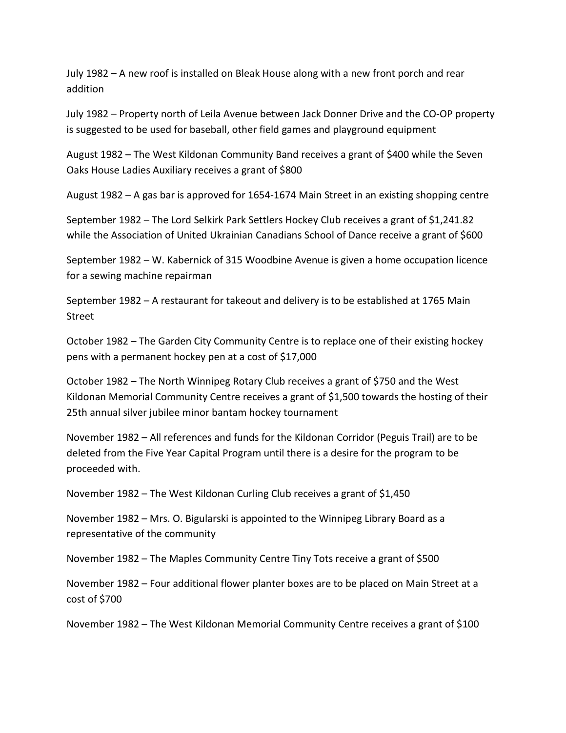July 1982 – A new roof is installed on Bleak House along with a new front porch and rear addition

July 1982 – Property north of Leila Avenue between Jack Donner Drive and the CO-OP property is suggested to be used for baseball, other field games and playground equipment

August 1982 – The West Kildonan Community Band receives a grant of $400 while the Seven Oaks House Ladies Auxiliary receives a grant of $800

August 1982 – A gas bar is approved for 1654-1674 Main Street in an existing shopping centre

September 1982 – The Lord Selkirk Park Settlers Hockey Club receives a grant of $1,241.82 while the Association of United Ukrainian Canadians School of Dance receive a grant of $600

September 1982 – W. Kabernick of 315 Woodbine Avenue is given a home occupation licence for a sewing machine repairman

September 1982 – A restaurant for takeout and delivery is to be established at 1765 Main Street

October 1982 – The Garden City Community Centre is to replace one of their existing hockey pens with a permanent hockey pen at a cost of $17,000

October 1982 – The North Winnipeg Rotary Club receives a grant of $750 and the West Kildonan Memorial Community Centre receives a grant of $1,500 towards the hosting of their 25th annual silver jubilee minor bantam hockey tournament

November 1982 – All references and funds for the Kildonan Corridor (Peguis Trail) are to be deleted from the Five Year Capital Program until there is a desire for the program to be proceeded with.

November 1982 – The West Kildonan Curling Club receives a grant of $1,450

November 1982 – Mrs. O. Bigularski is appointed to the Winnipeg Library Board as a representative of the community

November 1982 – The Maples Community Centre Tiny Tots receive a grant of $500

November 1982 – Four additional flower planter boxes are to be placed on Main Street at a cost of $700

November 1982 – The West Kildonan Memorial Community Centre receives a grant of $100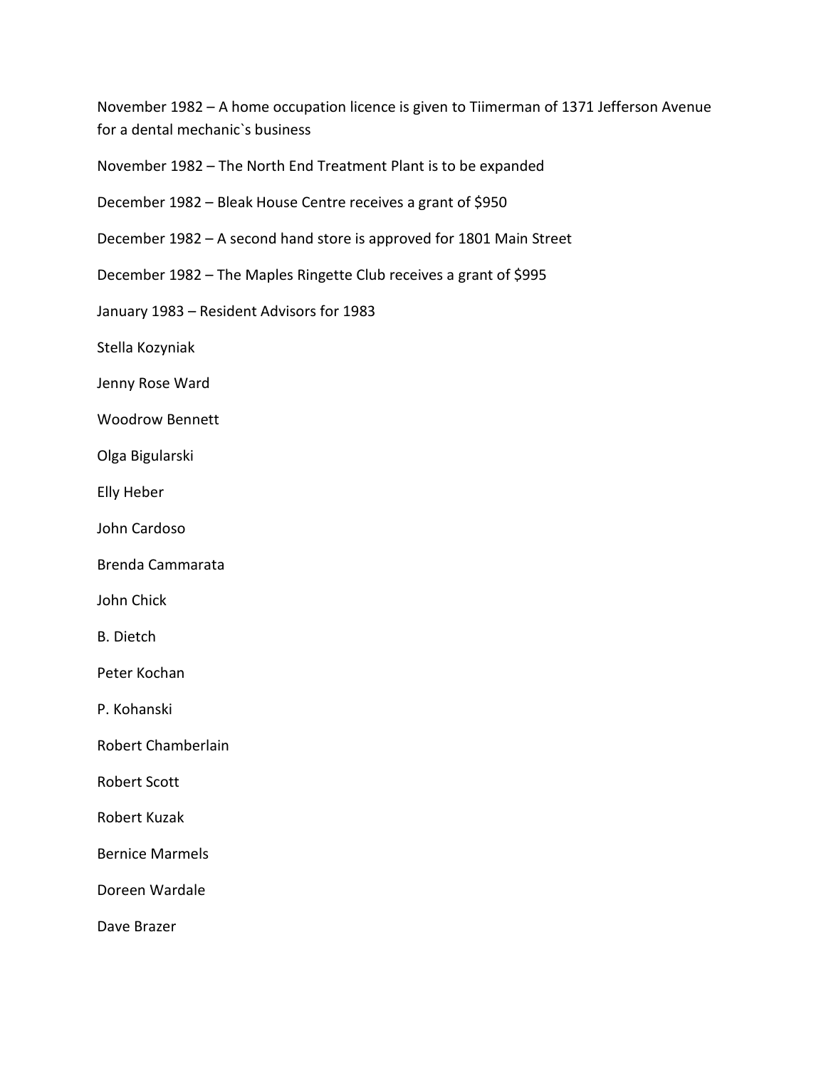November 1982 – A home occupation licence is given to Tiimerman of 1371 Jefferson Avenue for a dental mechanic`s business

November 1982 – The North End Treatment Plant is to be expanded

December 1982 – Bleak House Centre receives a grant of $950

December 1982 – A second hand store is approved for 1801 Main Street

December 1982 – The Maples Ringette Club receives a grant of $995

January 1983 – Resident Advisors for 1983

Stella Kozyniak

Jenny Rose Ward

Woodrow Bennett

Olga Bigularski

Elly Heber

John Cardoso

Brenda Cammarata

John Chick

B. Dietch

Peter Kochan

P. Kohanski

Robert Chamberlain

Robert Scott

Robert Kuzak

Bernice Marmels

Doreen Wardale

Dave Brazer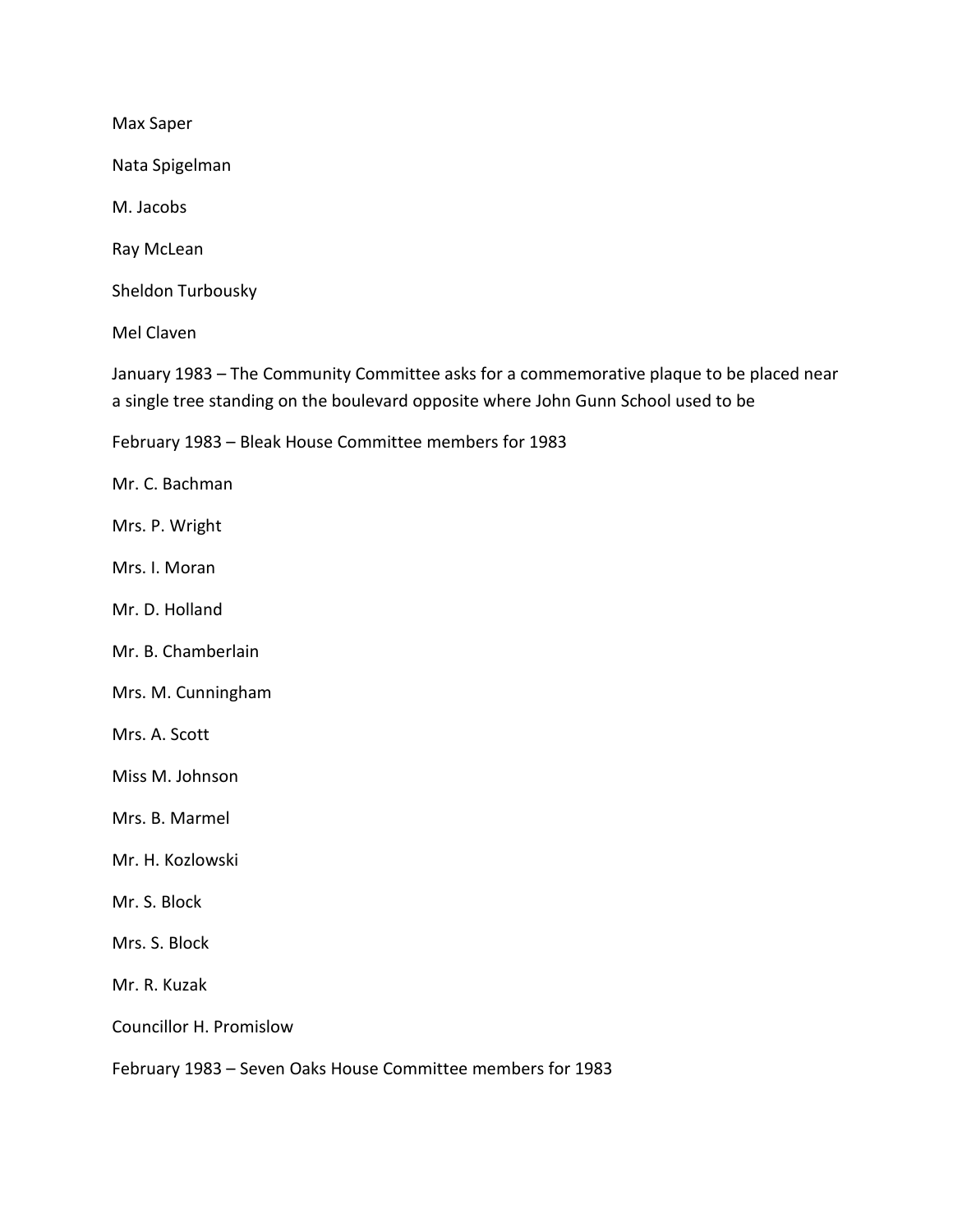Max Saper

Nata Spigelman

M. Jacobs

Ray McLean

Sheldon Turbousky

Mel Claven

January 1983 – The Community Committee asks for a commemorative plaque to be placed near a single tree standing on the boulevard opposite where John Gunn School used to be

February 1983 – Bleak House Committee members for 1983

Mr. C. Bachman

Mrs. P. Wright

Mrs. I. Moran

Mr. D. Holland

Mr. B. Chamberlain

Mrs. M. Cunningham

Mrs. A. Scott

Miss M. Johnson

Mrs. B. Marmel

Mr. H. Kozlowski

Mr. S. Block

Mrs. S. Block

Mr. R. Kuzak

Councillor H. Promislow

February 1983 – Seven Oaks House Committee members for 1983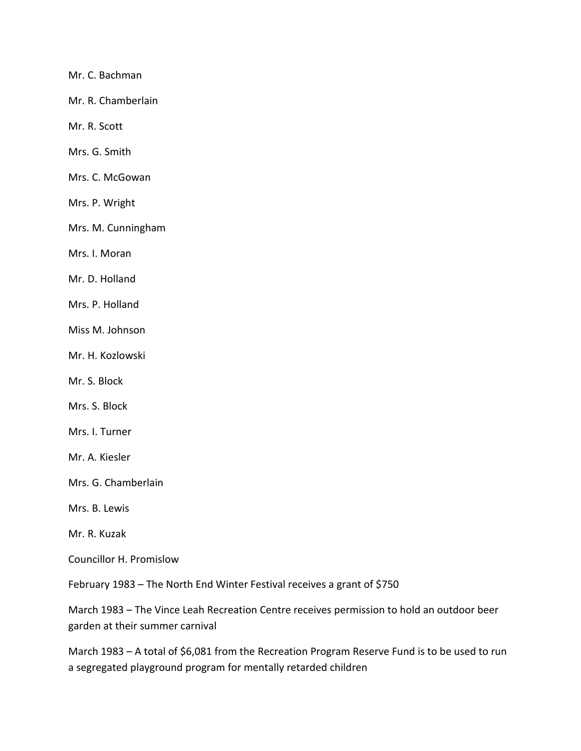Mr. C. Bachman

Mr. R. Chamberlain

Mr. R. Scott

Mrs. G. Smith

Mrs. C. McGowan

Mrs. P. Wright

Mrs. M. Cunningham

Mrs. I. Moran

Mr. D. Holland

Mrs. P. Holland

Miss M. Johnson

Mr. H. Kozlowski

Mr. S. Block

Mrs. S. Block

Mrs. I. Turner

Mr. A. Kiesler

Mrs. G. Chamberlain

Mrs. B. Lewis

Mr. R. Kuzak

Councillor H. Promislow

February 1983 – The North End Winter Festival receives a grant of $750

March 1983 – The Vince Leah Recreation Centre receives permission to hold an outdoor beer garden at their summer carnival

March 1983 – A total of $6,081 from the Recreation Program Reserve Fund is to be used to run a segregated playground program for mentally retarded children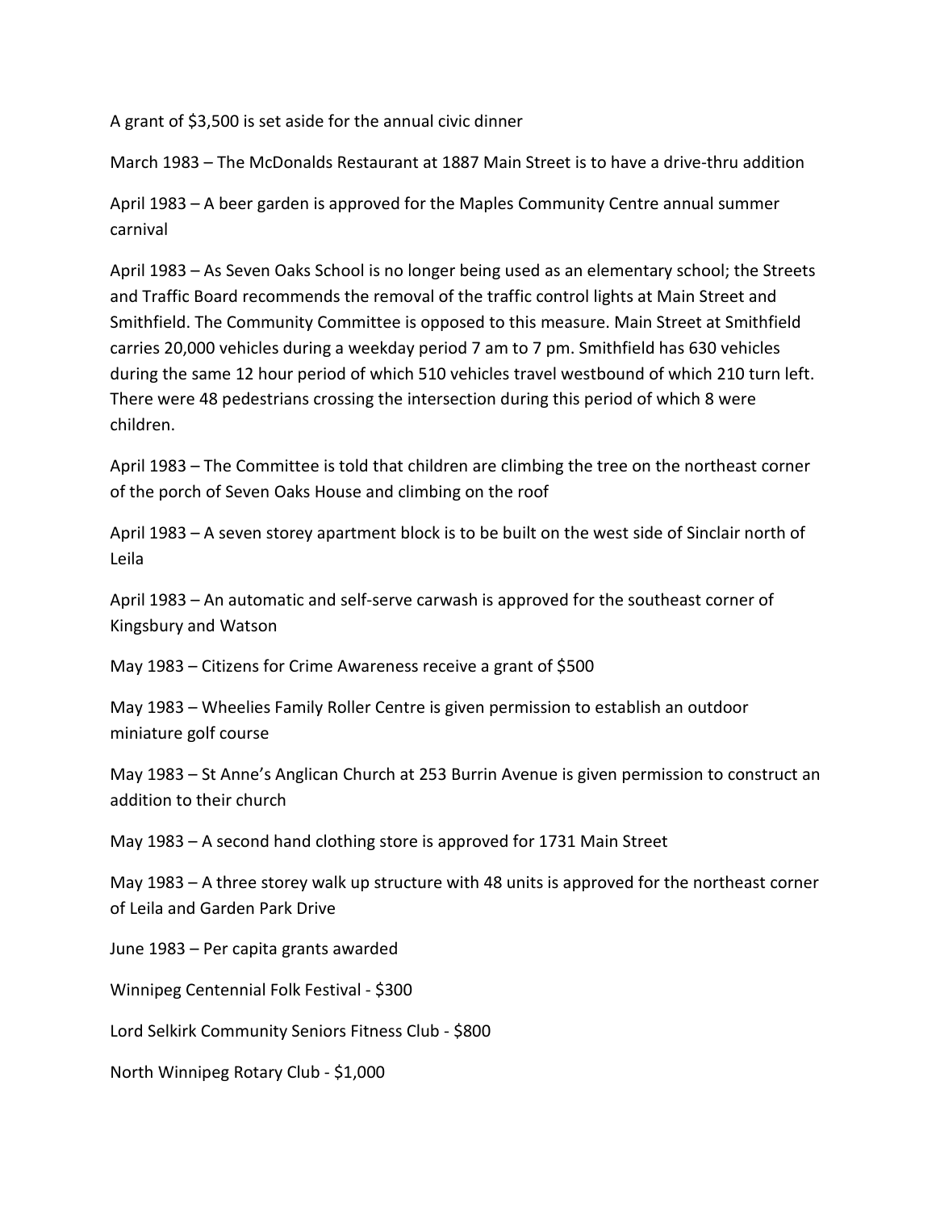A grant of $3,500 is set aside for the annual civic dinner

March 1983 – The McDonalds Restaurant at 1887 Main Street is to have a drive-thru addition

April 1983 – A beer garden is approved for the Maples Community Centre annual summer carnival

April 1983 – As Seven Oaks School is no longer being used as an elementary school; the Streets and Traffic Board recommends the removal of the traffic control lights at Main Street and Smithfield. The Community Committee is opposed to this measure. Main Street at Smithfield carries 20,000 vehicles during a weekday period 7 am to 7 pm. Smithfield has 630 vehicles during the same 12 hour period of which 510 vehicles travel westbound of which 210 turn left. There were 48 pedestrians crossing the intersection during this period of which 8 were children.

April 1983 – The Committee is told that children are climbing the tree on the northeast corner of the porch of Seven Oaks House and climbing on the roof

April 1983 – A seven storey apartment block is to be built on the west side of Sinclair north of Leila

April 1983 – An automatic and self-serve carwash is approved for the southeast corner of Kingsbury and Watson

May 1983 – Citizens for Crime Awareness receive a grant of $500

May 1983 – Wheelies Family Roller Centre is given permission to establish an outdoor miniature golf course

May 1983 – St Anne's Anglican Church at 253 Burrin Avenue is given permission to construct an addition to their church

May 1983 – A second hand clothing store is approved for 1731 Main Street

May 1983 – A three storey walk up structure with 48 units is approved for the northeast corner of Leila and Garden Park Drive

June 1983 – Per capita grants awarded

Winnipeg Centennial Folk Festival - $300

Lord Selkirk Community Seniors Fitness Club - $800

North Winnipeg Rotary Club - $1,000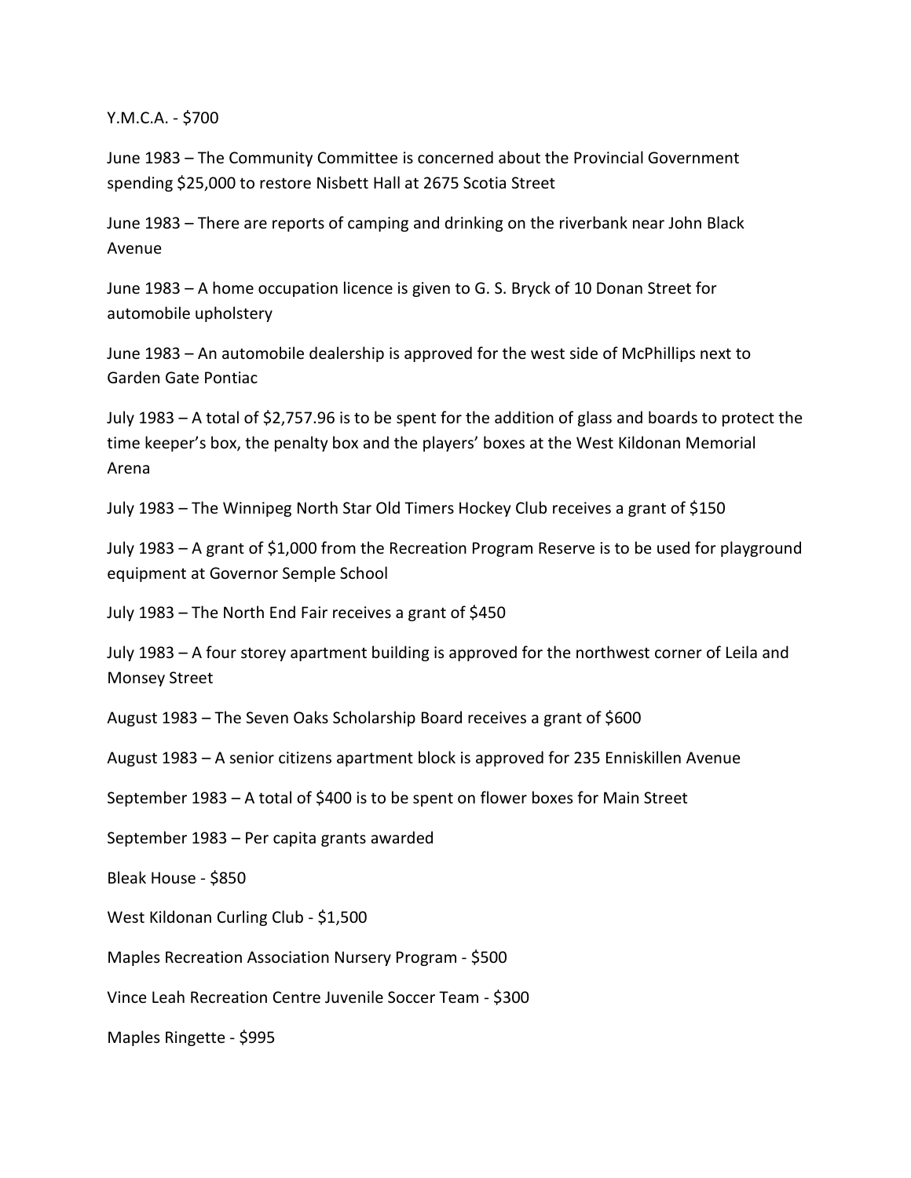Y.M.C.A. - $700

June 1983 – The Community Committee is concerned about the Provincial Government spending $25,000 to restore Nisbett Hall at 2675 Scotia Street

June 1983 – There are reports of camping and drinking on the riverbank near John Black Avenue

June 1983 – A home occupation licence is given to G. S. Bryck of 10 Donan Street for automobile upholstery

June 1983 – An automobile dealership is approved for the west side of McPhillips next to Garden Gate Pontiac

July 1983 – A total of $2,757.96 is to be spent for the addition of glass and boards to protect the time keeper's box, the penalty box and the players' boxes at the West Kildonan Memorial Arena

July 1983 – The Winnipeg North Star Old Timers Hockey Club receives a grant of $150

July 1983 – A grant of $1,000 from the Recreation Program Reserve is to be used for playground equipment at Governor Semple School

July 1983 – The North End Fair receives a grant of $450

July 1983 – A four storey apartment building is approved for the northwest corner of Leila and Monsey Street

August 1983 – The Seven Oaks Scholarship Board receives a grant of $600

August 1983 – A senior citizens apartment block is approved for 235 Enniskillen Avenue

September 1983 – A total of $400 is to be spent on flower boxes for Main Street

September 1983 – Per capita grants awarded

Bleak House - $850

West Kildonan Curling Club - $1,500

Maples Recreation Association Nursery Program - $500

Vince Leah Recreation Centre Juvenile Soccer Team - $300

Maples Ringette - $995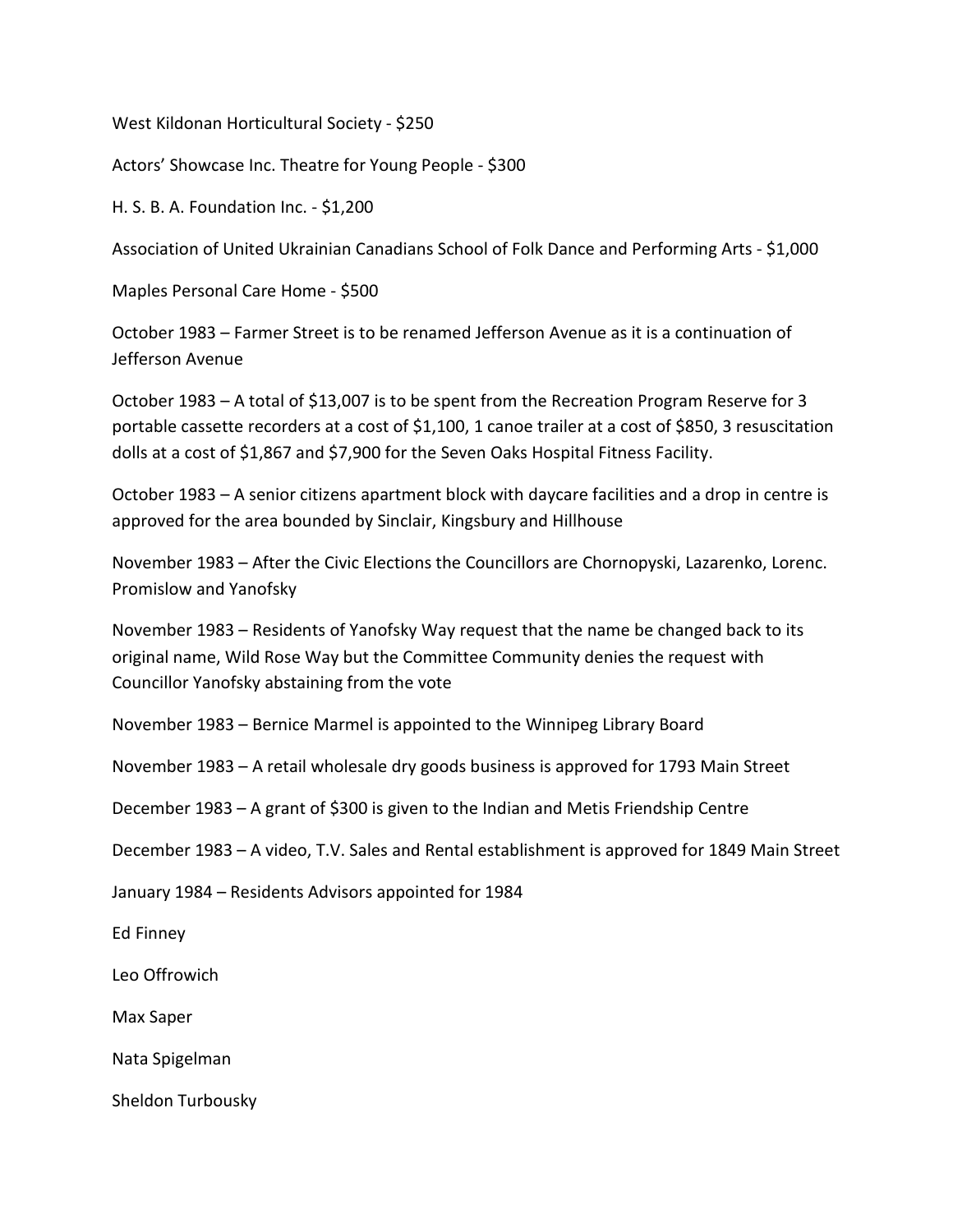West Kildonan Horticultural Society - $250

Actors' Showcase Inc. Theatre for Young People - $300

H. S. B. A. Foundation Inc. - $1,200

Association of United Ukrainian Canadians School of Folk Dance and Performing Arts - $1,000

Maples Personal Care Home - $500

October 1983 – Farmer Street is to be renamed Jefferson Avenue as it is a continuation of Jefferson Avenue

October 1983 – A total of $13,007 is to be spent from the Recreation Program Reserve for 3 portable cassette recorders at a cost of $1,100, 1 canoe trailer at a cost of $850, 3 resuscitation dolls at a cost of $1,867 and $7,900 for the Seven Oaks Hospital Fitness Facility.

October 1983 – A senior citizens apartment block with daycare facilities and a drop in centre is approved for the area bounded by Sinclair, Kingsbury and Hillhouse

November 1983 – After the Civic Elections the Councillors are Chornopyski, Lazarenko, Lorenc. Promislow and Yanofsky

November 1983 – Residents of Yanofsky Way request that the name be changed back to its original name, Wild Rose Way but the Committee Community denies the request with Councillor Yanofsky abstaining from the vote

November 1983 – Bernice Marmel is appointed to the Winnipeg Library Board

November 1983 – A retail wholesale dry goods business is approved for 1793 Main Street

December 1983 – A grant of $300 is given to the Indian and Metis Friendship Centre

December 1983 – A video, T.V. Sales and Rental establishment is approved for 1849 Main Street

January 1984 – Residents Advisors appointed for 1984

Ed Finney

Leo Offrowich

Max Saper

Nata Spigelman

Sheldon Turbousky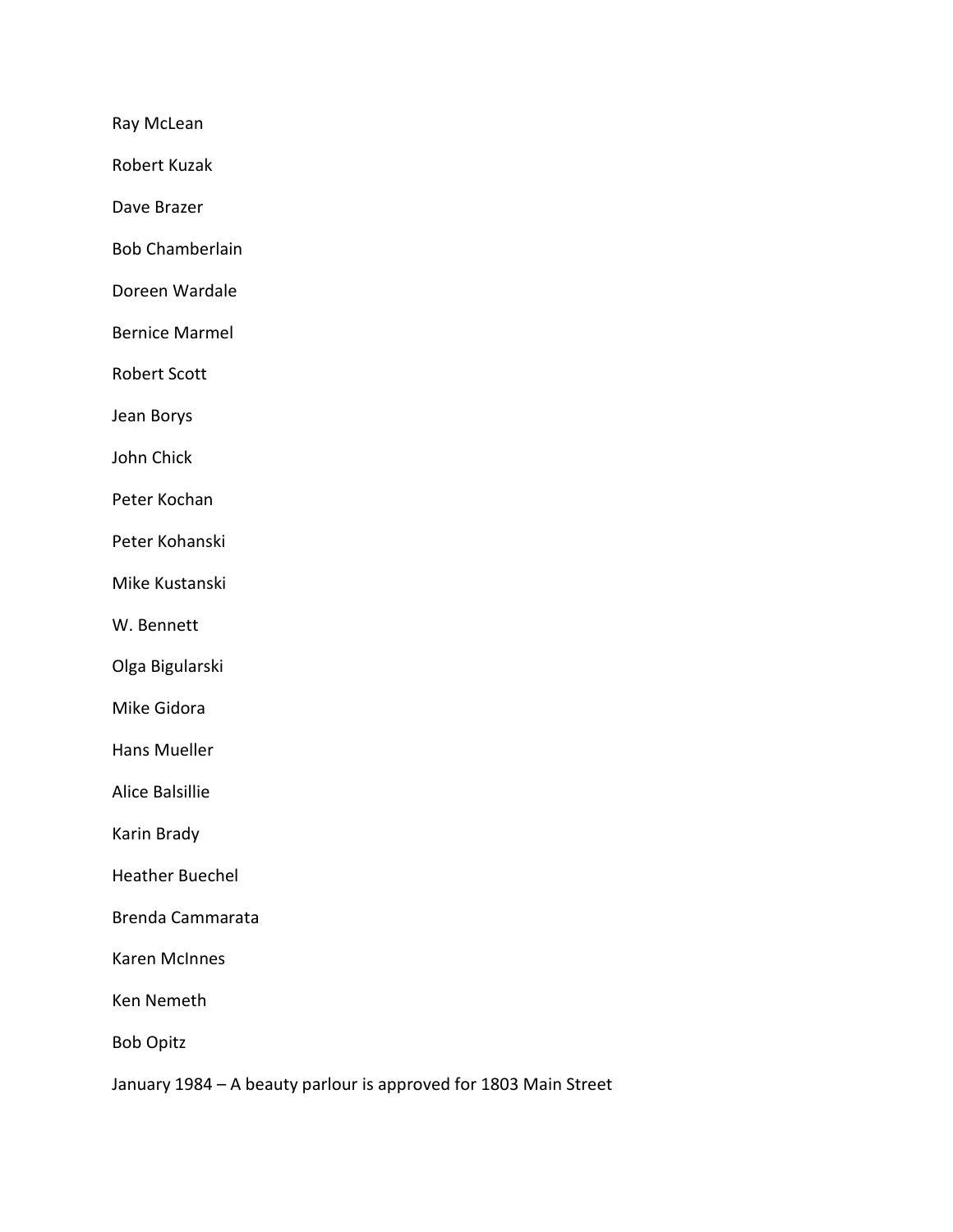Ray McLean

Robert Kuzak

Dave Brazer

Bob Chamberlain

Doreen Wardale

Bernice Marmel

Robert Scott

Jean Borys

John Chick

Peter Kochan

Peter Kohanski

Mike Kustanski

W. Bennett

Olga Bigularski

Mike Gidora

Hans Mueller

Alice Balsillie

Karin Brady

Heather Buechel

Brenda Cammarata

Karen McInnes

Ken Nemeth

Bob Opitz

January 1984 – A beauty parlour is approved for 1803 Main Street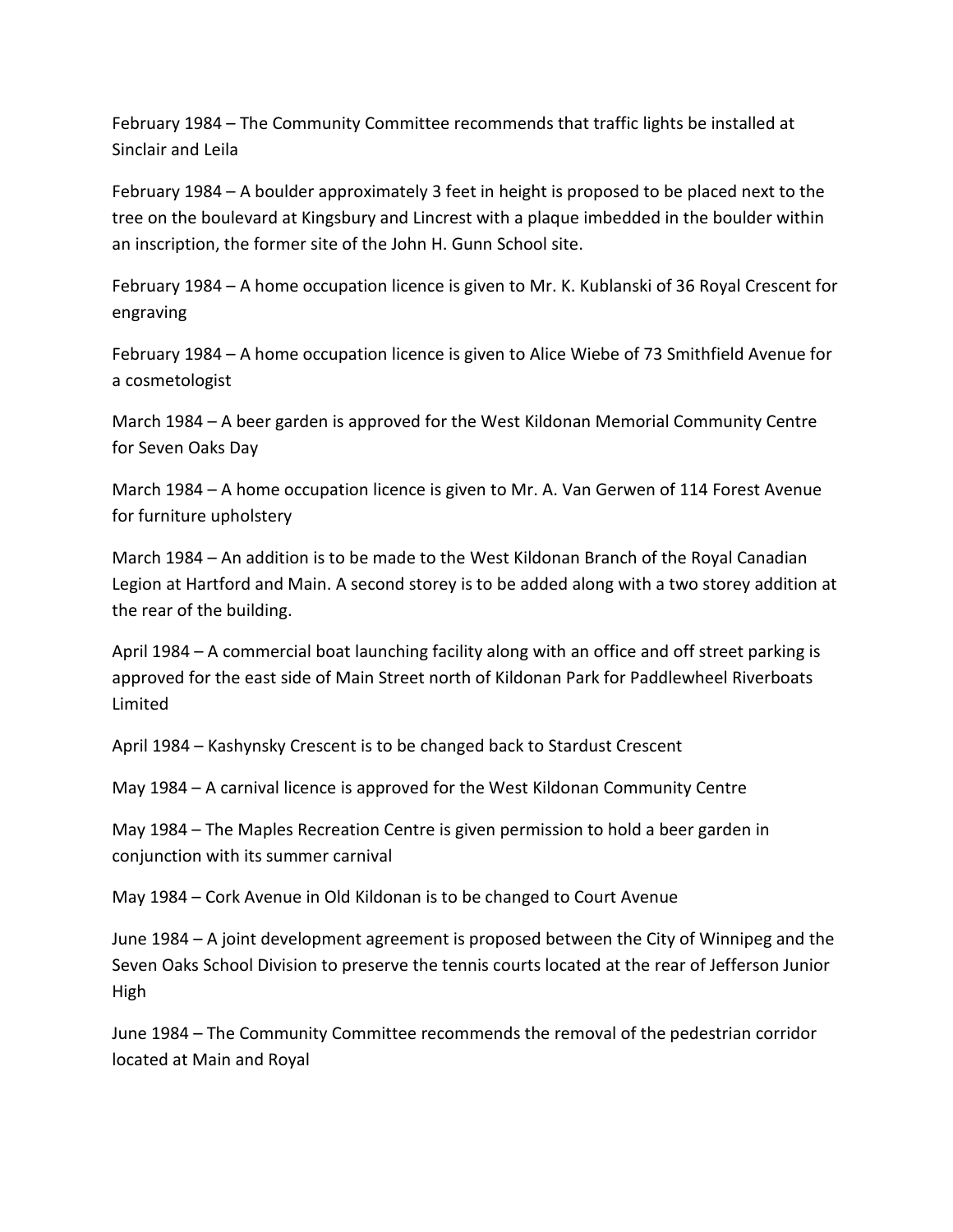February 1984 – The Community Committee recommends that traffic lights be installed at Sinclair and Leila

February 1984 – A boulder approximately 3 feet in height is proposed to be placed next to the tree on the boulevard at Kingsbury and Lincrest with a plaque imbedded in the boulder within an inscription, the former site of the John H. Gunn School site.

February 1984 – A home occupation licence is given to Mr. K. Kublanski of 36 Royal Crescent for engraving

February 1984 – A home occupation licence is given to Alice Wiebe of 73 Smithfield Avenue for a cosmetologist

March 1984 – A beer garden is approved for the West Kildonan Memorial Community Centre for Seven Oaks Day

March 1984 – A home occupation licence is given to Mr. A. Van Gerwen of 114 Forest Avenue for furniture upholstery

March 1984 – An addition is to be made to the West Kildonan Branch of the Royal Canadian Legion at Hartford and Main. A second storey is to be added along with a two storey addition at the rear of the building.

April 1984 – A commercial boat launching facility along with an office and off street parking is approved for the east side of Main Street north of Kildonan Park for Paddlewheel Riverboats Limited

April 1984 – Kashynsky Crescent is to be changed back to Stardust Crescent

May 1984 – A carnival licence is approved for the West Kildonan Community Centre

May 1984 – The Maples Recreation Centre is given permission to hold a beer garden in conjunction with its summer carnival

May 1984 – Cork Avenue in Old Kildonan is to be changed to Court Avenue

June 1984 – A joint development agreement is proposed between the City of Winnipeg and the Seven Oaks School Division to preserve the tennis courts located at the rear of Jefferson Junior High

June 1984 – The Community Committee recommends the removal of the pedestrian corridor located at Main and Royal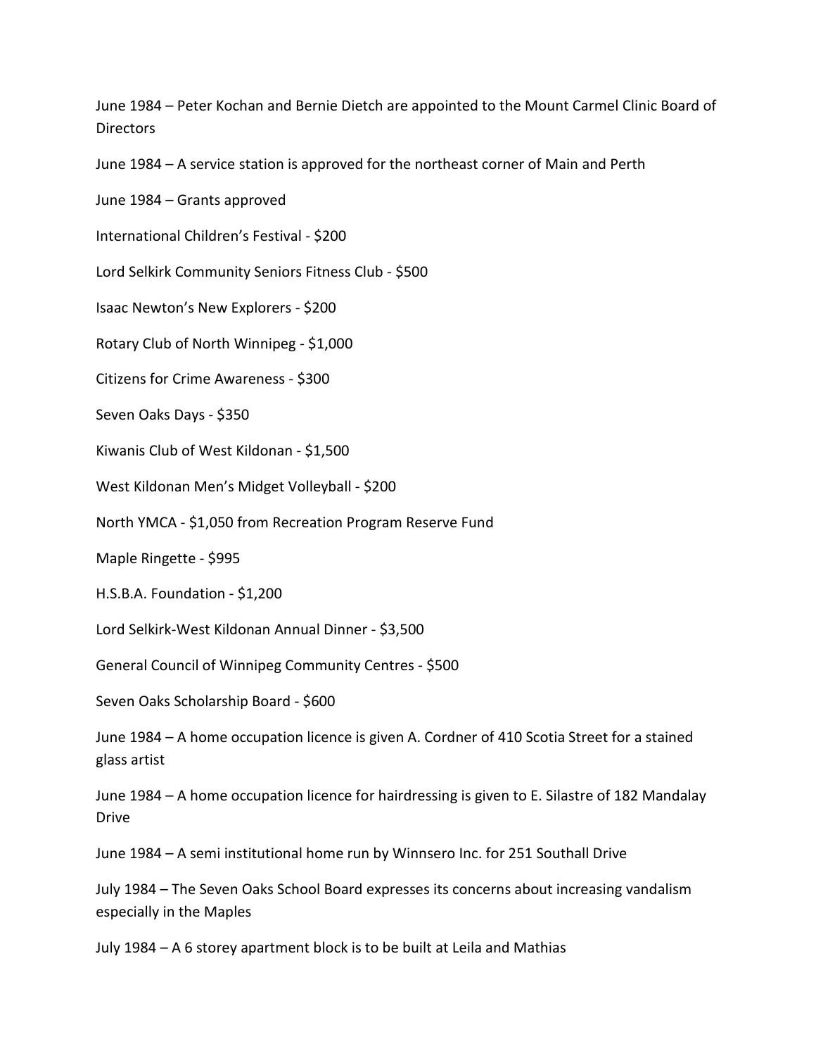June 1984 – Peter Kochan and Bernie Dietch are appointed to the Mount Carmel Clinic Board of Directors

June 1984 – A service station is approved for the northeast corner of Main and Perth

June 1984 – Grants approved

International Children's Festival - $200

Lord Selkirk Community Seniors Fitness Club - $500

Isaac Newton's New Explorers - $200

Rotary Club of North Winnipeg - $1,000

Citizens for Crime Awareness - $300

Seven Oaks Days - $350

Kiwanis Club of West Kildonan - $1,500

West Kildonan Men's Midget Volleyball - $200

North YMCA - $1,050 from Recreation Program Reserve Fund

Maple Ringette - $995

H.S.B.A. Foundation - $1,200

Lord Selkirk-West Kildonan Annual Dinner - $3,500

General Council of Winnipeg Community Centres - $500

Seven Oaks Scholarship Board - $600

June 1984 – A home occupation licence is given A. Cordner of 410 Scotia Street for a stained glass artist

June 1984 – A home occupation licence for hairdressing is given to E. Silastre of 182 Mandalay Drive

June 1984 – A semi institutional home run by Winnsero Inc. for 251 Southall Drive

July 1984 – The Seven Oaks School Board expresses its concerns about increasing vandalism especially in the Maples

July 1984 – A 6 storey apartment block is to be built at Leila and Mathias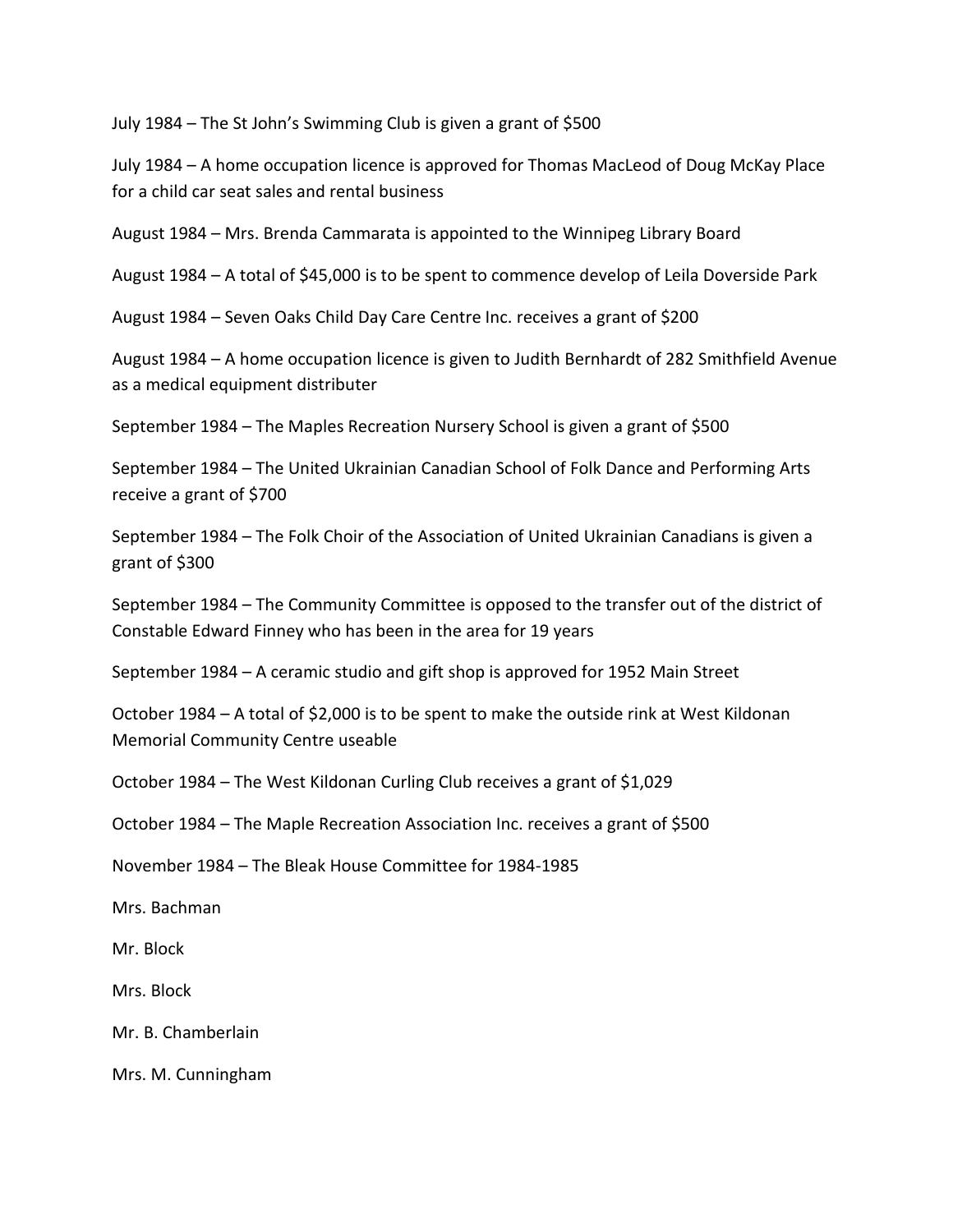July 1984 – The St John's Swimming Club is given a grant of $500

July 1984 – A home occupation licence is approved for Thomas MacLeod of Doug McKay Place for a child car seat sales and rental business

August 1984 – Mrs. Brenda Cammarata is appointed to the Winnipeg Library Board

August 1984 – A total of $45,000 is to be spent to commence develop of Leila Doverside Park

August 1984 – Seven Oaks Child Day Care Centre Inc. receives a grant of $200

August 1984 – A home occupation licence is given to Judith Bernhardt of 282 Smithfield Avenue as a medical equipment distributer

September 1984 – The Maples Recreation Nursery School is given a grant of $500

September 1984 – The United Ukrainian Canadian School of Folk Dance and Performing Arts receive a grant of $700

September 1984 – The Folk Choir of the Association of United Ukrainian Canadians is given a grant of $300

September 1984 – The Community Committee is opposed to the transfer out of the district of Constable Edward Finney who has been in the area for 19 years

September 1984 – A ceramic studio and gift shop is approved for 1952 Main Street

October 1984 – A total of $2,000 is to be spent to make the outside rink at West Kildonan Memorial Community Centre useable

October 1984 – The West Kildonan Curling Club receives a grant of $1,029

October 1984 – The Maple Recreation Association Inc. receives a grant of $500

November 1984 – The Bleak House Committee for 1984-1985

Mrs. Bachman

Mr. Block

Mrs. Block

Mr. B. Chamberlain

Mrs. M. Cunningham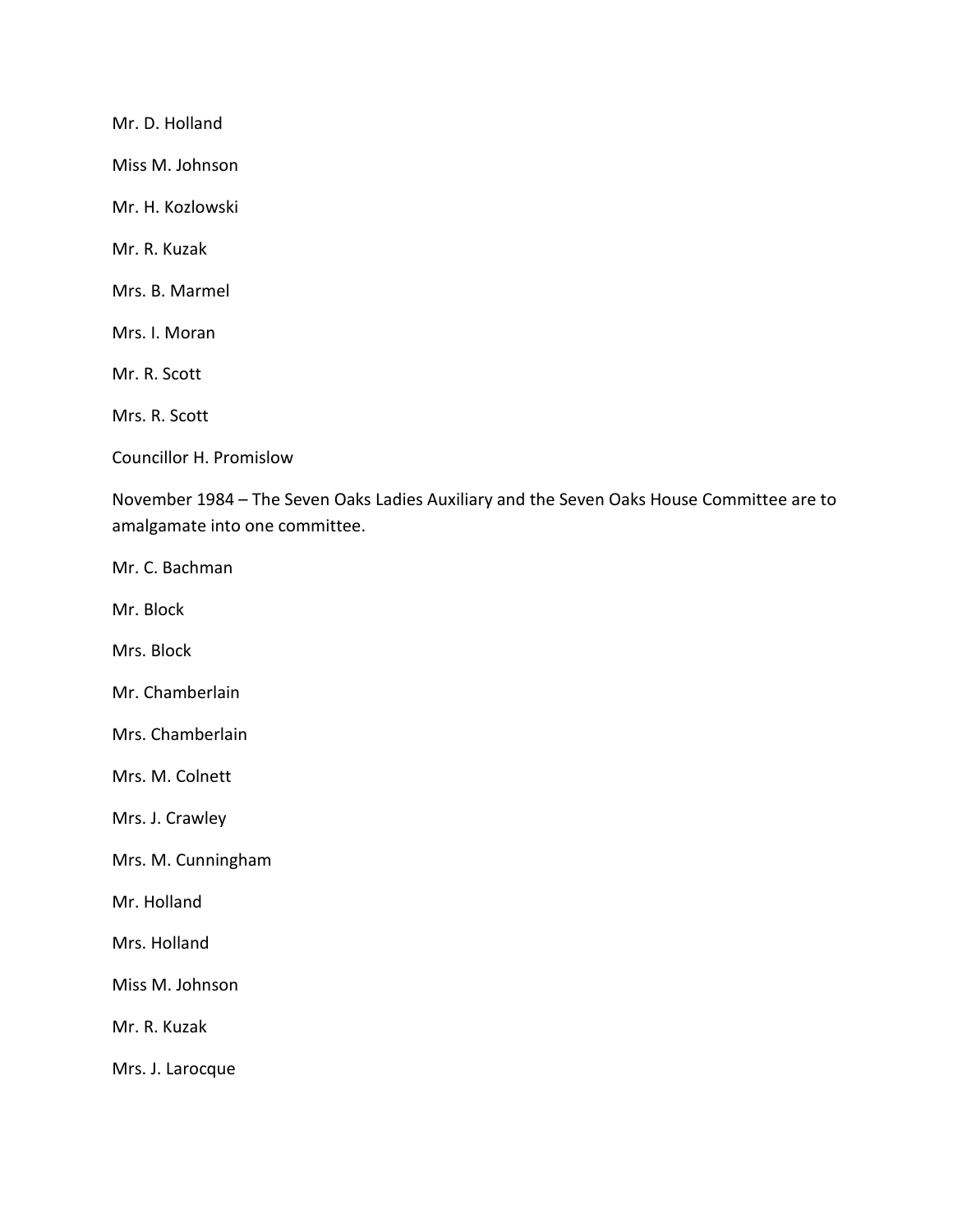Mr. D. Holland

Miss M. Johnson

Mr. H. Kozlowski

Mr. R. Kuzak

Mrs. B. Marmel

Mrs. I. Moran

Mr. R. Scott

Mrs. R. Scott

Councillor H. Promislow

November 1984 – The Seven Oaks Ladies Auxiliary and the Seven Oaks House Committee are to amalgamate into one committee.

Mr. C. Bachman

Mr. Block

Mrs. Block

Mr. Chamberlain

Mrs. Chamberlain

Mrs. M. Colnett

Mrs. J. Crawley

Mrs. M. Cunningham

Mr. Holland

Mrs. Holland

Miss M. Johnson

Mr. R. Kuzak

Mrs. J. Larocque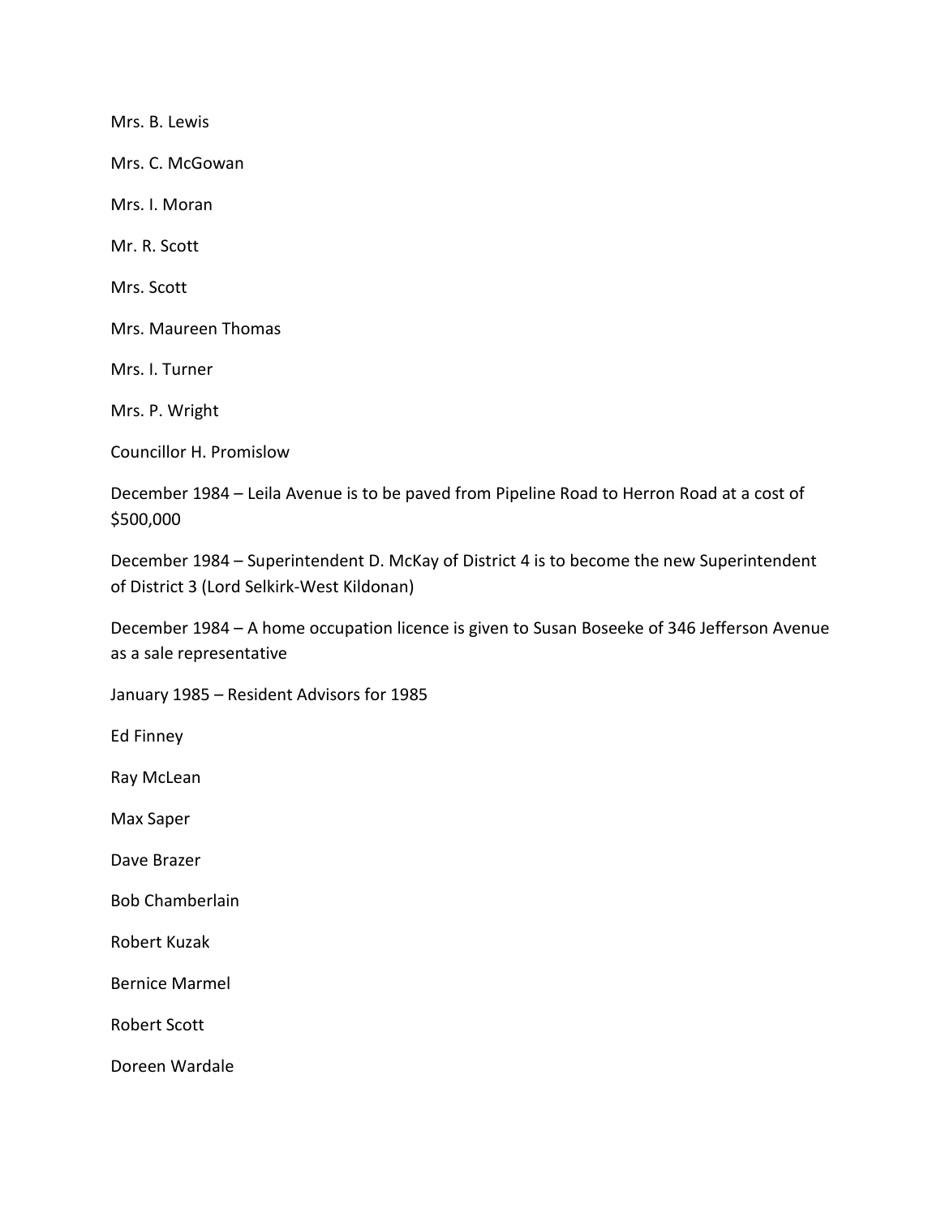Mrs. B. Lewis

Mrs. C. McGowan

Mrs. I. Moran

Mr. R. Scott

Mrs. Scott

Mrs. Maureen Thomas

Mrs. I. Turner

Mrs. P. Wright

Councillor H. Promislow

December 1984 – Leila Avenue is to be paved from Pipeline Road to Herron Road at a cost of $500,000

December 1984 – Superintendent D. McKay of District 4 is to become the new Superintendent of District 3 (Lord Selkirk-West Kildonan)

December 1984 – A home occupation licence is given to Susan Boseeke of 346 Jefferson Avenue as a sale representative

January 1985 – Resident Advisors for 1985

Ed Finney

Ray McLean

Max Saper

Dave Brazer

Bob Chamberlain

Robert Kuzak

Bernice Marmel

Robert Scott

Doreen Wardale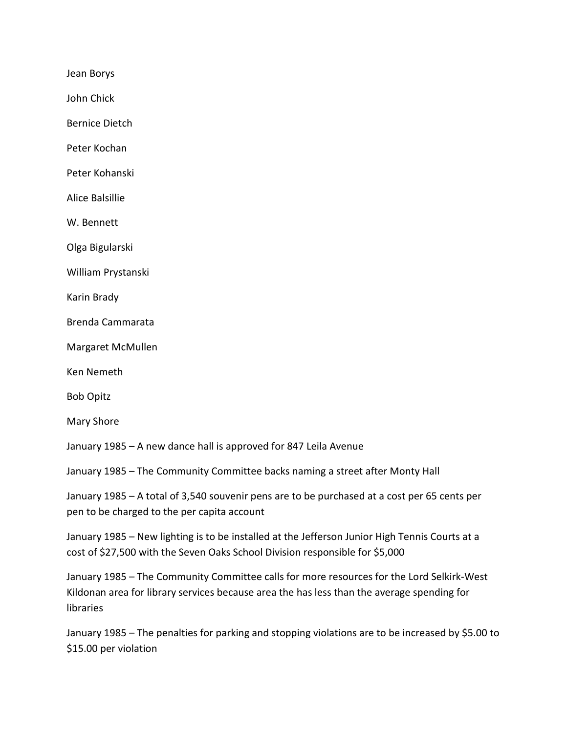Jean Borys

John Chick

Bernice Dietch

Peter Kochan

Peter Kohanski

Alice Balsillie

W. Bennett

Olga Bigularski

William Prystanski

Karin Brady

Brenda Cammarata

Margaret McMullen

Ken Nemeth

Bob Opitz

Mary Shore

January 1985 – A new dance hall is approved for 847 Leila Avenue

January 1985 – The Community Committee backs naming a street after Monty Hall

January 1985 – A total of 3,540 souvenir pens are to be purchased at a cost per 65 cents per pen to be charged to the per capita account

January 1985 – New lighting is to be installed at the Jefferson Junior High Tennis Courts at a cost of $27,500 with the Seven Oaks School Division responsible for $5,000

January 1985 – The Community Committee calls for more resources for the Lord Selkirk-West Kildonan area for library services because area the has less than the average spending for libraries

January 1985 – The penalties for parking and stopping violations are to be increased by $5.00 to $15.00 per violation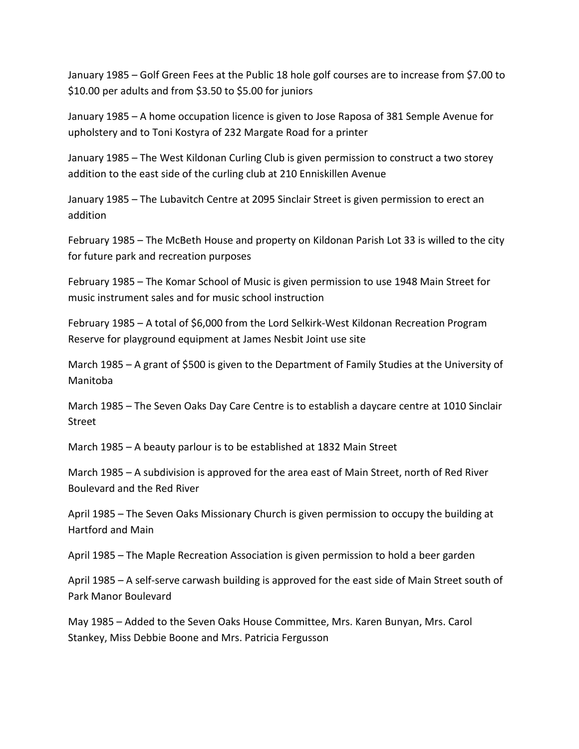January 1985 – Golf Green Fees at the Public 18 hole golf courses are to increase from $7.00 to $10.00 per adults and from $3.50 to $5.00 for juniors

January 1985 – A home occupation licence is given to Jose Raposa of 381 Semple Avenue for upholstery and to Toni Kostyra of 232 Margate Road for a printer

January 1985 – The West Kildonan Curling Club is given permission to construct a two storey addition to the east side of the curling club at 210 Enniskillen Avenue

January 1985 – The Lubavitch Centre at 2095 Sinclair Street is given permission to erect an addition

February 1985 – The McBeth House and property on Kildonan Parish Lot 33 is willed to the city for future park and recreation purposes

February 1985 – The Komar School of Music is given permission to use 1948 Main Street for music instrument sales and for music school instruction

February 1985 – A total of $6,000 from the Lord Selkirk-West Kildonan Recreation Program Reserve for playground equipment at James Nesbit Joint use site

March 1985 – A grant of $500 is given to the Department of Family Studies at the University of Manitoba

March 1985 – The Seven Oaks Day Care Centre is to establish a daycare centre at 1010 Sinclair Street

March 1985 – A beauty parlour is to be established at 1832 Main Street

March 1985 – A subdivision is approved for the area east of Main Street, north of Red River Boulevard and the Red River

April 1985 – The Seven Oaks Missionary Church is given permission to occupy the building at Hartford and Main

April 1985 – The Maple Recreation Association is given permission to hold a beer garden

April 1985 – A self-serve carwash building is approved for the east side of Main Street south of Park Manor Boulevard

May 1985 – Added to the Seven Oaks House Committee, Mrs. Karen Bunyan, Mrs. Carol Stankey, Miss Debbie Boone and Mrs. Patricia Fergusson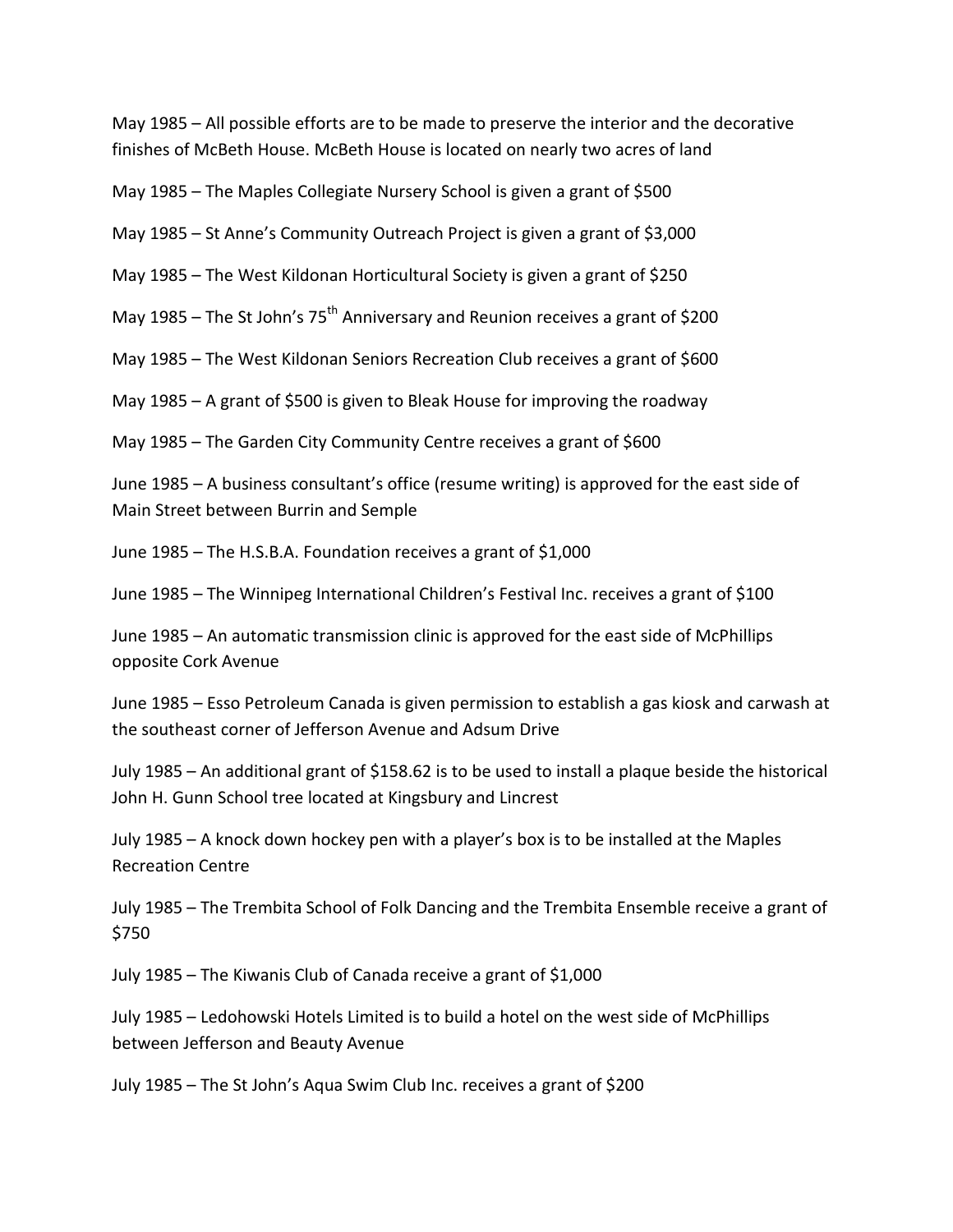May 1985 – All possible efforts are to be made to preserve the interior and the decorative finishes of McBeth House. McBeth House is located on nearly two acres of land

May 1985 – The Maples Collegiate Nursery School is given a grant of $500

May 1985 – St Anne's Community Outreach Project is given a grant of $3,000

May 1985 – The West Kildonan Horticultural Society is given a grant of $250

May 1985 – The St John's 75th Anniversary and Reunion receives a grant of $200

May 1985 – The West Kildonan Seniors Recreation Club receives a grant of $600

May 1985 – A grant of $500 is given to Bleak House for improving the roadway

May 1985 – The Garden City Community Centre receives a grant of $600

June 1985 – A business consultant's office (resume writing) is approved for the east side of Main Street between Burrin and Semple

June 1985 – The H.S.B.A. Foundation receives a grant of $1,000

June 1985 – The Winnipeg International Children's Festival Inc. receives a grant of $100

June 1985 – An automatic transmission clinic is approved for the east side of McPhillips opposite Cork Avenue

June 1985 – Esso Petroleum Canada is given permission to establish a gas kiosk and carwash at the southeast corner of Jefferson Avenue and Adsum Drive

July 1985 – An additional grant of $158.62 is to be used to install a plaque beside the historical John H. Gunn School tree located at Kingsbury and Lincrest

July 1985 – A knock down hockey pen with a player's box is to be installed at the Maples Recreation Centre

July 1985 – The Trembita School of Folk Dancing and the Trembita Ensemble receive a grant of $750

July 1985 – The Kiwanis Club of Canada receive a grant of $1,000

July 1985 – Ledohowski Hotels Limited is to build a hotel on the west side of McPhillips between Jefferson and Beauty Avenue

July 1985 – The St John's Aqua Swim Club Inc. receives a grant of $200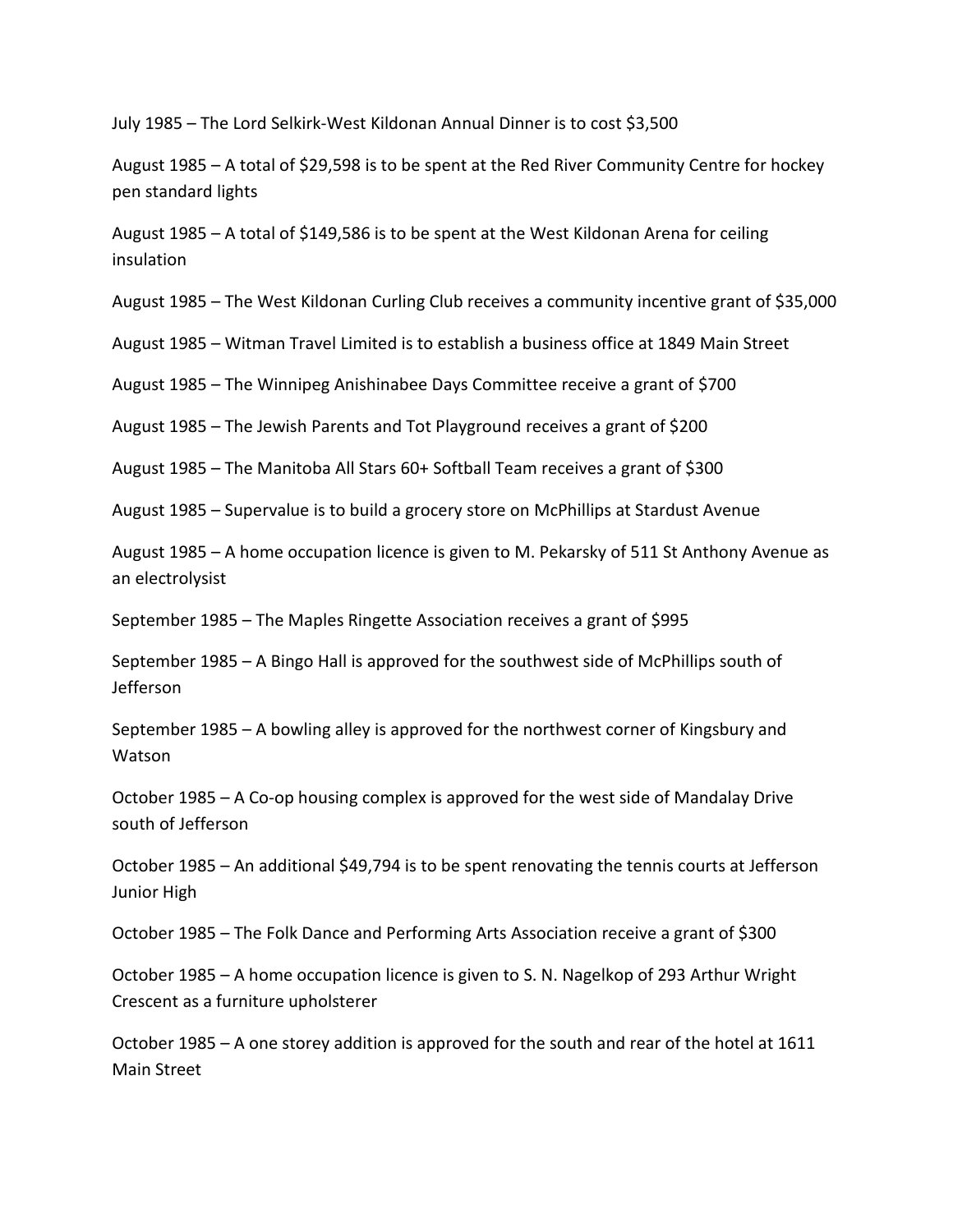July 1985 – The Lord Selkirk-West Kildonan Annual Dinner is to cost $3,500

August 1985 – A total of $29,598 is to be spent at the Red River Community Centre for hockey pen standard lights

August 1985 – A total of $149,586 is to be spent at the West Kildonan Arena for ceiling insulation

August 1985 – The West Kildonan Curling Club receives a community incentive grant of $35,000

August 1985 – Witman Travel Limited is to establish a business office at 1849 Main Street

August 1985 – The Winnipeg Anishinabee Days Committee receive a grant of $700

August 1985 – The Jewish Parents and Tot Playground receives a grant of $200

August 1985 – The Manitoba All Stars 60+ Softball Team receives a grant of $300

August 1985 – Supervalue is to build a grocery store on McPhillips at Stardust Avenue

August 1985 – A home occupation licence is given to M. Pekarsky of 511 St Anthony Avenue as an electrolysist

September 1985 – The Maples Ringette Association receives a grant of $995

September 1985 – A Bingo Hall is approved for the southwest side of McPhillips south of Jefferson

September 1985 – A bowling alley is approved for the northwest corner of Kingsbury and Watson

October 1985 – A Co-op housing complex is approved for the west side of Mandalay Drive south of Jefferson

October 1985 – An additional $49,794 is to be spent renovating the tennis courts at Jefferson Junior High

October 1985 – The Folk Dance and Performing Arts Association receive a grant of $300

October 1985 – A home occupation licence is given to S. N. Nagelkop of 293 Arthur Wright Crescent as a furniture upholsterer

October 1985 – A one storey addition is approved for the south and rear of the hotel at 1611 Main Street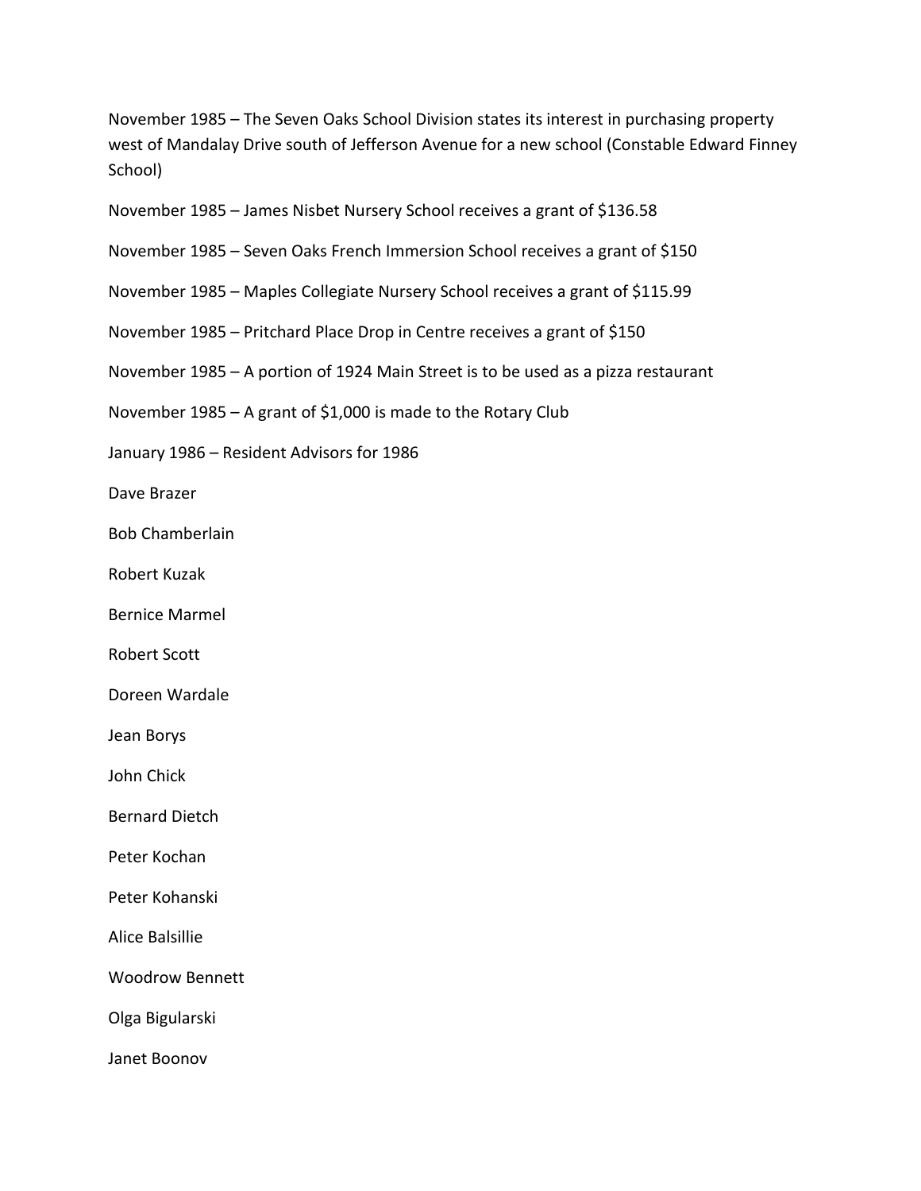November 1985 – The Seven Oaks School Division states its interest in purchasing property west of Mandalay Drive south of Jefferson Avenue for a new school (Constable Edward Finney School)

November 1985 – James Nisbet Nursery School receives a grant of $136.58

November 1985 – Seven Oaks French Immersion School receives a grant of $150

November 1985 – Maples Collegiate Nursery School receives a grant of $115.99

November 1985 – Pritchard Place Drop in Centre receives a grant of $150

November 1985 – A portion of 1924 Main Street is to be used as a pizza restaurant

November 1985 – A grant of $1,000 is made to the Rotary Club

January 1986 – Resident Advisors for 1986

Dave Brazer

Bob Chamberlain

Robert Kuzak

Bernice Marmel

Robert Scott

Doreen Wardale

Jean Borys

John Chick

Bernard Dietch

Peter Kochan

Peter Kohanski

Alice Balsillie

Woodrow Bennett

Olga Bigularski

Janet Boonov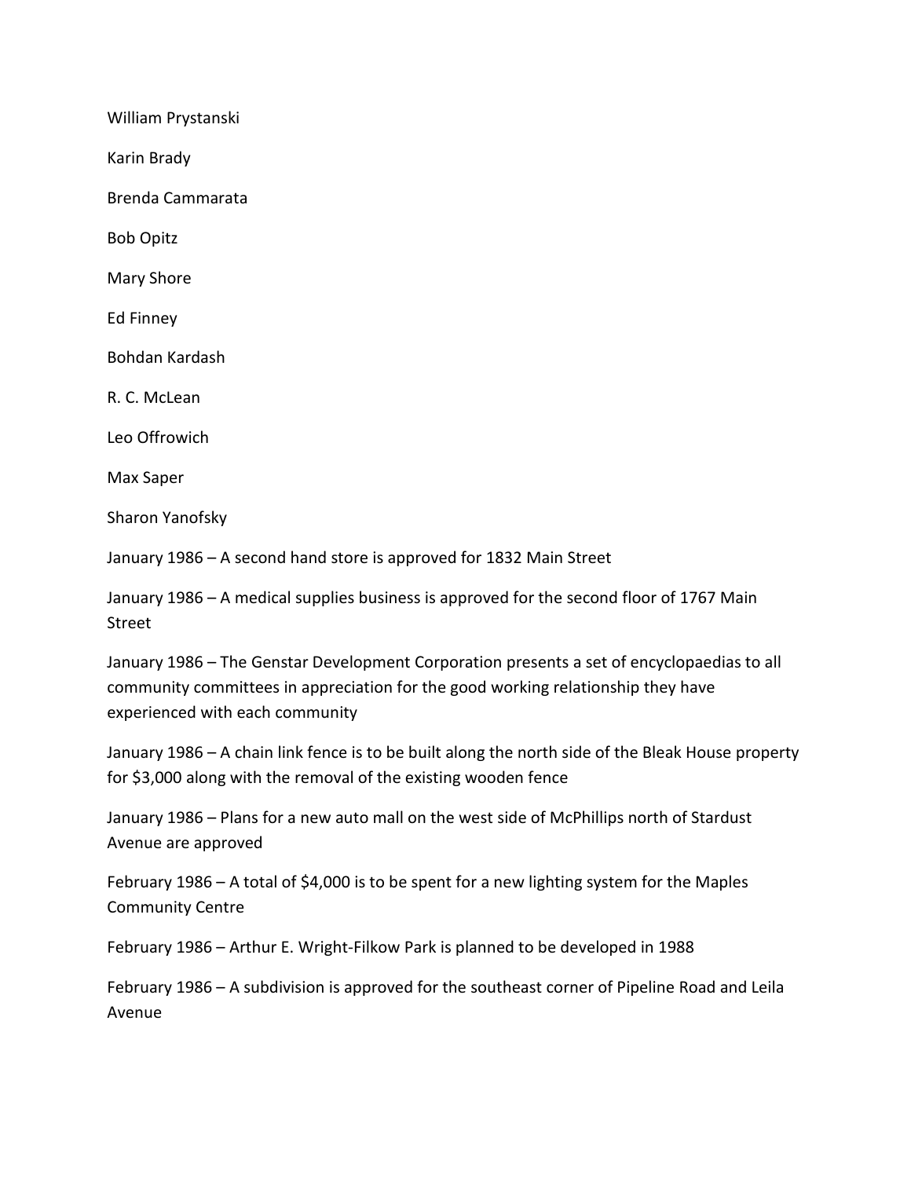William Prystanski

Karin Brady

Brenda Cammarata

Bob Opitz

Mary Shore

Ed Finney

Bohdan Kardash

R. C. McLean

Leo Offrowich

Max Saper

Sharon Yanofsky

January 1986 – A second hand store is approved for 1832 Main Street

January 1986 – A medical supplies business is approved for the second floor of 1767 Main Street

January 1986 – The Genstar Development Corporation presents a set of encyclopaedias to all community committees in appreciation for the good working relationship they have experienced with each community

January 1986 – A chain link fence is to be built along the north side of the Bleak House property for $3,000 along with the removal of the existing wooden fence

January 1986 – Plans for a new auto mall on the west side of McPhillips north of Stardust Avenue are approved

February 1986 – A total of $4,000 is to be spent for a new lighting system for the Maples Community Centre

February 1986 – Arthur E. Wright-Filkow Park is planned to be developed in 1988

February 1986 – A subdivision is approved for the southeast corner of Pipeline Road and Leila Avenue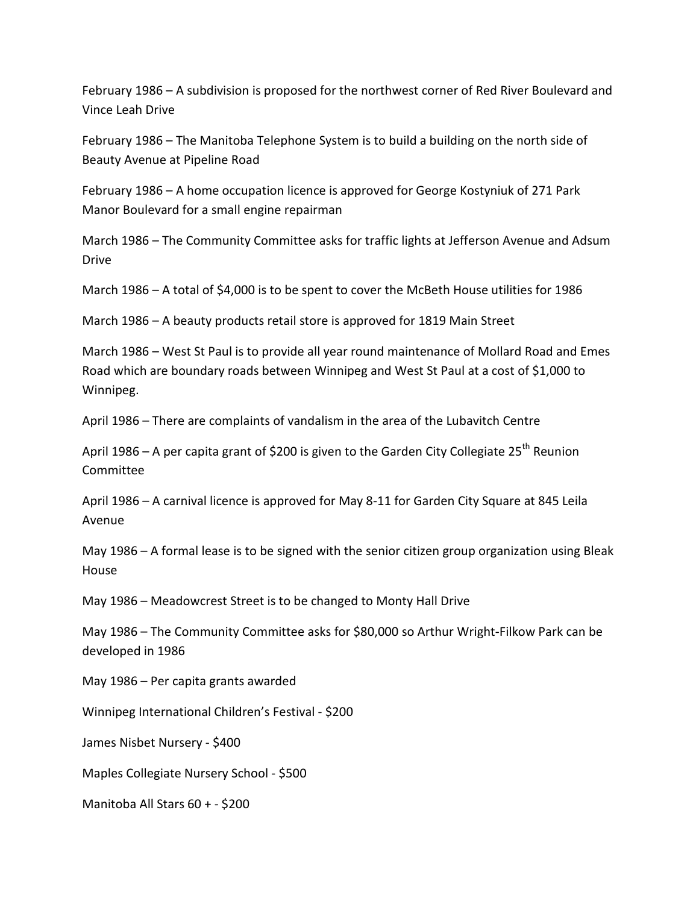February 1986 – A subdivision is proposed for the northwest corner of Red River Boulevard and Vince Leah Drive

February 1986 – The Manitoba Telephone System is to build a building on the north side of Beauty Avenue at Pipeline Road

February 1986 – A home occupation licence is approved for George Kostyniuk of 271 Park Manor Boulevard for a small engine repairman

March 1986 – The Community Committee asks for traffic lights at Jefferson Avenue and Adsum Drive

March 1986 – A total of $4,000 is to be spent to cover the McBeth House utilities for 1986

March 1986 – A beauty products retail store is approved for 1819 Main Street

March 1986 – West St Paul is to provide all year round maintenance of Mollard Road and Emes Road which are boundary roads between Winnipeg and West St Paul at a cost of $1,000 to Winnipeg.

April 1986 – There are complaints of vandalism in the area of the Lubavitch Centre

April 1986 – A per capita grant of $200 is given to the Garden City Collegiate 25th Reunion Committee

April 1986 – A carnival licence is approved for May 8-11 for Garden City Square at 845 Leila Avenue

May 1986 – A formal lease is to be signed with the senior citizen group organization using Bleak House

May 1986 – Meadowcrest Street is to be changed to Monty Hall Drive

May 1986 – The Community Committee asks for $80,000 so Arthur Wright-Filkow Park can be developed in 1986

May 1986 – Per capita grants awarded

Winnipeg International Children's Festival - $200

James Nisbet Nursery - $400

Maples Collegiate Nursery School - $500

Manitoba All Stars 60 + - $200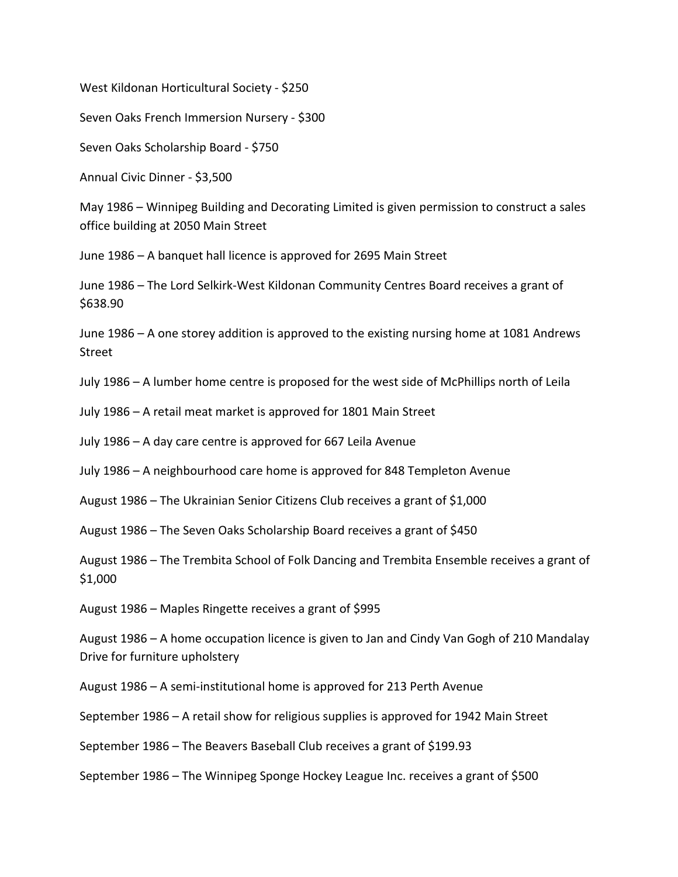West Kildonan Horticultural Society - $250

Seven Oaks French Immersion Nursery - $300

Seven Oaks Scholarship Board - $750

Annual Civic Dinner - $3,500

May 1986 – Winnipeg Building and Decorating Limited is given permission to construct a sales office building at 2050 Main Street

June 1986 – A banquet hall licence is approved for 2695 Main Street

June 1986 – The Lord Selkirk-West Kildonan Community Centres Board receives a grant of $638.90

June 1986 – A one storey addition is approved to the existing nursing home at 1081 Andrews Street

July 1986 – A lumber home centre is proposed for the west side of McPhillips north of Leila

July 1986 – A retail meat market is approved for 1801 Main Street

July 1986 – A day care centre is approved for 667 Leila Avenue

July 1986 – A neighbourhood care home is approved for 848 Templeton Avenue

August 1986 – The Ukrainian Senior Citizens Club receives a grant of $1,000

August 1986 – The Seven Oaks Scholarship Board receives a grant of $450

August 1986 – The Trembita School of Folk Dancing and Trembita Ensemble receives a grant of $1,000

August 1986 – Maples Ringette receives a grant of $995

August 1986 – A home occupation licence is given to Jan and Cindy Van Gogh of 210 Mandalay Drive for furniture upholstery

August 1986 – A semi-institutional home is approved for 213 Perth Avenue

September 1986 – A retail show for religious supplies is approved for 1942 Main Street

September 1986 – The Beavers Baseball Club receives a grant of $199.93

September 1986 – The Winnipeg Sponge Hockey League Inc. receives a grant of $500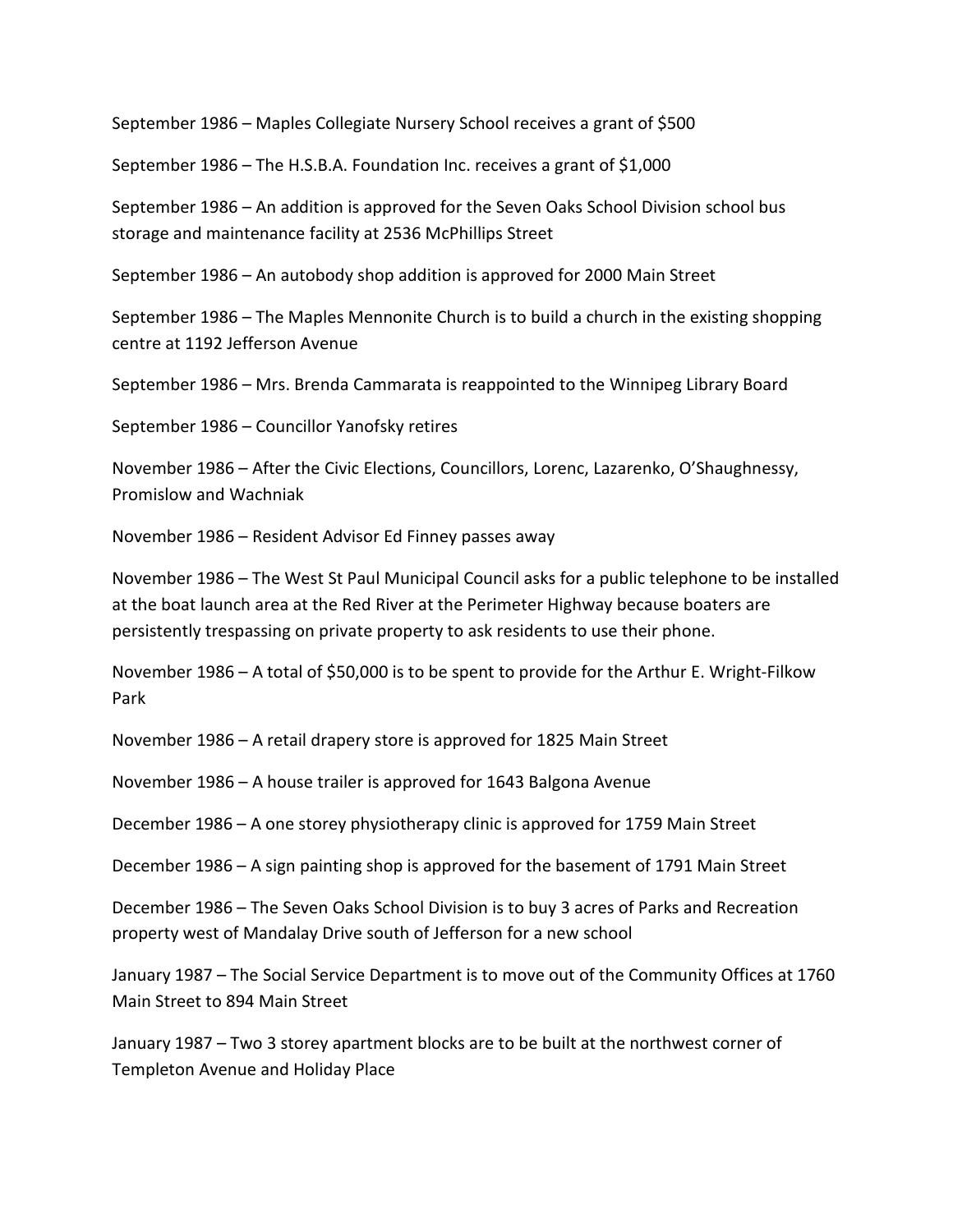September 1986 – Maples Collegiate Nursery School receives a grant of $500

September 1986 – The H.S.B.A. Foundation Inc. receives a grant of $1,000

September 1986 – An addition is approved for the Seven Oaks School Division school bus storage and maintenance facility at 2536 McPhillips Street

September 1986 – An autobody shop addition is approved for 2000 Main Street

September 1986 – The Maples Mennonite Church is to build a church in the existing shopping centre at 1192 Jefferson Avenue

September 1986 – Mrs. Brenda Cammarata is reappointed to the Winnipeg Library Board

September 1986 – Councillor Yanofsky retires

November 1986 – After the Civic Elections, Councillors, Lorenc, Lazarenko, O'Shaughnessy, Promislow and Wachniak

November 1986 – Resident Advisor Ed Finney passes away

November 1986 – The West St Paul Municipal Council asks for a public telephone to be installed at the boat launch area at the Red River at the Perimeter Highway because boaters are persistently trespassing on private property to ask residents to use their phone.

November 1986 – A total of $50,000 is to be spent to provide for the Arthur E. Wright-Filkow Park

November 1986 – A retail drapery store is approved for 1825 Main Street

November 1986 – A house trailer is approved for 1643 Balgona Avenue

December 1986 – A one storey physiotherapy clinic is approved for 1759 Main Street

December 1986 – A sign painting shop is approved for the basement of 1791 Main Street

December 1986 – The Seven Oaks School Division is to buy 3 acres of Parks and Recreation property west of Mandalay Drive south of Jefferson for a new school

January 1987 – The Social Service Department is to move out of the Community Offices at 1760 Main Street to 894 Main Street

January 1987 – Two 3 storey apartment blocks are to be built at the northwest corner of Templeton Avenue and Holiday Place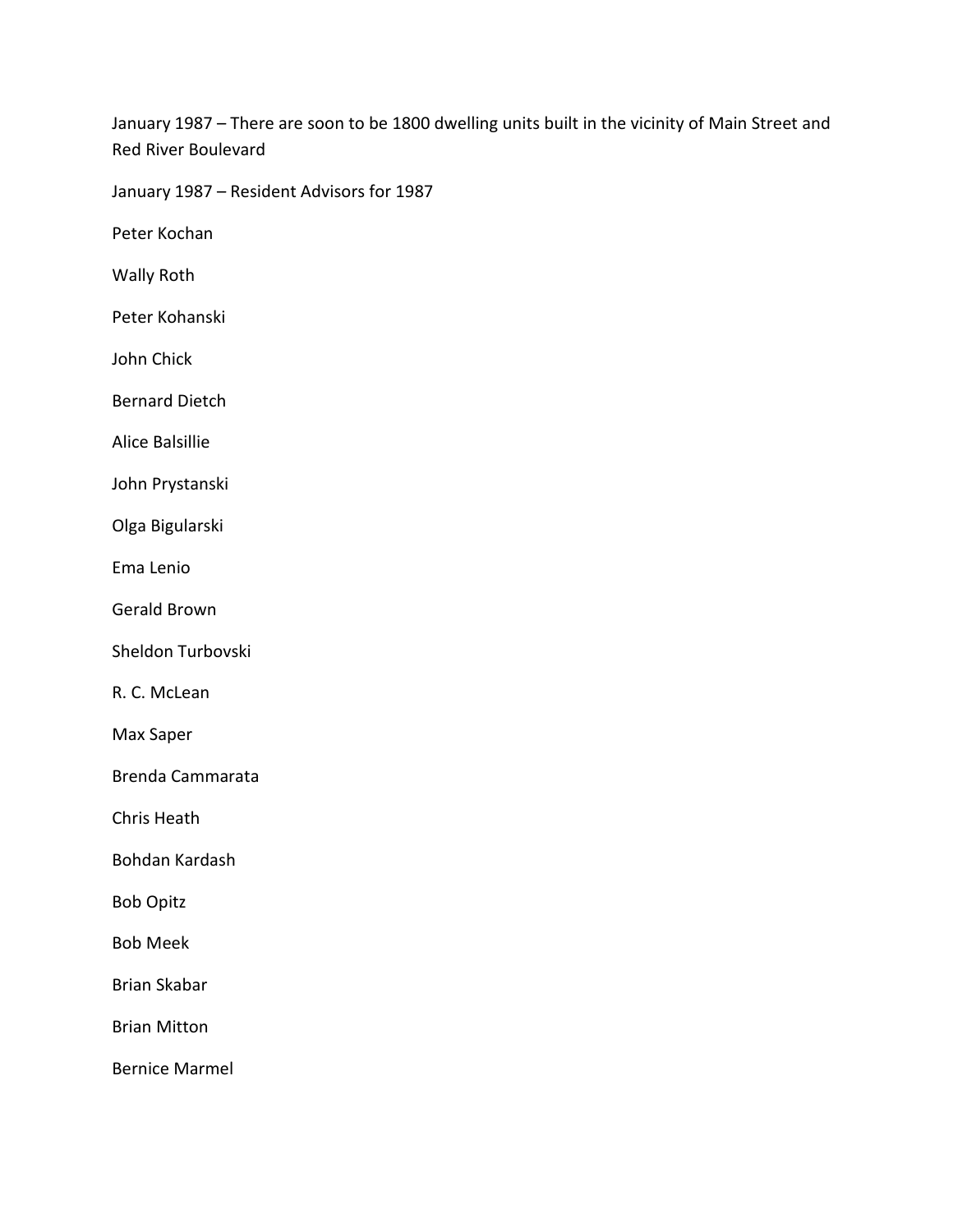January 1987 – There are soon to be 1800 dwelling units built in the vicinity of Main Street and Red River Boulevard

January 1987 – Resident Advisors for 1987

Peter Kochan

Wally Roth

Peter Kohanski

John Chick

Bernard Dietch

Alice Balsillie

John Prystanski

Olga Bigularski

Ema Lenio

Gerald Brown

Sheldon Turbovski

R. C. McLean

Max Saper

Brenda Cammarata

Chris Heath

Bohdan Kardash

Bob Opitz

Bob Meek

Brian Skabar

Brian Mitton

Bernice Marmel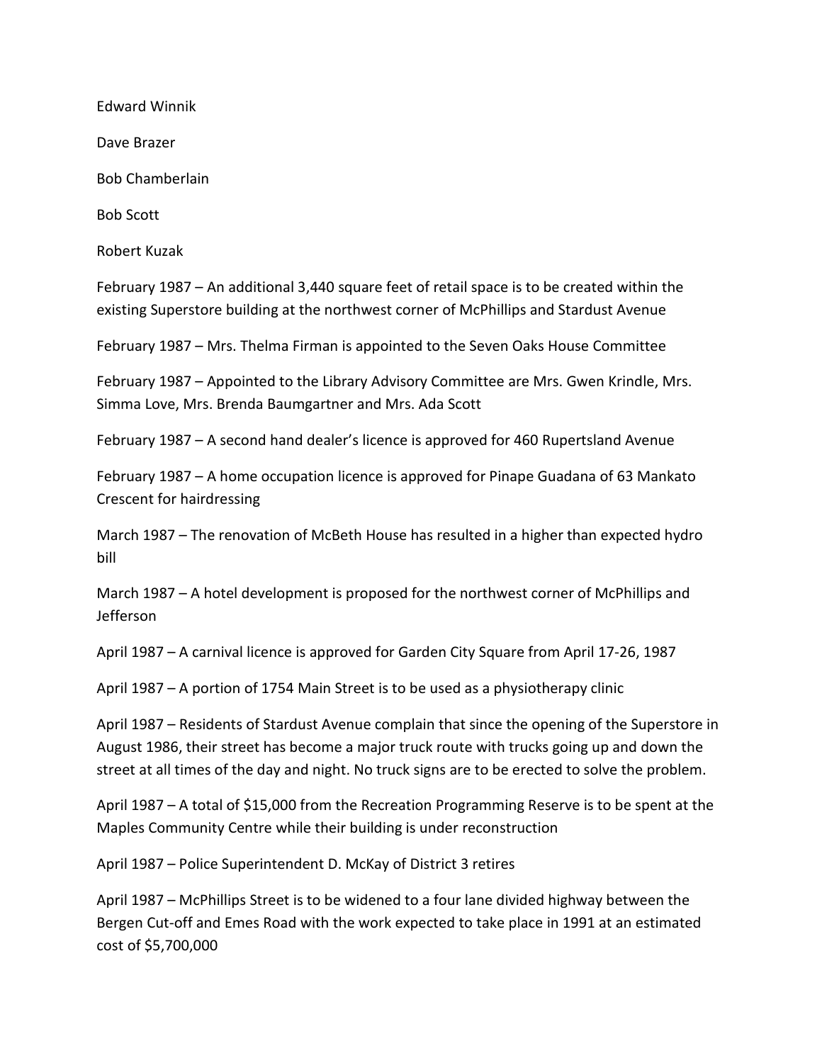Edward Winnik

Dave Brazer

Bob Chamberlain

Bob Scott

Robert Kuzak

February 1987 – An additional 3,440 square feet of retail space is to be created within the existing Superstore building at the northwest corner of McPhillips and Stardust Avenue

February 1987 – Mrs. Thelma Firman is appointed to the Seven Oaks House Committee

February 1987 – Appointed to the Library Advisory Committee are Mrs. Gwen Krindle, Mrs. Simma Love, Mrs. Brenda Baumgartner and Mrs. Ada Scott

February 1987 – A second hand dealer's licence is approved for 460 Rupertsland Avenue

February 1987 – A home occupation licence is approved for Pinape Guadana of 63 Mankato Crescent for hairdressing

March 1987 – The renovation of McBeth House has resulted in a higher than expected hydro bill

March 1987 – A hotel development is proposed for the northwest corner of McPhillips and Jefferson

April 1987 – A carnival licence is approved for Garden City Square from April 17-26, 1987

April 1987 – A portion of 1754 Main Street is to be used as a physiotherapy clinic

April 1987 – Residents of Stardust Avenue complain that since the opening of the Superstore in August 1986, their street has become a major truck route with trucks going up and down the street at all times of the day and night. No truck signs are to be erected to solve the problem.

April 1987 – A total of $15,000 from the Recreation Programming Reserve is to be spent at the Maples Community Centre while their building is under reconstruction

April 1987 – Police Superintendent D. McKay of District 3 retires

April 1987 – McPhillips Street is to be widened to a four lane divided highway between the Bergen Cut-off and Emes Road with the work expected to take place in 1991 at an estimated cost of $5,700,000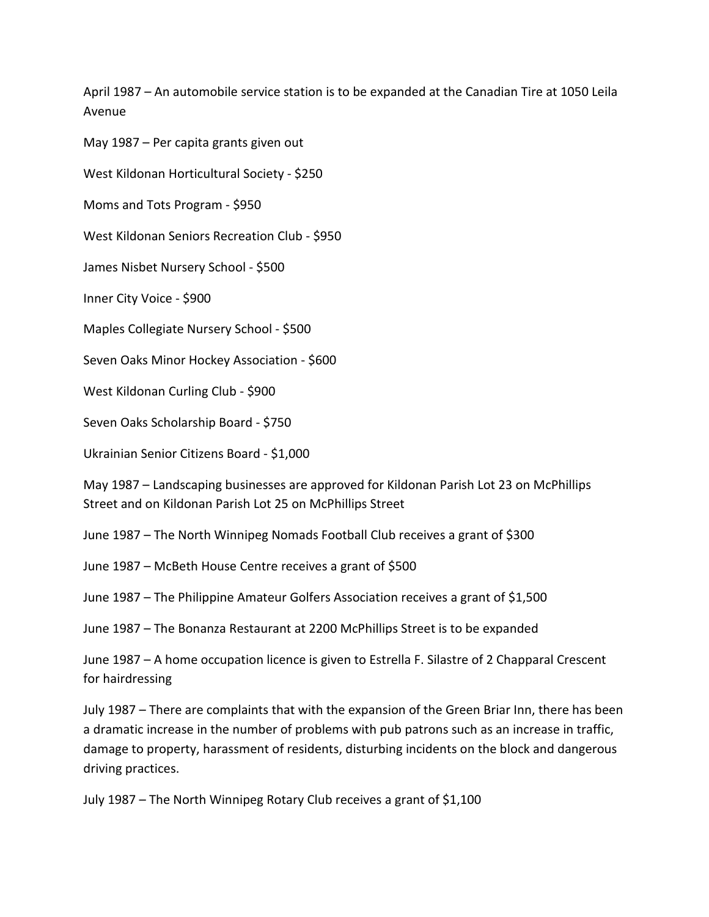April 1987 – An automobile service station is to be expanded at the Canadian Tire at 1050 Leila Avenue

May 1987 – Per capita grants given out

West Kildonan Horticultural Society - $250

Moms and Tots Program - $950

West Kildonan Seniors Recreation Club - $950

James Nisbet Nursery School - $500

Inner City Voice - $900

Maples Collegiate Nursery School - $500

Seven Oaks Minor Hockey Association - $600

West Kildonan Curling Club - $900

Seven Oaks Scholarship Board - $750

Ukrainian Senior Citizens Board - $1,000

May 1987 – Landscaping businesses are approved for Kildonan Parish Lot 23 on McPhillips Street and on Kildonan Parish Lot 25 on McPhillips Street

June 1987 – The North Winnipeg Nomads Football Club receives a grant of $300

June 1987 – McBeth House Centre receives a grant of $500

June 1987 – The Philippine Amateur Golfers Association receives a grant of $1,500

June 1987 – The Bonanza Restaurant at 2200 McPhillips Street is to be expanded

June 1987 – A home occupation licence is given to Estrella F. Silastre of 2 Chapparal Crescent for hairdressing

July 1987 – There are complaints that with the expansion of the Green Briar Inn, there has been a dramatic increase in the number of problems with pub patrons such as an increase in traffic, damage to property, harassment of residents, disturbing incidents on the block and dangerous driving practices.

July 1987 – The North Winnipeg Rotary Club receives a grant of $1,100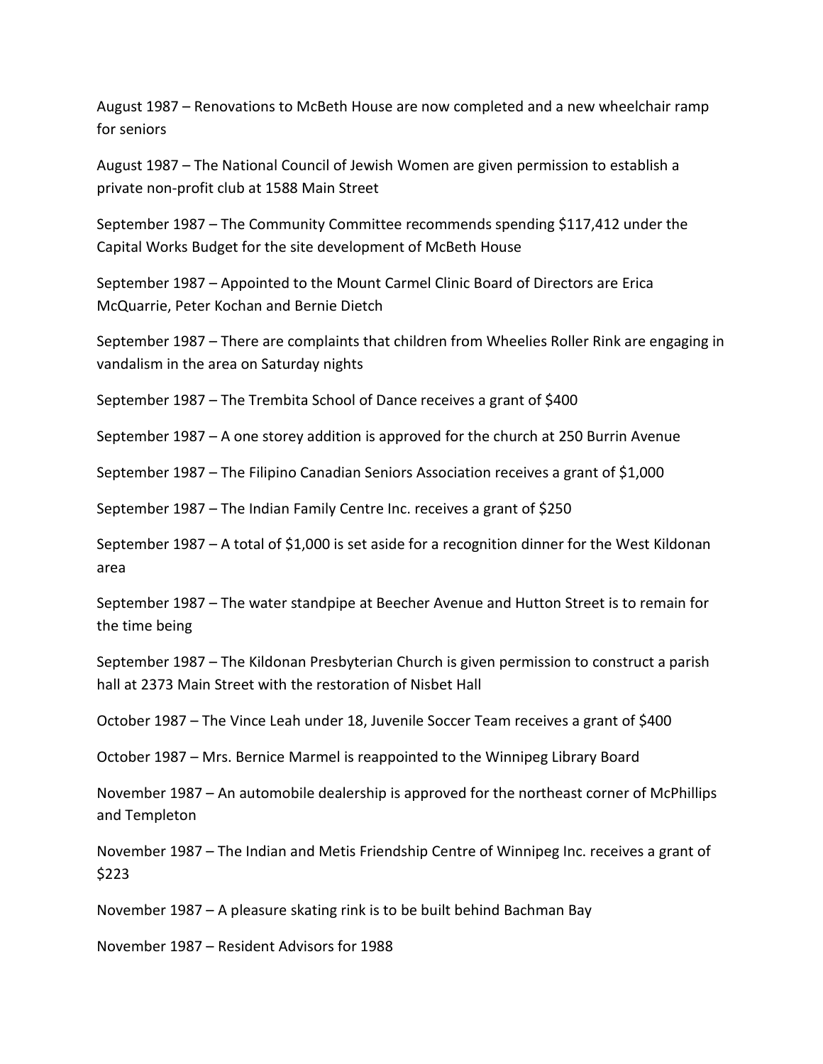August 1987 – Renovations to McBeth House are now completed and a new wheelchair ramp for seniors

August 1987 – The National Council of Jewish Women are given permission to establish a private non-profit club at 1588 Main Street

September 1987 – The Community Committee recommends spending $117,412 under the Capital Works Budget for the site development of McBeth House

September 1987 – Appointed to the Mount Carmel Clinic Board of Directors are Erica McQuarrie, Peter Kochan and Bernie Dietch

September 1987 – There are complaints that children from Wheelies Roller Rink are engaging in vandalism in the area on Saturday nights

September 1987 – The Trembita School of Dance receives a grant of $400

September 1987 – A one storey addition is approved for the church at 250 Burrin Avenue

September 1987 – The Filipino Canadian Seniors Association receives a grant of $1,000

September 1987 – The Indian Family Centre Inc. receives a grant of $250

September 1987 – A total of $1,000 is set aside for a recognition dinner for the West Kildonan area

September 1987 – The water standpipe at Beecher Avenue and Hutton Street is to remain for the time being

September 1987 – The Kildonan Presbyterian Church is given permission to construct a parish hall at 2373 Main Street with the restoration of Nisbet Hall

October 1987 – The Vince Leah under 18, Juvenile Soccer Team receives a grant of $400

October 1987 – Mrs. Bernice Marmel is reappointed to the Winnipeg Library Board

November 1987 – An automobile dealership is approved for the northeast corner of McPhillips and Templeton

November 1987 – The Indian and Metis Friendship Centre of Winnipeg Inc. receives a grant of $223

November 1987 – A pleasure skating rink is to be built behind Bachman Bay

November 1987 – Resident Advisors for 1988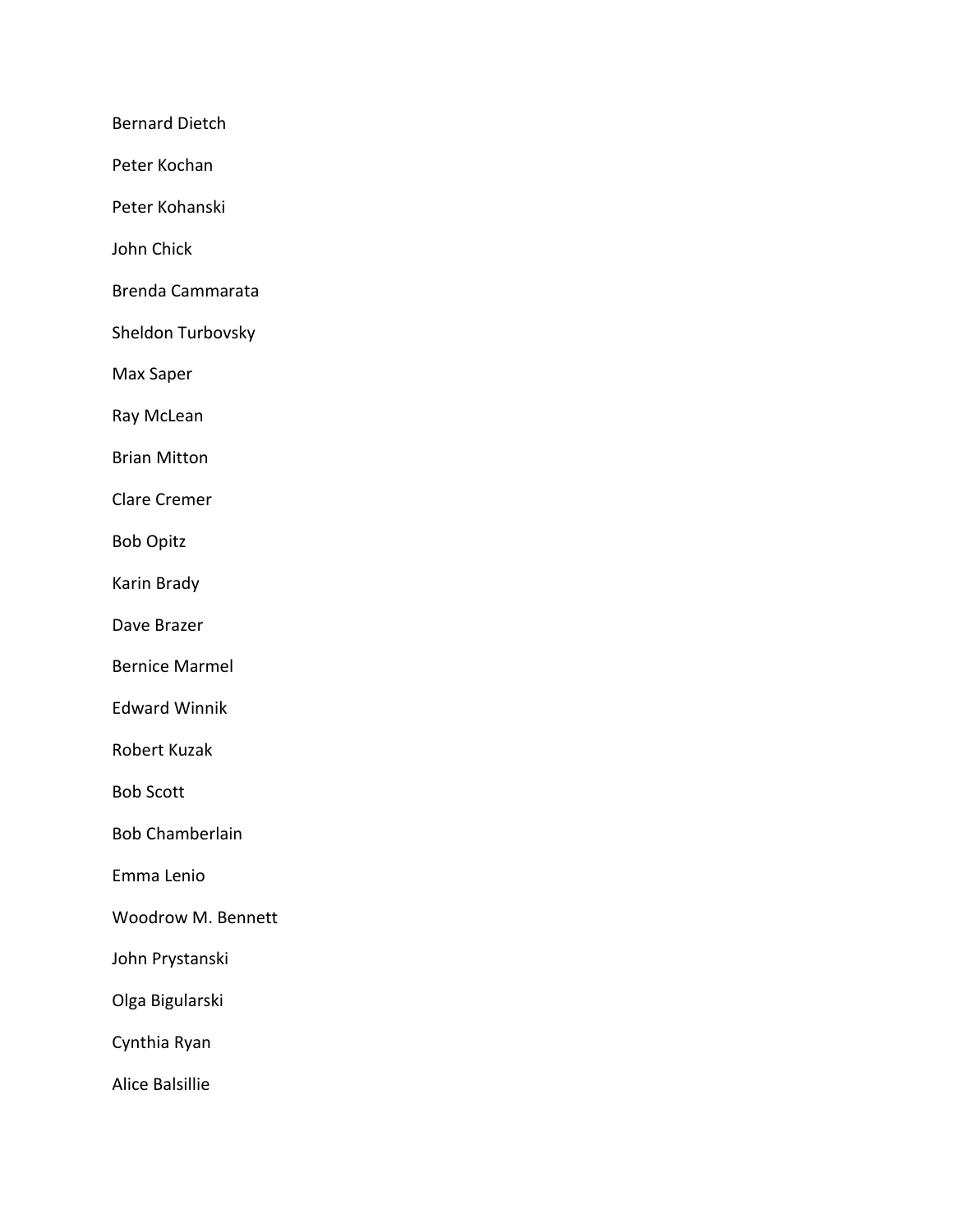Bernard Dietch

Peter Kochan

Peter Kohanski

John Chick

Brenda Cammarata

Sheldon Turbovsky

Max Saper

Ray McLean

Brian Mitton

Clare Cremer

Bob Opitz

Karin Brady

Dave Brazer

Bernice Marmel

Edward Winnik

Robert Kuzak

Bob Scott

Bob Chamberlain

Emma Lenio

Woodrow M. Bennett

John Prystanski

Olga Bigularski

Cynthia Ryan

Alice Balsillie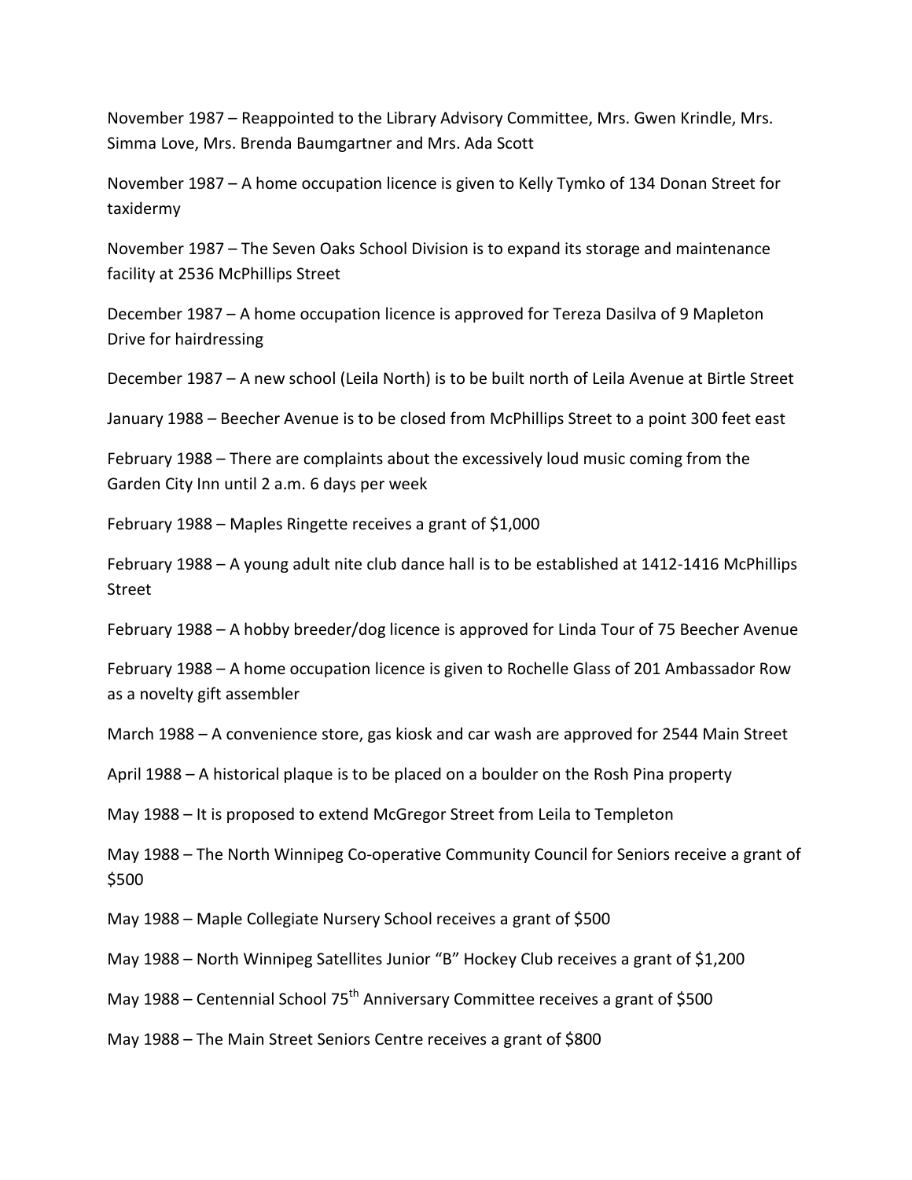November 1987 – Reappointed to the Library Advisory Committee, Mrs. Gwen Krindle, Mrs. Simma Love, Mrs. Brenda Baumgartner and Mrs. Ada Scott

November 1987 – A home occupation licence is given to Kelly Tymko of 134 Donan Street for taxidermy

November 1987 – The Seven Oaks School Division is to expand its storage and maintenance facility at 2536 McPhillips Street

December 1987 – A home occupation licence is approved for Tereza Dasilva of 9 Mapleton Drive for hairdressing

December 1987 – A new school (Leila North) is to be built north of Leila Avenue at Birtle Street

January 1988 – Beecher Avenue is to be closed from McPhillips Street to a point 300 feet east

February 1988 – There are complaints about the excessively loud music coming from the Garden City Inn until 2 a.m. 6 days per week

February 1988 – Maples Ringette receives a grant of $1,000

February 1988 – A young adult nite club dance hall is to be established at 1412-1416 McPhillips Street

February 1988 – A hobby breeder/dog licence is approved for Linda Tour of 75 Beecher Avenue

February 1988 – A home occupation licence is given to Rochelle Glass of 201 Ambassador Row as a novelty gift assembler

March 1988 – A convenience store, gas kiosk and car wash are approved for 2544 Main Street

April 1988 – A historical plaque is to be placed on a boulder on the Rosh Pina property

May 1988 – It is proposed to extend McGregor Street from Leila to Templeton

May 1988 – The North Winnipeg Co-operative Community Council for Seniors receive a grant of $500

May 1988 – Maple Collegiate Nursery School receives a grant of $500

May 1988 – North Winnipeg Satellites Junior "B" Hockey Club receives a grant of $1,200

May 1988 – Centennial School 75th Anniversary Committee receives a grant of $500

May 1988 – The Main Street Seniors Centre receives a grant of $800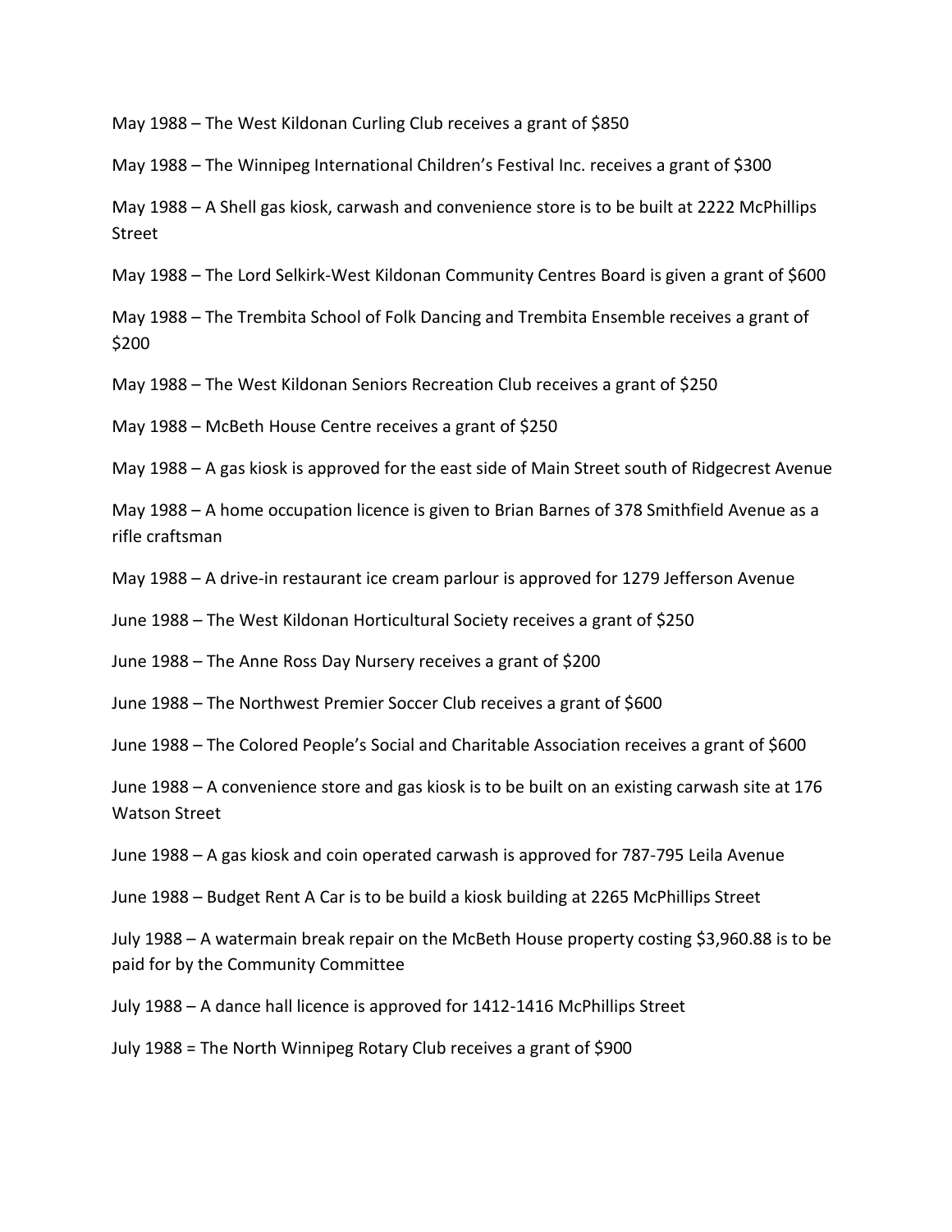May 1988 – The West Kildonan Curling Club receives a grant of $850

May 1988 – The Winnipeg International Children's Festival Inc. receives a grant of $300

May 1988 – A Shell gas kiosk, carwash and convenience store is to be built at 2222 McPhillips Street

May 1988 – The Lord Selkirk-West Kildonan Community Centres Board is given a grant of $600

May 1988 – The Trembita School of Folk Dancing and Trembita Ensemble receives a grant of $200

May 1988 – The West Kildonan Seniors Recreation Club receives a grant of $250

May 1988 – McBeth House Centre receives a grant of $250

May 1988 – A gas kiosk is approved for the east side of Main Street south of Ridgecrest Avenue

May 1988 – A home occupation licence is given to Brian Barnes of 378 Smithfield Avenue as a rifle craftsman

May 1988 – A drive-in restaurant ice cream parlour is approved for 1279 Jefferson Avenue

June 1988 – The West Kildonan Horticultural Society receives a grant of $250

June 1988 – The Anne Ross Day Nursery receives a grant of $200

June 1988 – The Northwest Premier Soccer Club receives a grant of $600

June 1988 – The Colored People's Social and Charitable Association receives a grant of $600

June 1988 – A convenience store and gas kiosk is to be built on an existing carwash site at 176 Watson Street

June 1988 – A gas kiosk and coin operated carwash is approved for 787-795 Leila Avenue

June 1988 – Budget Rent A Car is to be build a kiosk building at 2265 McPhillips Street

July 1988 – A watermain break repair on the McBeth House property costing $3,960.88 is to be paid for by the Community Committee

July 1988 – A dance hall licence is approved for 1412-1416 McPhillips Street

July 1988 = The North Winnipeg Rotary Club receives a grant of $900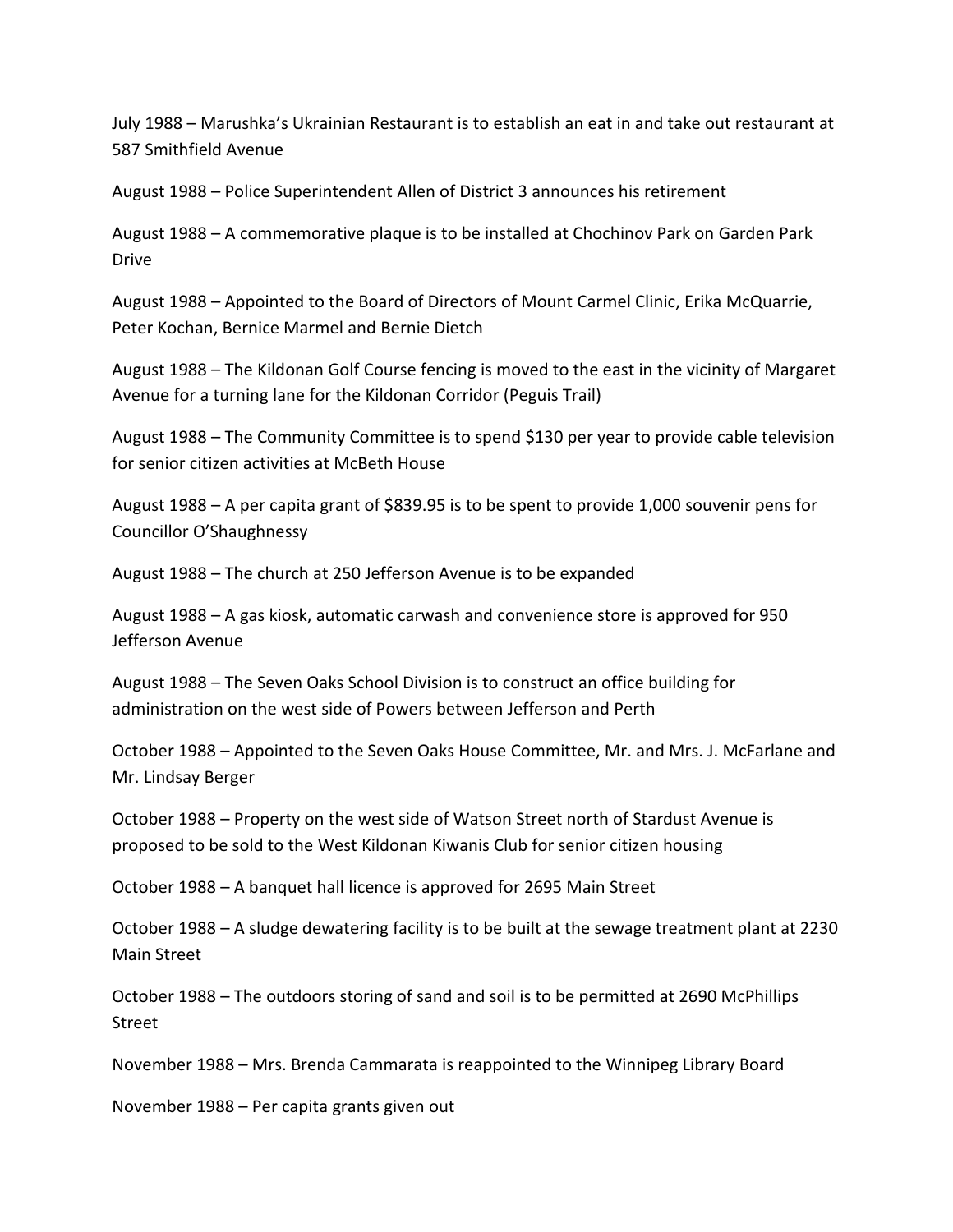July 1988 – Marushka's Ukrainian Restaurant is to establish an eat in and take out restaurant at 587 Smithfield Avenue

August 1988 – Police Superintendent Allen of District 3 announces his retirement

August 1988 – A commemorative plaque is to be installed at Chochinov Park on Garden Park Drive

August 1988 – Appointed to the Board of Directors of Mount Carmel Clinic, Erika McQuarrie, Peter Kochan, Bernice Marmel and Bernie Dietch

August 1988 – The Kildonan Golf Course fencing is moved to the east in the vicinity of Margaret Avenue for a turning lane for the Kildonan Corridor (Peguis Trail)

August 1988 – The Community Committee is to spend $130 per year to provide cable television for senior citizen activities at McBeth House

August 1988 – A per capita grant of $839.95 is to be spent to provide 1,000 souvenir pens for Councillor O'Shaughnessy

August 1988 – The church at 250 Jefferson Avenue is to be expanded

August 1988 – A gas kiosk, automatic carwash and convenience store is approved for 950 Jefferson Avenue

August 1988 – The Seven Oaks School Division is to construct an office building for administration on the west side of Powers between Jefferson and Perth

October 1988 – Appointed to the Seven Oaks House Committee, Mr. and Mrs. J. McFarlane and Mr. Lindsay Berger

October 1988 – Property on the west side of Watson Street north of Stardust Avenue is proposed to be sold to the West Kildonan Kiwanis Club for senior citizen housing

October 1988 – A banquet hall licence is approved for 2695 Main Street

October 1988 – A sludge dewatering facility is to be built at the sewage treatment plant at 2230 Main Street

October 1988 – The outdoors storing of sand and soil is to be permitted at 2690 McPhillips Street

November 1988 – Mrs. Brenda Cammarata is reappointed to the Winnipeg Library Board

November 1988 – Per capita grants given out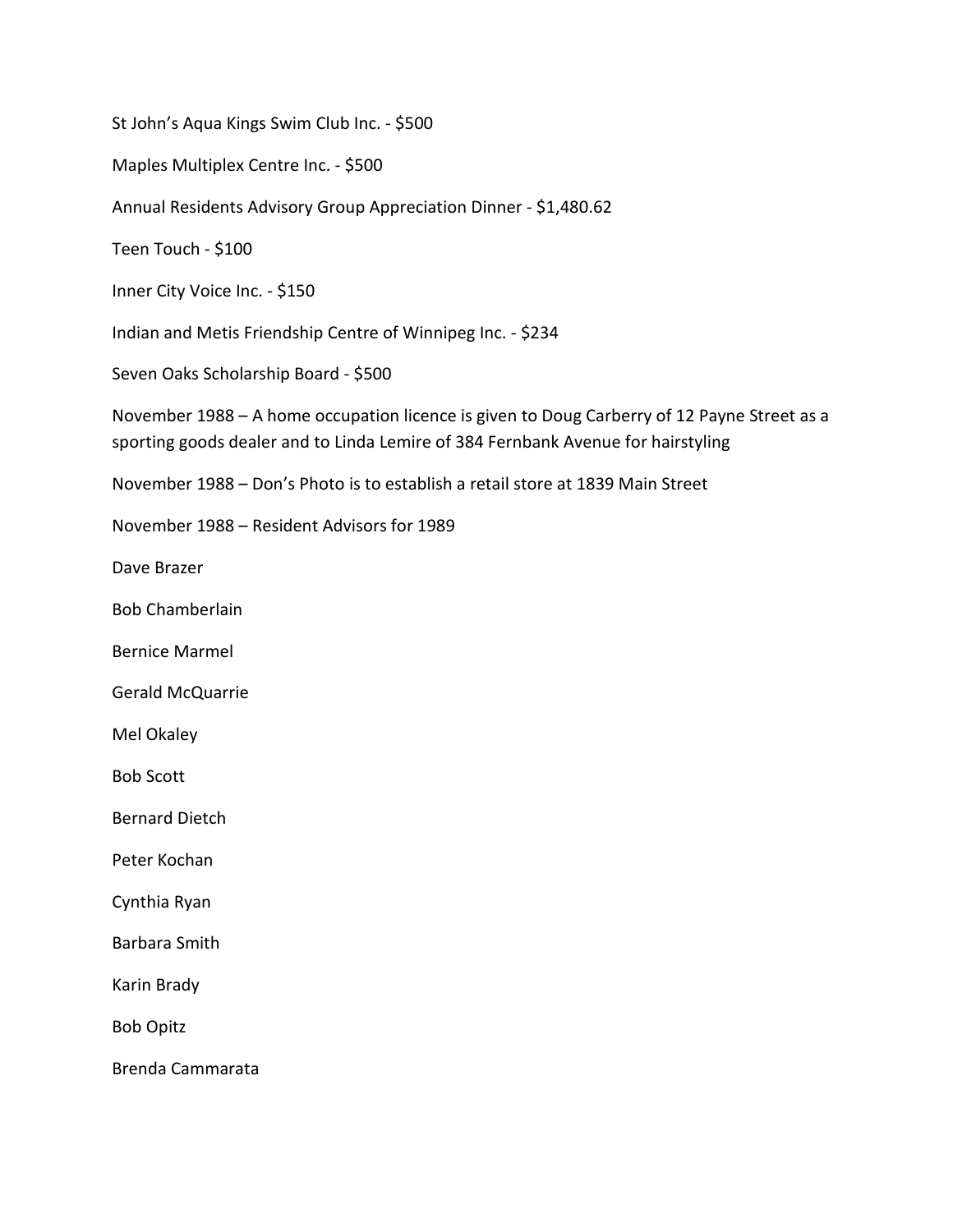St John’s Aqua Kings Swim Club Inc. - $500

Maples Multiplex Centre Inc. - $500

Annual Residents Advisory Group Appreciation Dinner - $1,480.62

Teen Touch - $100

Inner City Voice Inc. - $150

Indian and Metis Friendship Centre of Winnipeg Inc. - $234

Seven Oaks Scholarship Board - $500

November 1988 – A home occupation licence is given to Doug Carberry of 12 Payne Street as a sporting goods dealer and to Linda Lemire of 384 Fernbank Avenue for hairstyling

November 1988 – Don’s Photo is to establish a retail store at 1839 Main Street

November 1988 – Resident Advisors for 1989

Dave Brazer

Bob Chamberlain

Bernice Marmel

Gerald McQuarrie

Mel Okaley

Bob Scott

Bernard Dietch

Peter Kochan

Cynthia Ryan

Barbara Smith

Karin Brady

Bob Opitz

Brenda Cammarata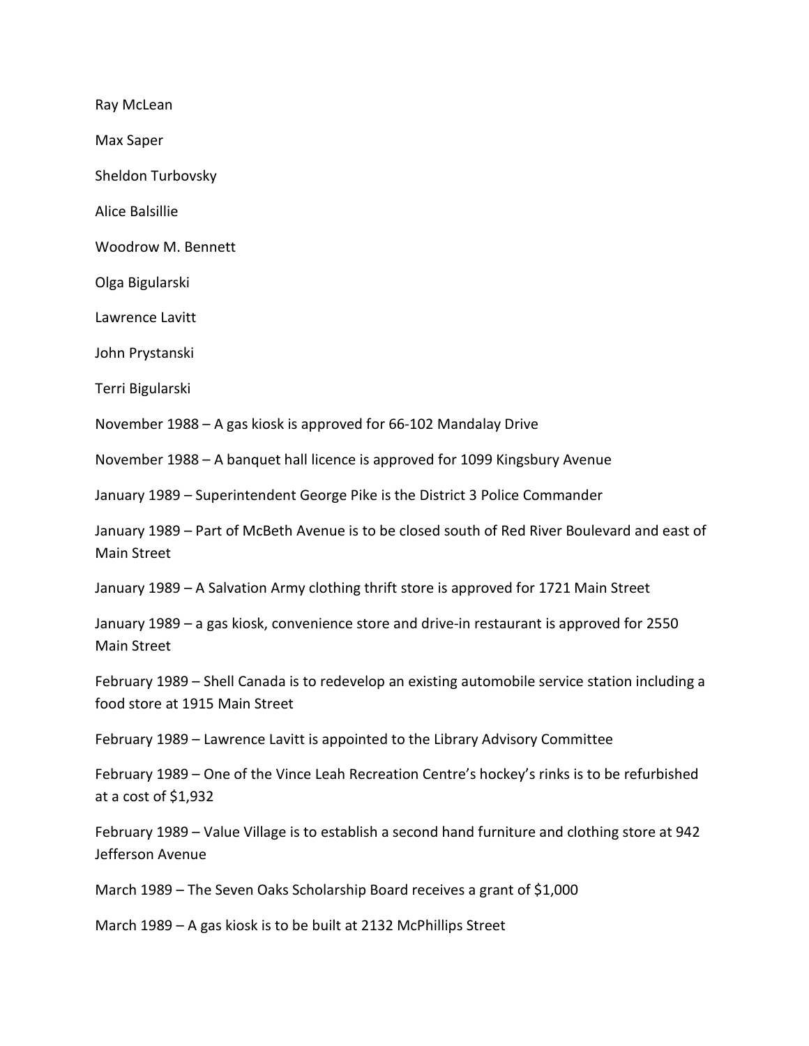Ray McLean

Max Saper

Sheldon Turbovsky

Alice Balsillie

Woodrow M. Bennett

Olga Bigularski

Lawrence Lavitt

John Prystanski

Terri Bigularski

November 1988 – A gas kiosk is approved for 66-102 Mandalay Drive

November 1988 – A banquet hall licence is approved for 1099 Kingsbury Avenue

January 1989 – Superintendent George Pike is the District 3 Police Commander

January 1989 – Part of McBeth Avenue is to be closed south of Red River Boulevard and east of Main Street

January 1989 – A Salvation Army clothing thrift store is approved for 1721 Main Street

January 1989 – a gas kiosk, convenience store and drive-in restaurant is approved for 2550 Main Street

February 1989 – Shell Canada is to redevelop an existing automobile service station including a food store at 1915 Main Street

February 1989 – Lawrence Lavitt is appointed to the Library Advisory Committee

February 1989 – One of the Vince Leah Recreation Centre's hockey's rinks is to be refurbished at a cost of $1,932

February 1989 – Value Village is to establish a second hand furniture and clothing store at 942 Jefferson Avenue

March 1989 – The Seven Oaks Scholarship Board receives a grant of $1,000

March 1989 – A gas kiosk is to be built at 2132 McPhillips Street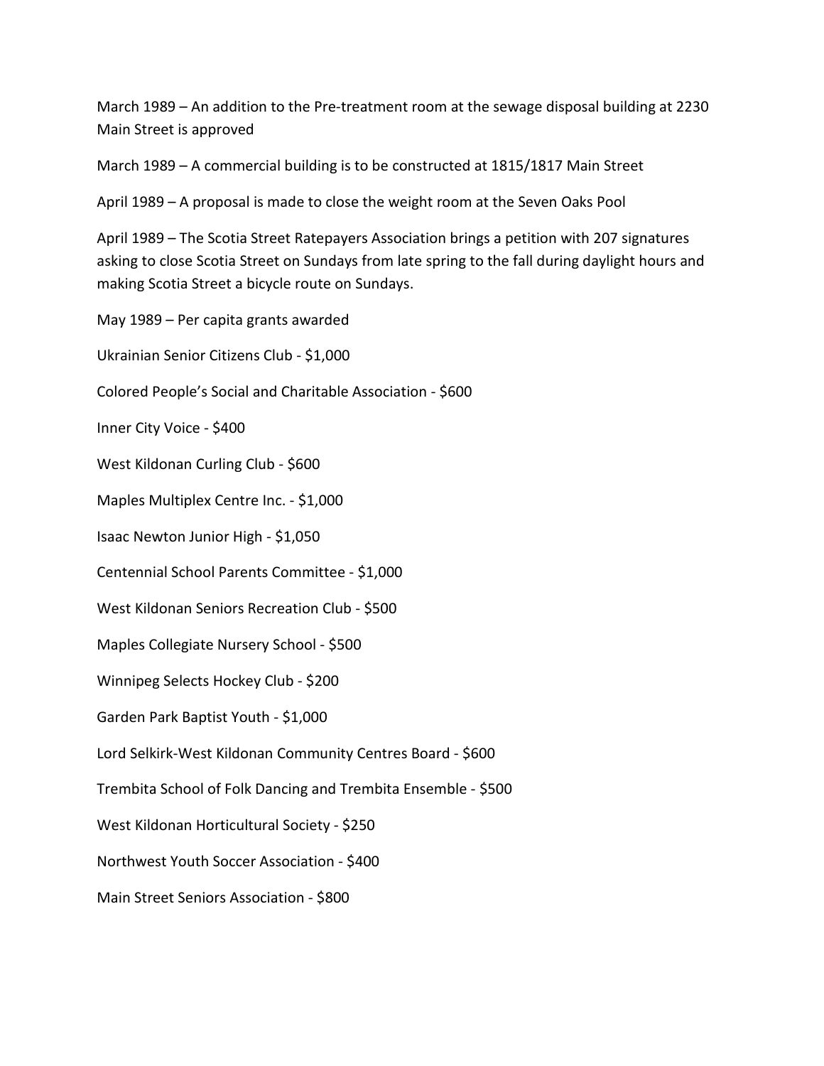March 1989 – An addition to the Pre-treatment room at the sewage disposal building at 2230 Main Street is approved

March 1989 – A commercial building is to be constructed at 1815/1817 Main Street

April 1989 – A proposal is made to close the weight room at the Seven Oaks Pool

April 1989 – The Scotia Street Ratepayers Association brings a petition with 207 signatures asking to close Scotia Street on Sundays from late spring to the fall during daylight hours and making Scotia Street a bicycle route on Sundays.

May 1989 – Per capita grants awarded

Ukrainian Senior Citizens Club - $1,000

Colored People's Social and Charitable Association - $600

Inner City Voice - $400

West Kildonan Curling Club - $600

Maples Multiplex Centre Inc. - $1,000

Isaac Newton Junior High - $1,050

Centennial School Parents Committee - $1,000

West Kildonan Seniors Recreation Club - $500

Maples Collegiate Nursery School - $500

Winnipeg Selects Hockey Club - $200

Garden Park Baptist Youth - $1,000

Lord Selkirk-West Kildonan Community Centres Board - $600

Trembita School of Folk Dancing and Trembita Ensemble - $500

West Kildonan Horticultural Society - $250

Northwest Youth Soccer Association - $400

Main Street Seniors Association - $800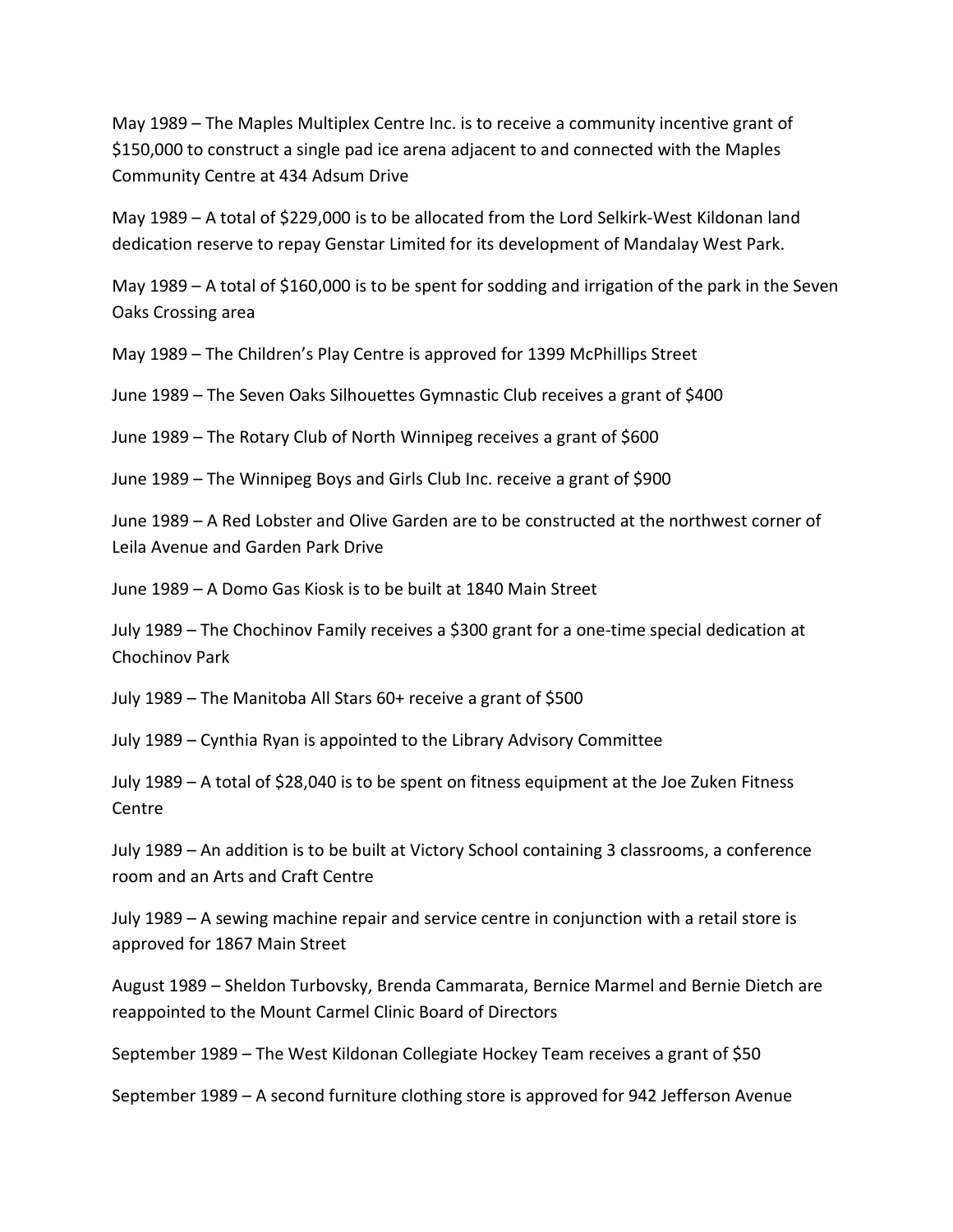May 1989 – The Maples Multiplex Centre Inc. is to receive a community incentive grant of $150,000 to construct a single pad ice arena adjacent to and connected with the Maples Community Centre at 434 Adsum Drive

May 1989 – A total of $229,000 is to be allocated from the Lord Selkirk-West Kildonan land dedication reserve to repay Genstar Limited for its development of Mandalay West Park.

May 1989 – A total of $160,000 is to be spent for sodding and irrigation of the park in the Seven Oaks Crossing area

May 1989 – The Children's Play Centre is approved for 1399 McPhillips Street

June 1989 – The Seven Oaks Silhouettes Gymnastic Club receives a grant of $400

June 1989 – The Rotary Club of North Winnipeg receives a grant of $600

June 1989 – The Winnipeg Boys and Girls Club Inc. receive a grant of $900

June 1989 – A Red Lobster and Olive Garden are to be constructed at the northwest corner of Leila Avenue and Garden Park Drive

June 1989 – A Domo Gas Kiosk is to be built at 1840 Main Street

July 1989 – The Chochinov Family receives a $300 grant for a one-time special dedication at Chochinov Park

July 1989 – The Manitoba All Stars 60+ receive a grant of $500

July 1989 – Cynthia Ryan is appointed to the Library Advisory Committee

July 1989 – A total of $28,040 is to be spent on fitness equipment at the Joe Zuken Fitness Centre

July 1989 – An addition is to be built at Victory School containing 3 classrooms, a conference room and an Arts and Craft Centre

July 1989 – A sewing machine repair and service centre in conjunction with a retail store is approved for 1867 Main Street

August 1989 – Sheldon Turbovsky, Brenda Cammarata, Bernice Marmel and Bernie Dietch are reappointed to the Mount Carmel Clinic Board of Directors

September 1989 – The West Kildonan Collegiate Hockey Team receives a grant of $50

September 1989 – A second furniture clothing store is approved for 942 Jefferson Avenue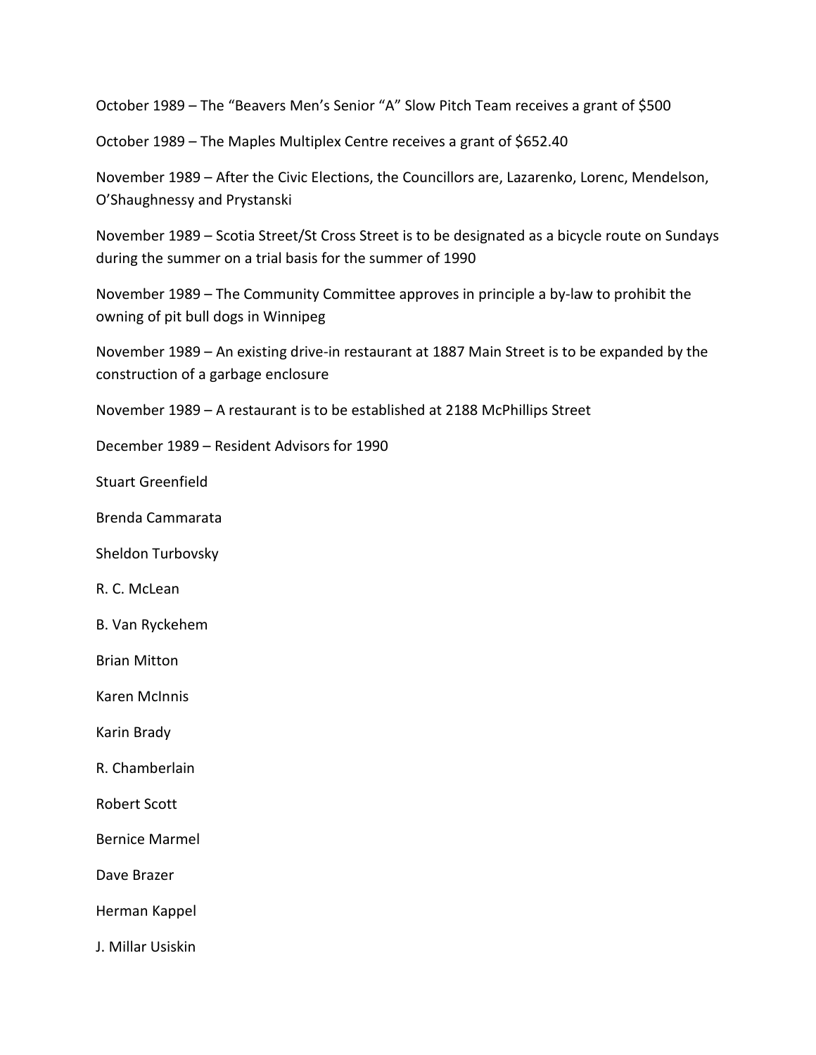October 1989 – The "Beavers Men's Senior "A" Slow Pitch Team receives a grant of $500

October 1989 – The Maples Multiplex Centre receives a grant of $652.40

November 1989 – After the Civic Elections, the Councillors are, Lazarenko, Lorenc, Mendelson, O'Shaughnessy and Prystanski

November 1989 – Scotia Street/St Cross Street is to be designated as a bicycle route on Sundays during the summer on a trial basis for the summer of 1990

November 1989 – The Community Committee approves in principle a by-law to prohibit the owning of pit bull dogs in Winnipeg

November 1989 – An existing drive-in restaurant at 1887 Main Street is to be expanded by the construction of a garbage enclosure

November 1989 – A restaurant is to be established at 2188 McPhillips Street

December 1989 – Resident Advisors for 1990

Stuart Greenfield

Brenda Cammarata

Sheldon Turbovsky

R. C. McLean

B. Van Ryckehem

Brian Mitton

Karen McInnis

Karin Brady

R. Chamberlain

Robert Scott

Bernice Marmel

Dave Brazer

Herman Kappel

J. Millar Usiskin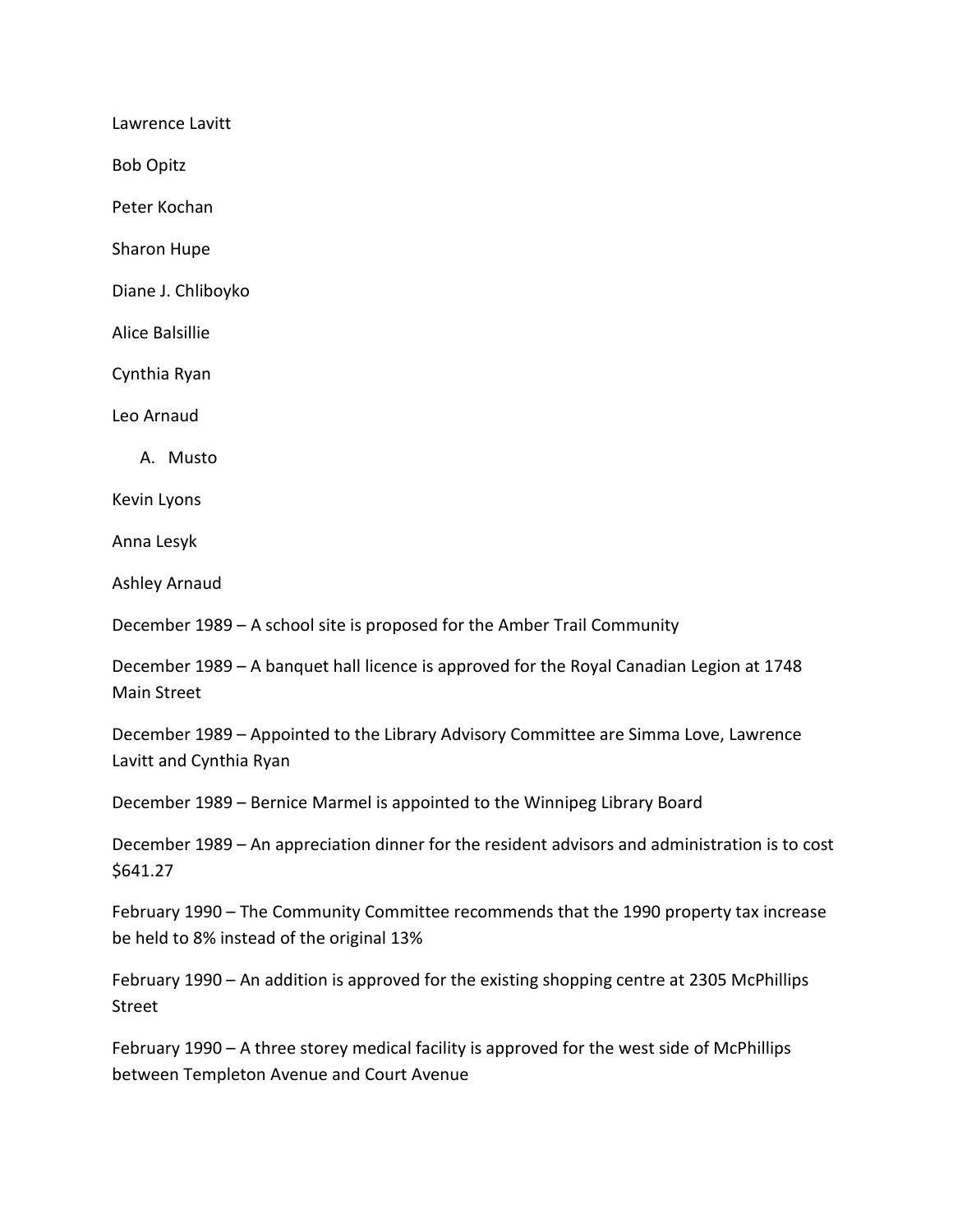Lawrence Lavitt

Bob Opitz

Peter Kochan

Sharon Hupe

Diane J. Chliboyko

Alice Balsillie

Cynthia Ryan

Leo Arnaud

A. Musto

Kevin Lyons

Anna Lesyk

Ashley Arnaud

December 1989 – A school site is proposed for the Amber Trail Community

December 1989 – A banquet hall licence is approved for the Royal Canadian Legion at 1748 Main Street

December 1989 – Appointed to the Library Advisory Committee are Simma Love, Lawrence Lavitt and Cynthia Ryan

December 1989 – Bernice Marmel is appointed to the Winnipeg Library Board

December 1989 – An appreciation dinner for the resident advisors and administration is to cost $641.27

February 1990 – The Community Committee recommends that the 1990 property tax increase be held to 8% instead of the original 13%

February 1990 – An addition is approved for the existing shopping centre at 2305 McPhillips Street

February 1990 – A three storey medical facility is approved for the west side of McPhillips between Templeton Avenue and Court Avenue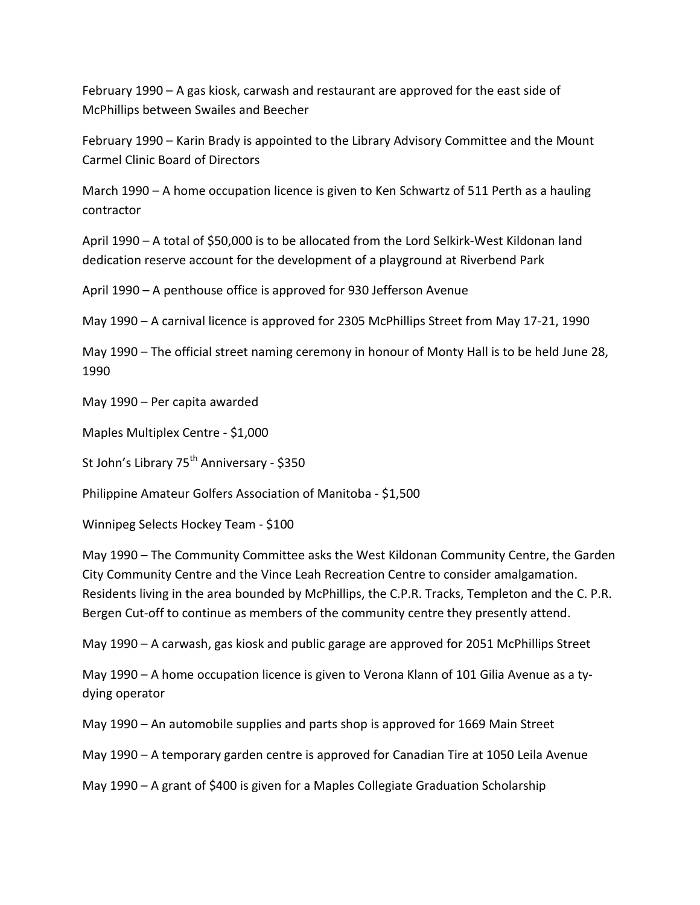February 1990 – A gas kiosk, carwash and restaurant are approved for the east side of McPhillips between Swailes and Beecher

February 1990 – Karin Brady is appointed to the Library Advisory Committee and the Mount Carmel Clinic Board of Directors

March 1990 – A home occupation licence is given to Ken Schwartz of 511 Perth as a hauling contractor

April 1990 – A total of $50,000 is to be allocated from the Lord Selkirk-West Kildonan land dedication reserve account for the development of a playground at Riverbend Park

April 1990 – A penthouse office is approved for 930 Jefferson Avenue

May 1990 – A carnival licence is approved for 2305 McPhillips Street from May 17-21, 1990

May 1990 – The official street naming ceremony in honour of Monty Hall is to be held June 28, 1990

May 1990 – Per capita awarded

Maples Multiplex Centre - $1,000

St John's Library 75th Anniversary - $350

Philippine Amateur Golfers Association of Manitoba - $1,500

Winnipeg Selects Hockey Team - $100

May 1990 – The Community Committee asks the West Kildonan Community Centre, the Garden City Community Centre and the Vince Leah Recreation Centre to consider amalgamation. Residents living in the area bounded by McPhillips, the C.P.R. Tracks, Templeton and the C. P.R. Bergen Cut-off to continue as members of the community centre they presently attend.

May 1990 – A carwash, gas kiosk and public garage are approved for 2051 McPhillips Street

May 1990 – A home occupation licence is given to Verona Klann of 101 Gilia Avenue as a ty-dying operator

May 1990 – An automobile supplies and parts shop is approved for 1669 Main Street

May 1990 – A temporary garden centre is approved for Canadian Tire at 1050 Leila Avenue

May 1990 – A grant of $400 is given for a Maples Collegiate Graduation Scholarship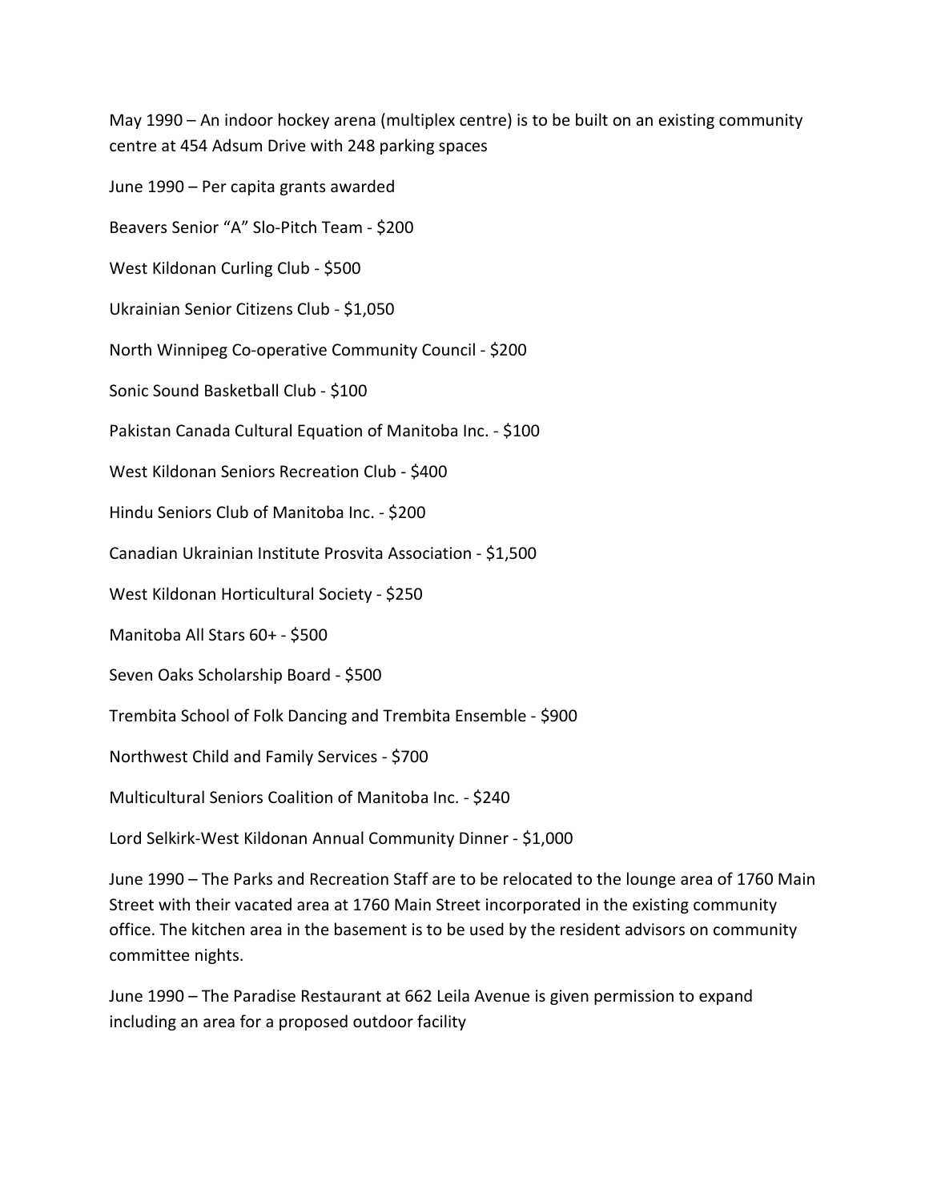May 1990 – An indoor hockey arena (multiplex centre) is to be built on an existing community centre at 454 Adsum Drive with 248 parking spaces

June 1990 – Per capita grants awarded

Beavers Senior "A" Slo-Pitch Team - $200

West Kildonan Curling Club - $500

Ukrainian Senior Citizens Club - $1,050

North Winnipeg Co-operative Community Council - $200

Sonic Sound Basketball Club - $100

Pakistan Canada Cultural Equation of Manitoba Inc. - $100

West Kildonan Seniors Recreation Club - $400

Hindu Seniors Club of Manitoba Inc. - $200

Canadian Ukrainian Institute Prosvita Association - $1,500

West Kildonan Horticultural Society - $250

Manitoba All Stars 60+ - $500

Seven Oaks Scholarship Board - $500

Trembita School of Folk Dancing and Trembita Ensemble - $900

Northwest Child and Family Services - $700

Multicultural Seniors Coalition of Manitoba Inc. - $240

Lord Selkirk-West Kildonan Annual Community Dinner - $1,000

June 1990 – The Parks and Recreation Staff are to be relocated to the lounge area of 1760 Main Street with their vacated area at 1760 Main Street incorporated in the existing community office. The kitchen area in the basement is to be used by the resident advisors on community committee nights.

June 1990 – The Paradise Restaurant at 662 Leila Avenue is given permission to expand including an area for a proposed outdoor facility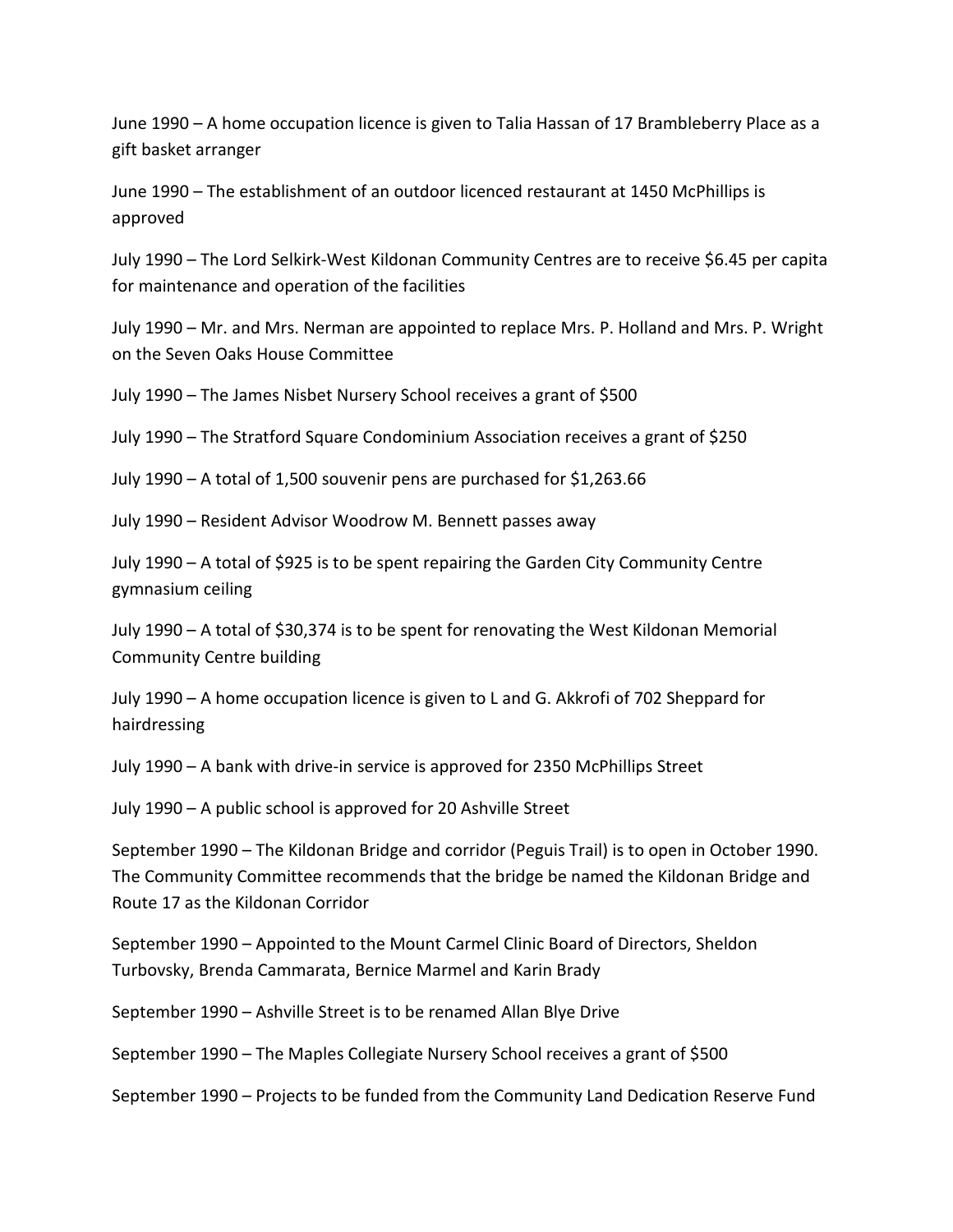June 1990 – A home occupation licence is given to Talia Hassan of 17 Brambleberry Place as a gift basket arranger

June 1990 – The establishment of an outdoor licenced restaurant at 1450 McPhillips is approved

July 1990 – The Lord Selkirk-West Kildonan Community Centres are to receive $6.45 per capita for maintenance and operation of the facilities

July 1990 – Mr. and Mrs. Nerman are appointed to replace Mrs. P. Holland and Mrs. P. Wright on the Seven Oaks House Committee

July 1990 – The James Nisbet Nursery School receives a grant of $500

July 1990 – The Stratford Square Condominium Association receives a grant of $250

July 1990 – A total of 1,500 souvenir pens are purchased for $1,263.66

July 1990 – Resident Advisor Woodrow M. Bennett passes away

July 1990 – A total of $925 is to be spent repairing the Garden City Community Centre gymnasium ceiling

July 1990 – A total of $30,374 is to be spent for renovating the West Kildonan Memorial Community Centre building

July 1990 – A home occupation licence is given to L and G. Akkrofi of 702 Sheppard for hairdressing

July 1990 – A bank with drive-in service is approved for 2350 McPhillips Street

July 1990 – A public school is approved for 20 Ashville Street

September 1990 – The Kildonan Bridge and corridor (Peguis Trail) is to open in October 1990. The Community Committee recommends that the bridge be named the Kildonan Bridge and Route 17 as the Kildonan Corridor

September 1990 – Appointed to the Mount Carmel Clinic Board of Directors, Sheldon Turbovsky, Brenda Cammarata, Bernice Marmel and Karin Brady

September 1990 – Ashville Street is to be renamed Allan Blye Drive

September 1990 – The Maples Collegiate Nursery School receives a grant of $500

September 1990 – Projects to be funded from the Community Land Dedication Reserve Fund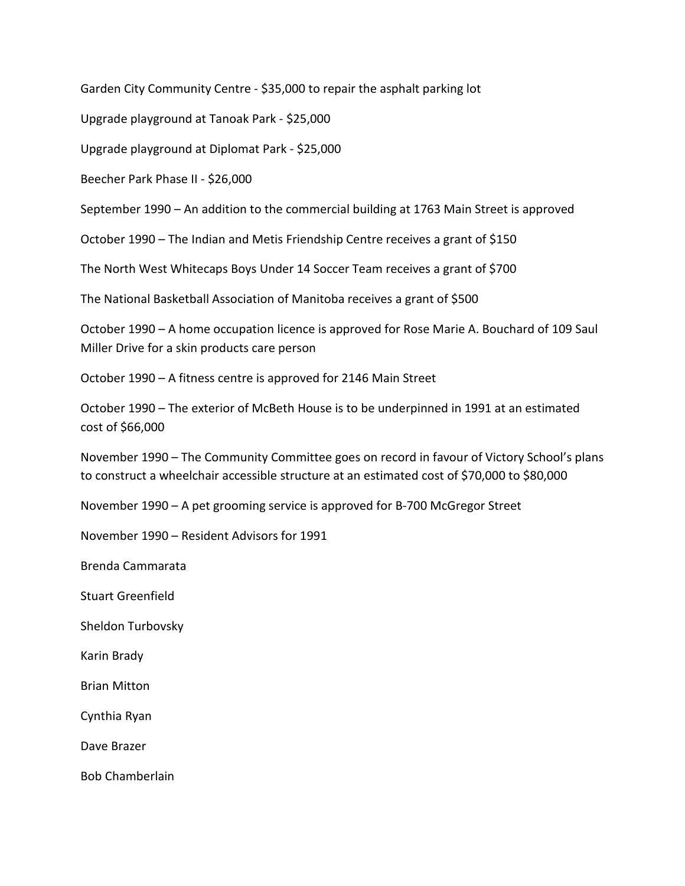Garden City Community Centre - $35,000 to repair the asphalt parking lot

Upgrade playground at Tanoak Park - $25,000

Upgrade playground at Diplomat Park - $25,000

Beecher Park Phase II - $26,000

September 1990 – An addition to the commercial building at 1763 Main Street is approved

October 1990 – The Indian and Metis Friendship Centre receives a grant of $150

The North West Whitecaps Boys Under 14 Soccer Team receives a grant of $700

The National Basketball Association of Manitoba receives a grant of $500

October 1990 – A home occupation licence is approved for Rose Marie A. Bouchard of 109 Saul Miller Drive for a skin products care person

October 1990 – A fitness centre is approved for 2146 Main Street

October 1990 – The exterior of McBeth House is to be underpinned in 1991 at an estimated cost of $66,000

November 1990 – The Community Committee goes on record in favour of Victory School's plans to construct a wheelchair accessible structure at an estimated cost of $70,000 to $80,000

November 1990 – A pet grooming service is approved for B-700 McGregor Street

November 1990 – Resident Advisors for 1991

Brenda Cammarata

Stuart Greenfield

Sheldon Turbovsky

Karin Brady

Brian Mitton

Cynthia Ryan

Dave Brazer

Bob Chamberlain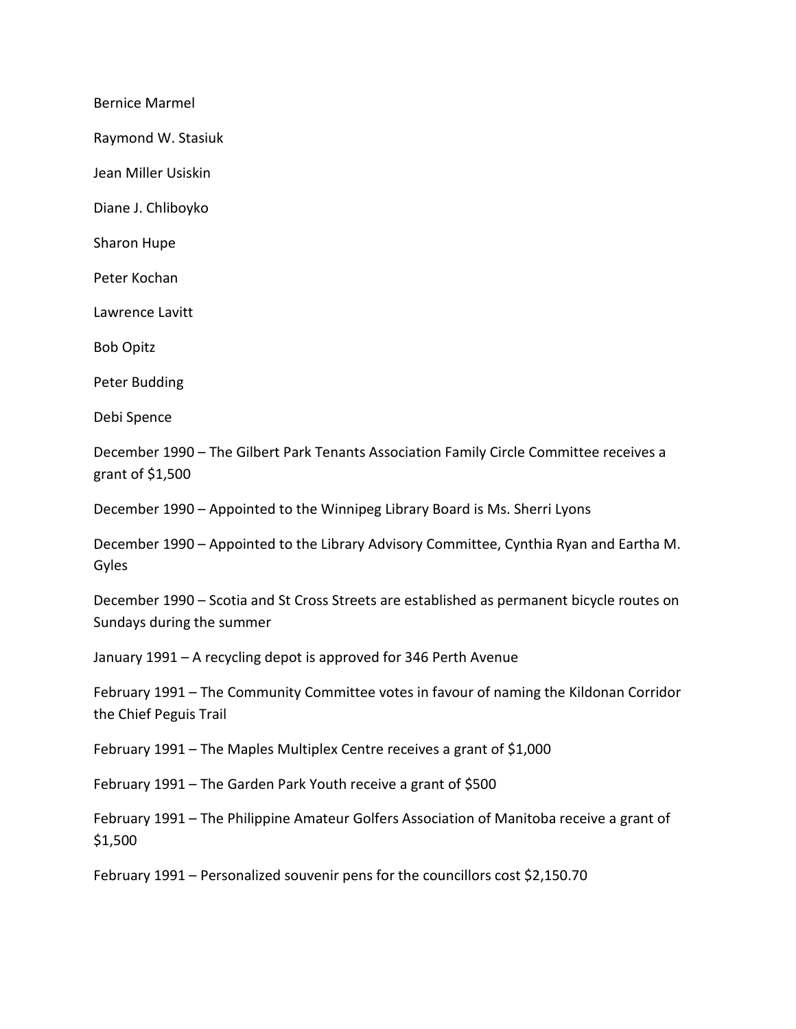Bernice Marmel

Raymond W. Stasiuk

Jean Miller Usiskin

Diane J. Chliboyko

Sharon Hupe

Peter Kochan

Lawrence Lavitt

Bob Opitz

Peter Budding

Debi Spence

December 1990 – The Gilbert Park Tenants Association Family Circle Committee receives a grant of $1,500

December 1990 – Appointed to the Winnipeg Library Board is Ms. Sherri Lyons

December 1990 – Appointed to the Library Advisory Committee, Cynthia Ryan and Eartha M. Gyles

December 1990 – Scotia and St Cross Streets are established as permanent bicycle routes on Sundays during the summer

January 1991 – A recycling depot is approved for 346 Perth Avenue

February 1991 – The Community Committee votes in favour of naming the Kildonan Corridor the Chief Peguis Trail

February 1991 – The Maples Multiplex Centre receives a grant of $1,000

February 1991 – The Garden Park Youth receive a grant of $500

February 1991 – The Philippine Amateur Golfers Association of Manitoba receive a grant of $1,500

February 1991 – Personalized souvenir pens for the councillors cost $2,150.70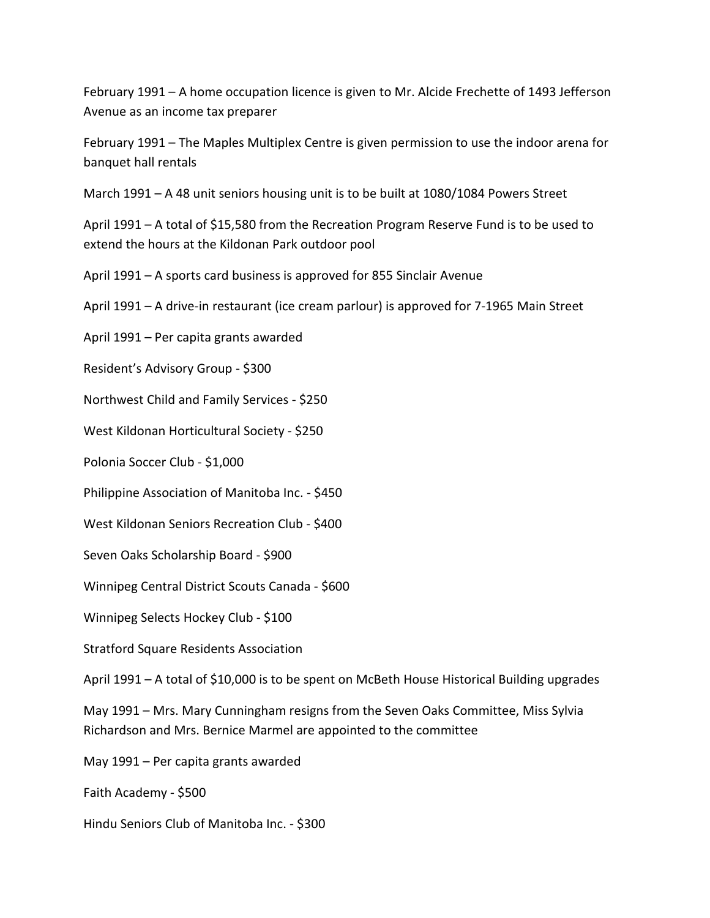February 1991 – A home occupation licence is given to Mr. Alcide Frechette of 1493 Jefferson Avenue as an income tax preparer

February 1991 – The Maples Multiplex Centre is given permission to use the indoor arena for banquet hall rentals

March 1991 – A 48 unit seniors housing unit is to be built at 1080/1084 Powers Street

April 1991 – A total of $15,580 from the Recreation Program Reserve Fund is to be used to extend the hours at the Kildonan Park outdoor pool

April 1991 – A sports card business is approved for 855 Sinclair Avenue

April 1991 – A drive-in restaurant (ice cream parlour) is approved for 7-1965 Main Street

April 1991 – Per capita grants awarded

Resident's Advisory Group - $300

Northwest Child and Family Services - $250

West Kildonan Horticultural Society - $250

Polonia Soccer Club - $1,000

Philippine Association of Manitoba Inc. - $450

West Kildonan Seniors Recreation Club - $400

Seven Oaks Scholarship Board - $900

Winnipeg Central District Scouts Canada - $600

Winnipeg Selects Hockey Club - $100

Stratford Square Residents Association

April 1991 – A total of $10,000 is to be spent on McBeth House Historical Building upgrades

May 1991 – Mrs. Mary Cunningham resigns from the Seven Oaks Committee, Miss Sylvia Richardson and Mrs. Bernice Marmel are appointed to the committee

May 1991 – Per capita grants awarded

Faith Academy - $500

Hindu Seniors Club of Manitoba Inc. - $300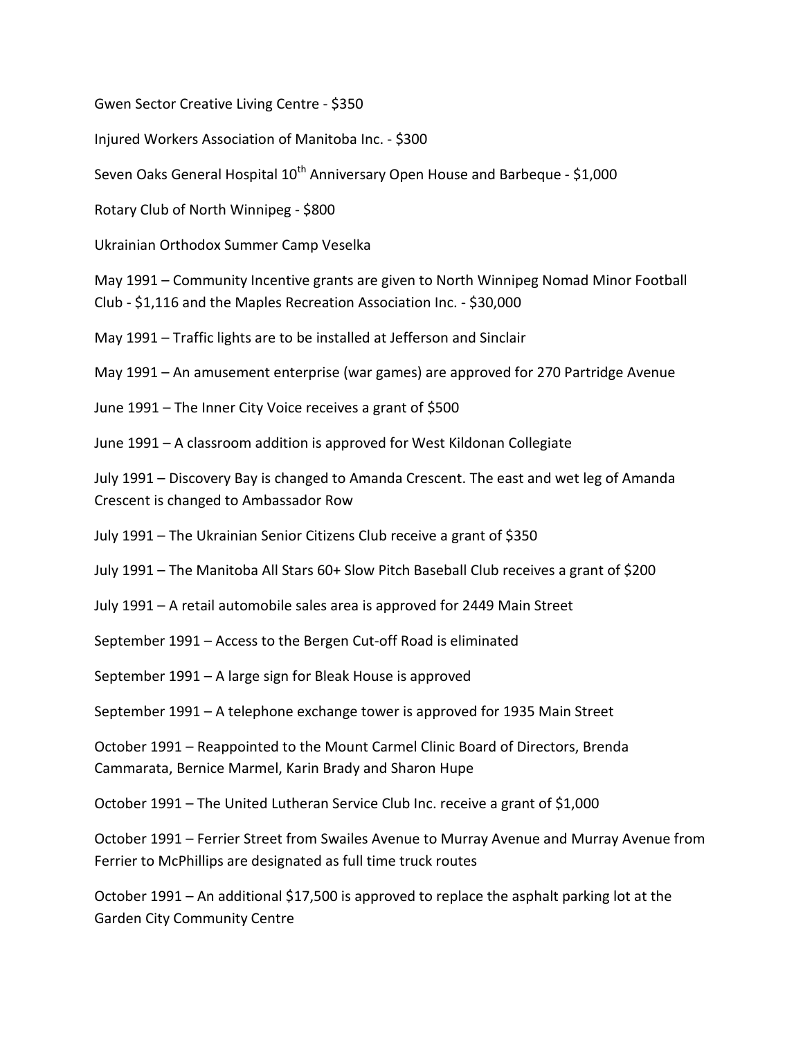Gwen Sector Creative Living Centre - $350

Injured Workers Association of Manitoba Inc. - $300

Seven Oaks General Hospital 10th Anniversary Open House and Barbeque - $1,000

Rotary Club of North Winnipeg - $800

Ukrainian Orthodox Summer Camp Veselka

May 1991 – Community Incentive grants are given to North Winnipeg Nomad Minor Football Club - $1,116 and the Maples Recreation Association Inc. - $30,000

May 1991 – Traffic lights are to be installed at Jefferson and Sinclair

May 1991 – An amusement enterprise (war games) are approved for 270 Partridge Avenue

June 1991 – The Inner City Voice receives a grant of $500

June 1991 – A classroom addition is approved for West Kildonan Collegiate

July 1991 – Discovery Bay is changed to Amanda Crescent. The east and wet leg of Amanda Crescent is changed to Ambassador Row

July 1991 – The Ukrainian Senior Citizens Club receive a grant of $350

July 1991 – The Manitoba All Stars 60+ Slow Pitch Baseball Club receives a grant of $200

July 1991 – A retail automobile sales area is approved for 2449 Main Street

September 1991 – Access to the Bergen Cut-off Road is eliminated

September 1991 – A large sign for Bleak House is approved

September 1991 – A telephone exchange tower is approved for 1935 Main Street

October 1991 – Reappointed to the Mount Carmel Clinic Board of Directors, Brenda Cammarata, Bernice Marmel, Karin Brady and Sharon Hupe

October 1991 – The United Lutheran Service Club Inc. receive a grant of $1,000

October 1991 – Ferrier Street from Swailes Avenue to Murray Avenue and Murray Avenue from Ferrier to McPhillips are designated as full time truck routes

October 1991 – An additional $17,500 is approved to replace the asphalt parking lot at the Garden City Community Centre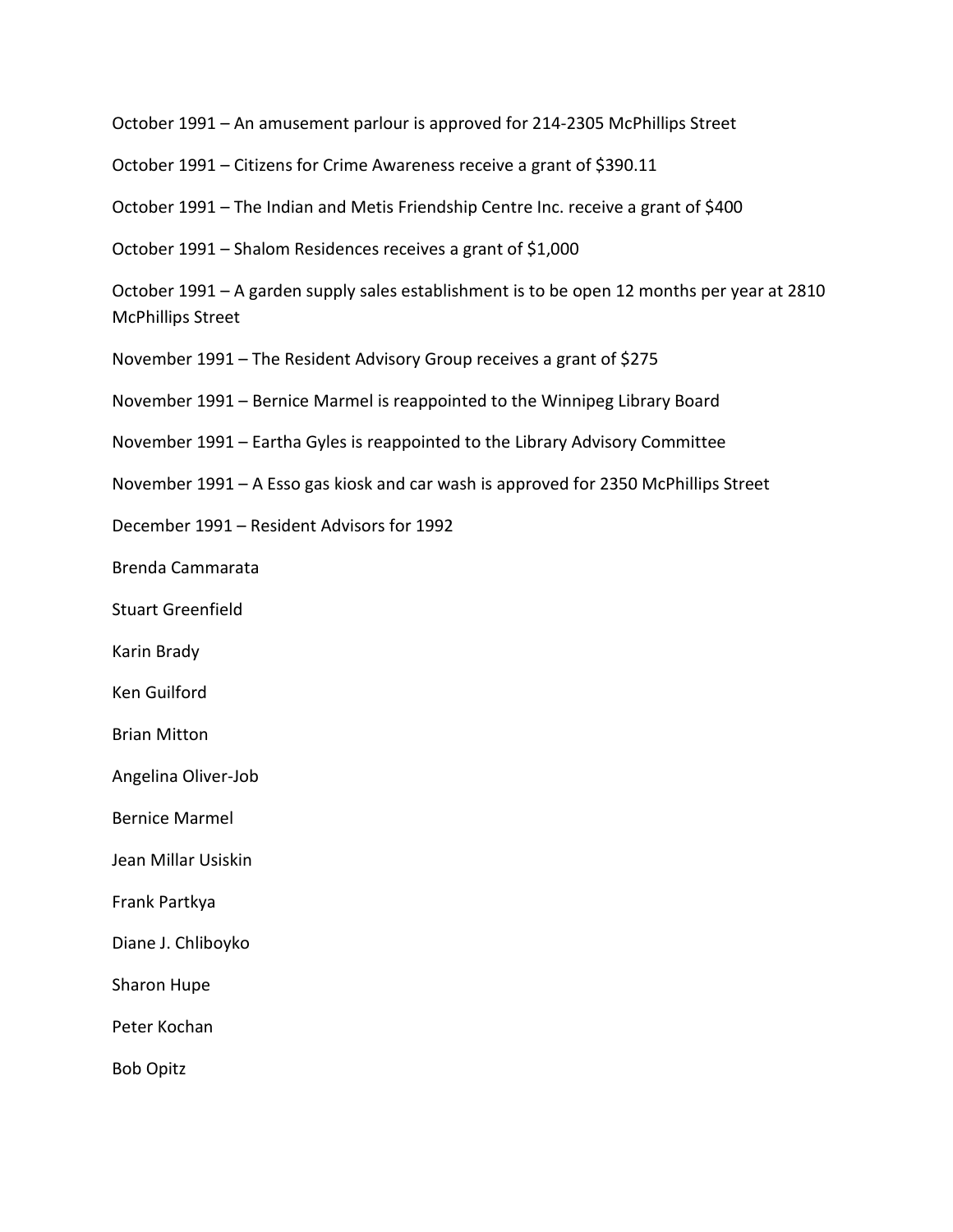October 1991 – An amusement parlour is approved for 214-2305 McPhillips Street

October 1991 – Citizens for Crime Awareness receive a grant of $390.11

October 1991 – The Indian and Metis Friendship Centre Inc. receive a grant of $400

October 1991 – Shalom Residences receives a grant of $1,000

October 1991 – A garden supply sales establishment is to be open 12 months per year at 2810 McPhillips Street

November 1991 – The Resident Advisory Group receives a grant of $275

November 1991 – Bernice Marmel is reappointed to the Winnipeg Library Board

November 1991 – Eartha Gyles is reappointed to the Library Advisory Committee

November 1991 – A Esso gas kiosk and car wash is approved for 2350 McPhillips Street

December 1991 – Resident Advisors for 1992

Brenda Cammarata

Stuart Greenfield

Karin Brady

Ken Guilford

Brian Mitton

Angelina Oliver-Job

Bernice Marmel

Jean Millar Usiskin

Frank Partkya

Diane J. Chliboyko

Sharon Hupe

Peter Kochan

Bob Opitz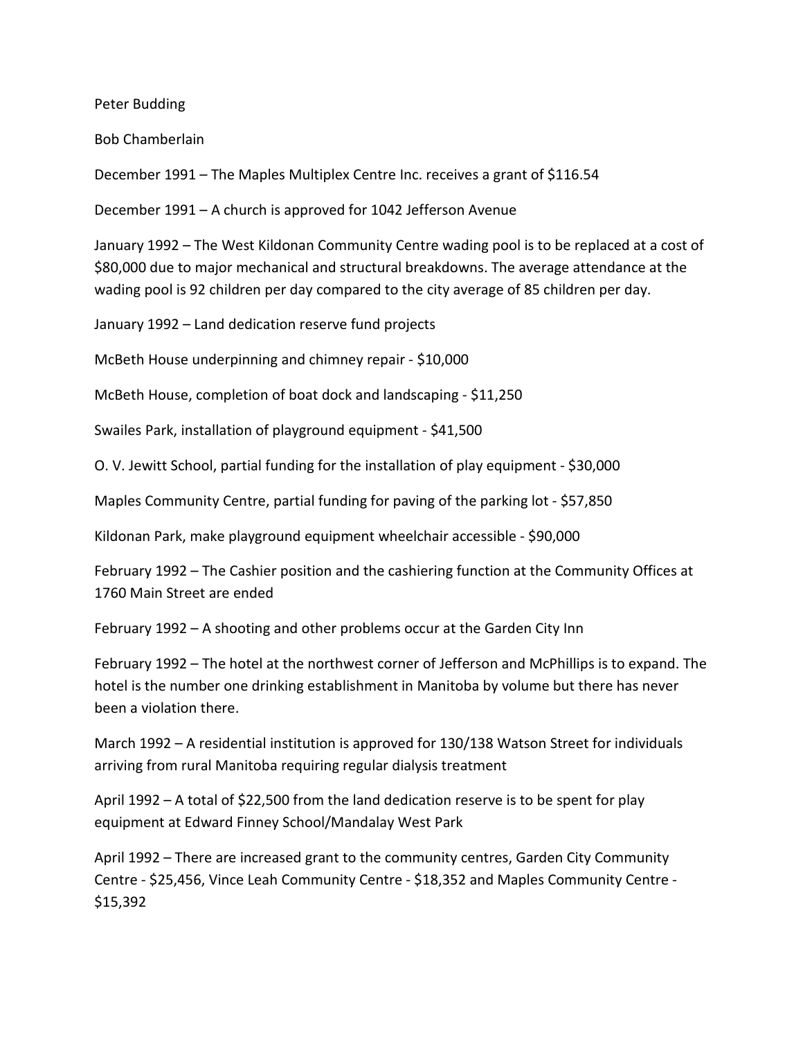Peter Budding

Bob Chamberlain

December 1991 – The Maples Multiplex Centre Inc. receives a grant of $116.54

December 1991 – A church is approved for 1042 Jefferson Avenue

January 1992 – The West Kildonan Community Centre wading pool is to be replaced at a cost of $80,000 due to major mechanical and structural breakdowns. The average attendance at the wading pool is 92 children per day compared to the city average of 85 children per day.

January 1992 – Land dedication reserve fund projects

McBeth House underpinning and chimney repair - $10,000

McBeth House, completion of boat dock and landscaping - $11,250

Swailes Park, installation of playground equipment - $41,500

O. V. Jewitt School, partial funding for the installation of play equipment - $30,000

Maples Community Centre, partial funding for paving of the parking lot - $57,850

Kildonan Park, make playground equipment wheelchair accessible - $90,000

February 1992 – The Cashier position and the cashiering function at the Community Offices at 1760 Main Street are ended

February 1992 – A shooting and other problems occur at the Garden City Inn

February 1992 – The hotel at the northwest corner of Jefferson and McPhillips is to expand. The hotel is the number one drinking establishment in Manitoba by volume but there has never been a violation there.

March 1992 – A residential institution is approved for 130/138 Watson Street for individuals arriving from rural Manitoba requiring regular dialysis treatment

April 1992 – A total of $22,500 from the land dedication reserve is to be spent for play equipment at Edward Finney School/Mandalay West Park

April 1992 – There are increased grant to the community centres, Garden City Community Centre - $25,456, Vince Leah Community Centre - $18,352 and Maples Community Centre - $15,392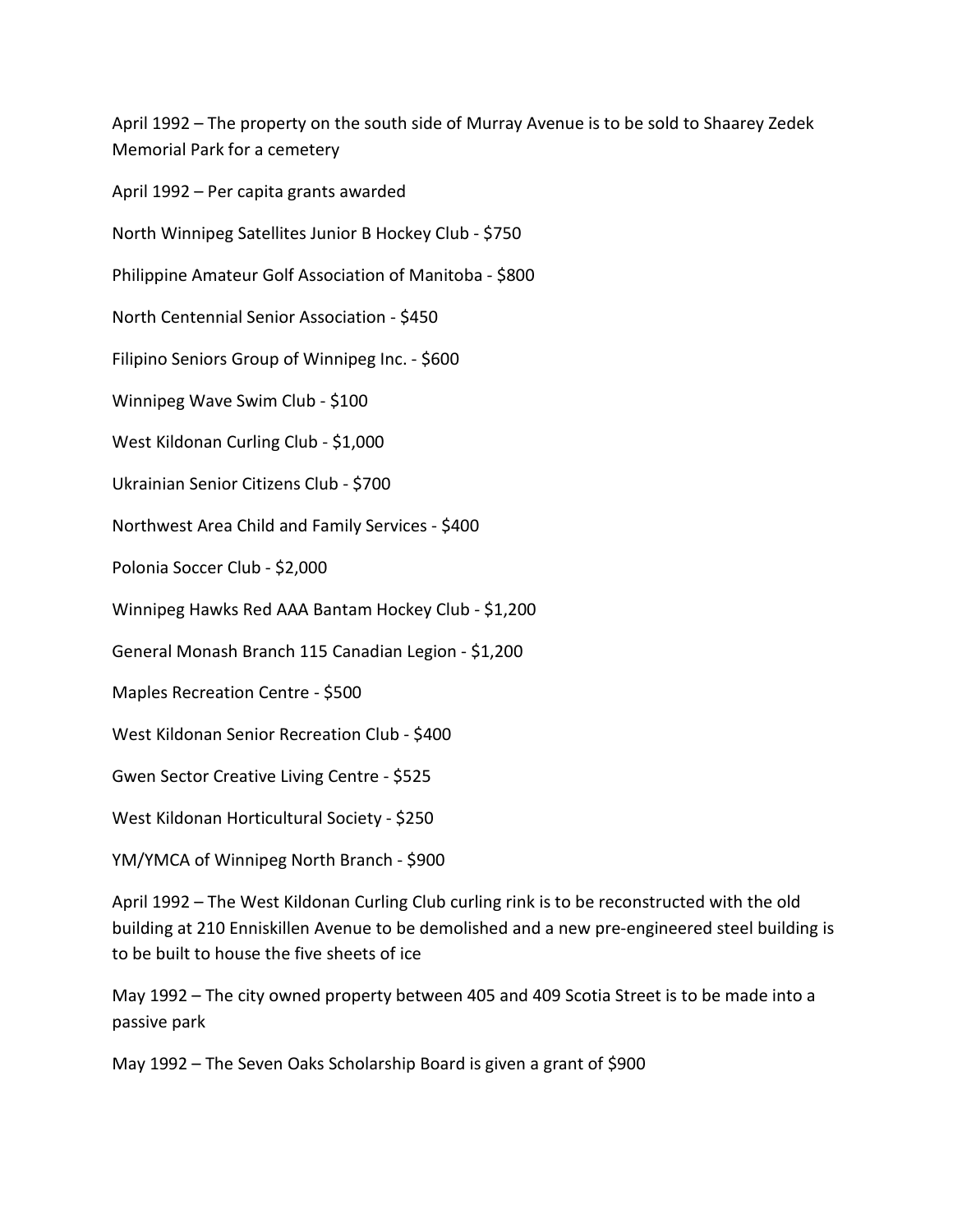April 1992 – The property on the south side of Murray Avenue is to be sold to Shaarey Zedek Memorial Park for a cemetery

April 1992 – Per capita grants awarded

North Winnipeg Satellites Junior B Hockey Club - $750

Philippine Amateur Golf Association of Manitoba - $800

North Centennial Senior Association - $450

Filipino Seniors Group of Winnipeg Inc. - $600

Winnipeg Wave Swim Club - $100

West Kildonan Curling Club - $1,000

Ukrainian Senior Citizens Club - $700

Northwest Area Child and Family Services - $400

Polonia Soccer Club - $2,000

Winnipeg Hawks Red AAA Bantam Hockey Club - $1,200

General Monash Branch 115 Canadian Legion - $1,200

Maples Recreation Centre - $500

West Kildonan Senior Recreation Club - $400

Gwen Sector Creative Living Centre - $525

West Kildonan Horticultural Society - $250

YM/YMCA of Winnipeg North Branch - $900

April 1992 – The West Kildonan Curling Club curling rink is to be reconstructed with the old building at 210 Enniskillen Avenue to be demolished and a new pre-engineered steel building is to be built to house the five sheets of ice

May 1992 – The city owned property between 405 and 409 Scotia Street is to be made into a passive park

May 1992 – The Seven Oaks Scholarship Board is given a grant of $900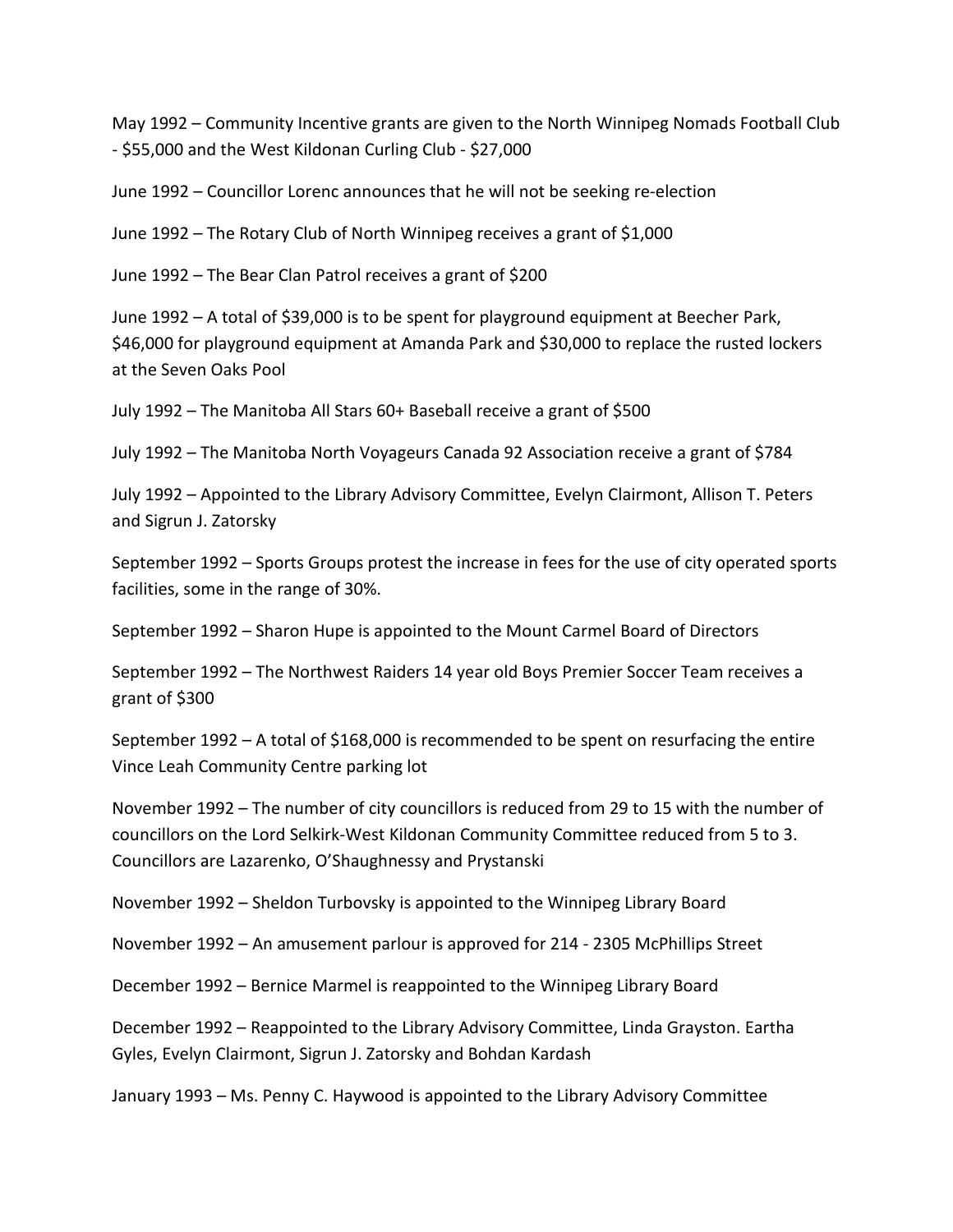May 1992 – Community Incentive grants are given to the North Winnipeg Nomads Football Club - $55,000 and the West Kildonan Curling Club - $27,000

June 1992 – Councillor Lorenc announces that he will not be seeking re-election

June 1992 – The Rotary Club of North Winnipeg receives a grant of $1,000

June 1992 – The Bear Clan Patrol receives a grant of $200

June 1992 – A total of $39,000 is to be spent for playground equipment at Beecher Park, $46,000 for playground equipment at Amanda Park and $30,000 to replace the rusted lockers at the Seven Oaks Pool

July 1992 – The Manitoba All Stars 60+ Baseball receive a grant of $500

July 1992 – The Manitoba North Voyageurs Canada 92 Association receive a grant of $784

July 1992 – Appointed to the Library Advisory Committee, Evelyn Clairmont, Allison T. Peters and Sigrun J. Zatorsky

September 1992 – Sports Groups protest the increase in fees for the use of city operated sports facilities, some in the range of 30%.

September 1992 – Sharon Hupe is appointed to the Mount Carmel Board of Directors

September 1992 – The Northwest Raiders 14 year old Boys Premier Soccer Team receives a grant of $300

September 1992 – A total of $168,000 is recommended to be spent on resurfacing the entire Vince Leah Community Centre parking lot

November 1992 – The number of city councillors is reduced from 29 to 15 with the number of councillors on the Lord Selkirk-West Kildonan Community Committee reduced from 5 to 3. Councillors are Lazarenko, O'Shaughnessy and Prystanski

November 1992 – Sheldon Turbovsky is appointed to the Winnipeg Library Board

November 1992 – An amusement parlour is approved for 214 - 2305 McPhillips Street

December 1992 – Bernice Marmel is reappointed to the Winnipeg Library Board

December 1992 – Reappointed to the Library Advisory Committee, Linda Grayston. Eartha Gyles, Evelyn Clairmont, Sigrun J. Zatorsky and Bohdan Kardash

January 1993 – Ms. Penny C. Haywood is appointed to the Library Advisory Committee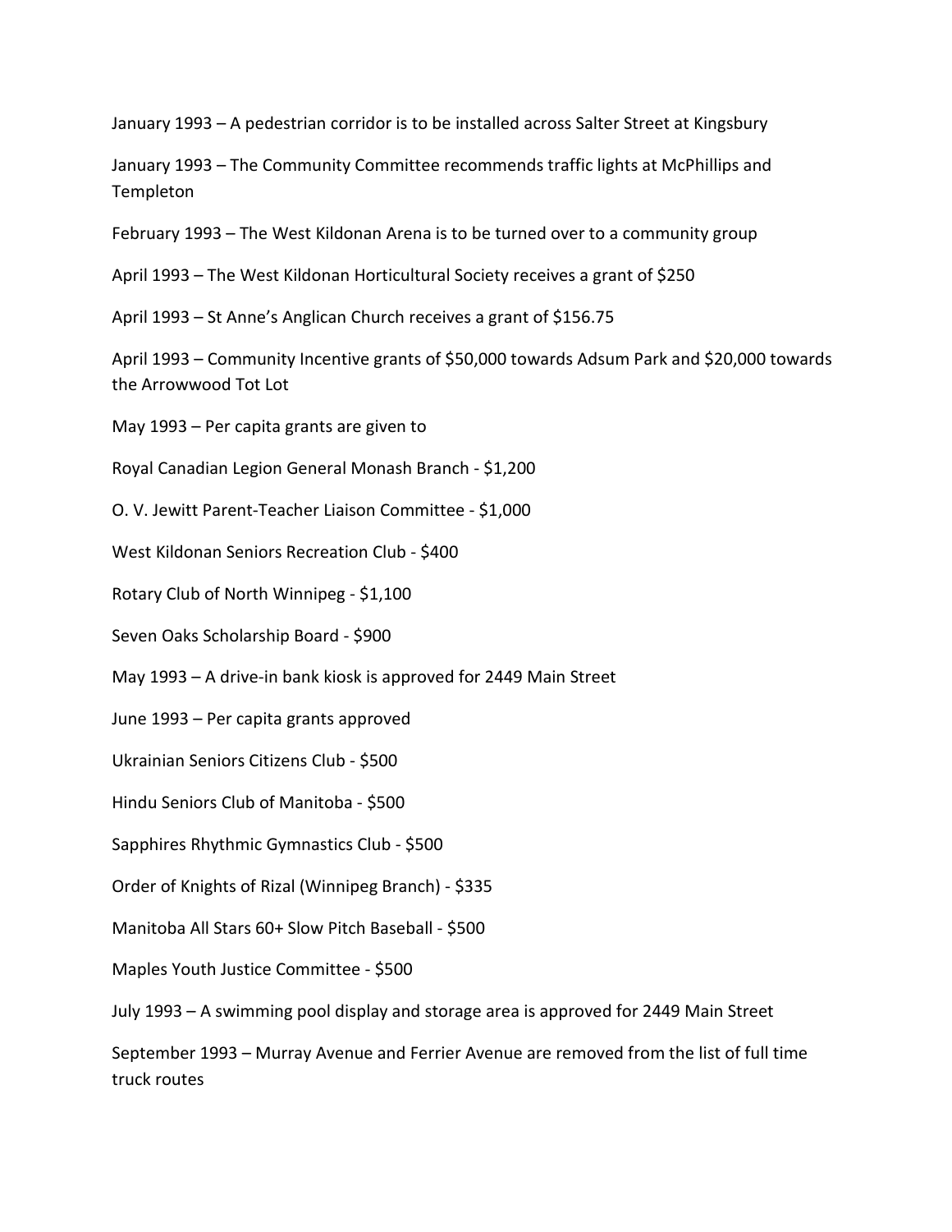January 1993 – A pedestrian corridor is to be installed across Salter Street at Kingsbury

January 1993 – The Community Committee recommends traffic lights at McPhillips and Templeton

February 1993 – The West Kildonan Arena is to be turned over to a community group

April 1993 – The West Kildonan Horticultural Society receives a grant of $250

April 1993 – St Anne's Anglican Church receives a grant of $156.75

April 1993 – Community Incentive grants of $50,000 towards Adsum Park and $20,000 towards the Arrowwood Tot Lot

May 1993 – Per capita grants are given to

Royal Canadian Legion General Monash Branch - $1,200

O. V. Jewitt Parent-Teacher Liaison Committee - $1,000

West Kildonan Seniors Recreation Club - $400

Rotary Club of North Winnipeg - $1,100

Seven Oaks Scholarship Board - $900

May 1993 – A drive-in bank kiosk is approved for 2449 Main Street

June 1993 – Per capita grants approved

Ukrainian Seniors Citizens Club - $500

Hindu Seniors Club of Manitoba - $500

Sapphires Rhythmic Gymnastics Club - $500

Order of Knights of Rizal (Winnipeg Branch) - $335

Manitoba All Stars 60+ Slow Pitch Baseball - $500

Maples Youth Justice Committee - $500

July 1993 – A swimming pool display and storage area is approved for 2449 Main Street

September 1993 – Murray Avenue and Ferrier Avenue are removed from the list of full time truck routes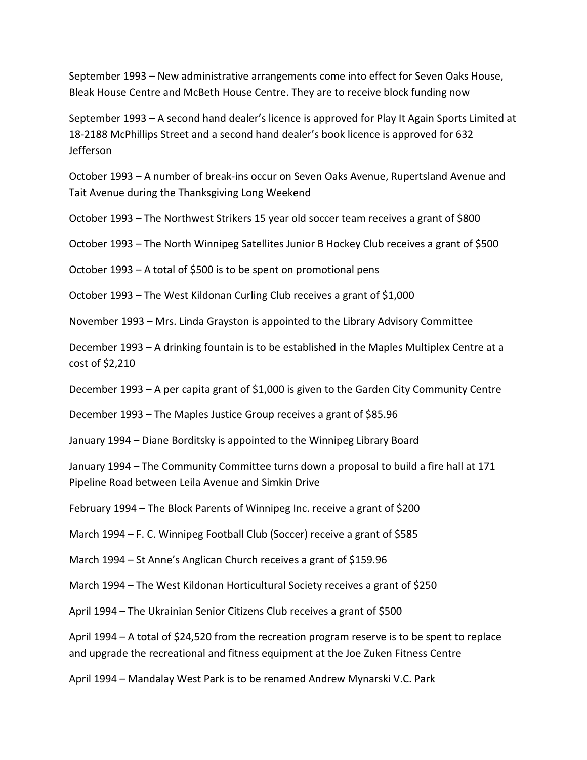September 1993 – New administrative arrangements come into effect for Seven Oaks House, Bleak House Centre and McBeth House Centre. They are to receive block funding now

September 1993 – A second hand dealer's licence is approved for Play It Again Sports Limited at 18-2188 McPhillips Street and a second hand dealer's book licence is approved for 632 Jefferson

October 1993 – A number of break-ins occur on Seven Oaks Avenue, Rupertsland Avenue and Tait Avenue during the Thanksgiving Long Weekend

October 1993 – The Northwest Strikers 15 year old soccer team receives a grant of $800

October 1993 – The North Winnipeg Satellites Junior B Hockey Club receives a grant of $500

October 1993 – A total of $500 is to be spent on promotional pens

October 1993 – The West Kildonan Curling Club receives a grant of $1,000

November 1993 – Mrs. Linda Grayston is appointed to the Library Advisory Committee

December 1993 – A drinking fountain is to be established in the Maples Multiplex Centre at a cost of $2,210

December 1993 – A per capita grant of $1,000 is given to the Garden City Community Centre

December 1993 – The Maples Justice Group receives a grant of $85.96

January 1994 – Diane Borditsky is appointed to the Winnipeg Library Board

January 1994 – The Community Committee turns down a proposal to build a fire hall at 171 Pipeline Road between Leila Avenue and Simkin Drive

February 1994 – The Block Parents of Winnipeg Inc. receive a grant of $200

March 1994 – F. C. Winnipeg Football Club (Soccer) receive a grant of $585

March 1994 – St Anne's Anglican Church receives a grant of $159.96

March 1994 – The West Kildonan Horticultural Society receives a grant of $250

April 1994 – The Ukrainian Senior Citizens Club receives a grant of $500

April 1994 – A total of $24,520 from the recreation program reserve is to be spent to replace and upgrade the recreational and fitness equipment at the Joe Zuken Fitness Centre

April 1994 – Mandalay West Park is to be renamed Andrew Mynarski V.C. Park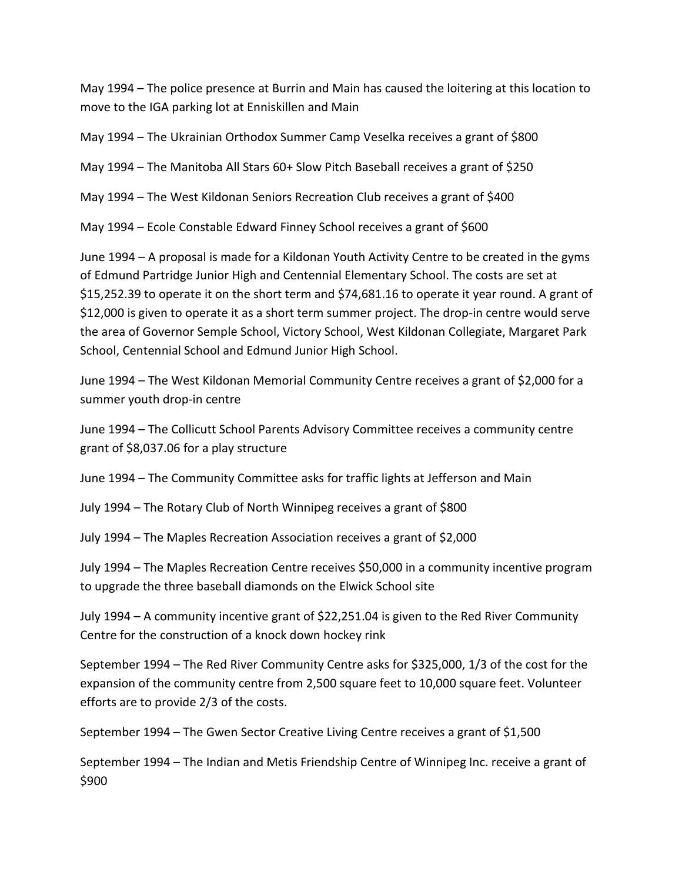May 1994 – The police presence at Burrin and Main has caused the loitering at this location to move to the IGA parking lot at Enniskillen and Main

May 1994 – The Ukrainian Orthodox Summer Camp Veselka receives a grant of $800

May 1994 – The Manitoba All Stars 60+ Slow Pitch Baseball receives a grant of $250

May 1994 – The West Kildonan Seniors Recreation Club receives a grant of $400

May 1994 – Ecole Constable Edward Finney School receives a grant of $600

June 1994 – A proposal is made for a Kildonan Youth Activity Centre to be created in the gyms of Edmund Partridge Junior High and Centennial Elementary School. The costs are set at $15,252.39 to operate it on the short term and $74,681.16 to operate it year round. A grant of $12,000 is given to operate it as a short term summer project. The drop-in centre would serve the area of Governor Semple School, Victory School, West Kildonan Collegiate, Margaret Park School, Centennial School and Edmund Junior High School.

June 1994 – The West Kildonan Memorial Community Centre receives a grant of $2,000 for a summer youth drop-in centre

June 1994 – The Collicutt School Parents Advisory Committee receives a community centre grant of $8,037.06 for a play structure

June 1994 – The Community Committee asks for traffic lights at Jefferson and Main

July 1994 – The Rotary Club of North Winnipeg receives a grant of $800

July 1994 – The Maples Recreation Association receives a grant of $2,000

July 1994 – The Maples Recreation Centre receives $50,000 in a community incentive program to upgrade the three baseball diamonds on the Elwick School site

July 1994 – A community incentive grant of $22,251.04 is given to the Red River Community Centre for the construction of a knock down hockey rink

September 1994 – The Red River Community Centre asks for $325,000, 1/3 of the cost for the expansion of the community centre from 2,500 square feet to 10,000 square feet. Volunteer efforts are to provide 2/3 of the costs.

September 1994 – The Gwen Sector Creative Living Centre receives a grant of $1,500

September 1994 – The Indian and Metis Friendship Centre of Winnipeg Inc. receive a grant of $900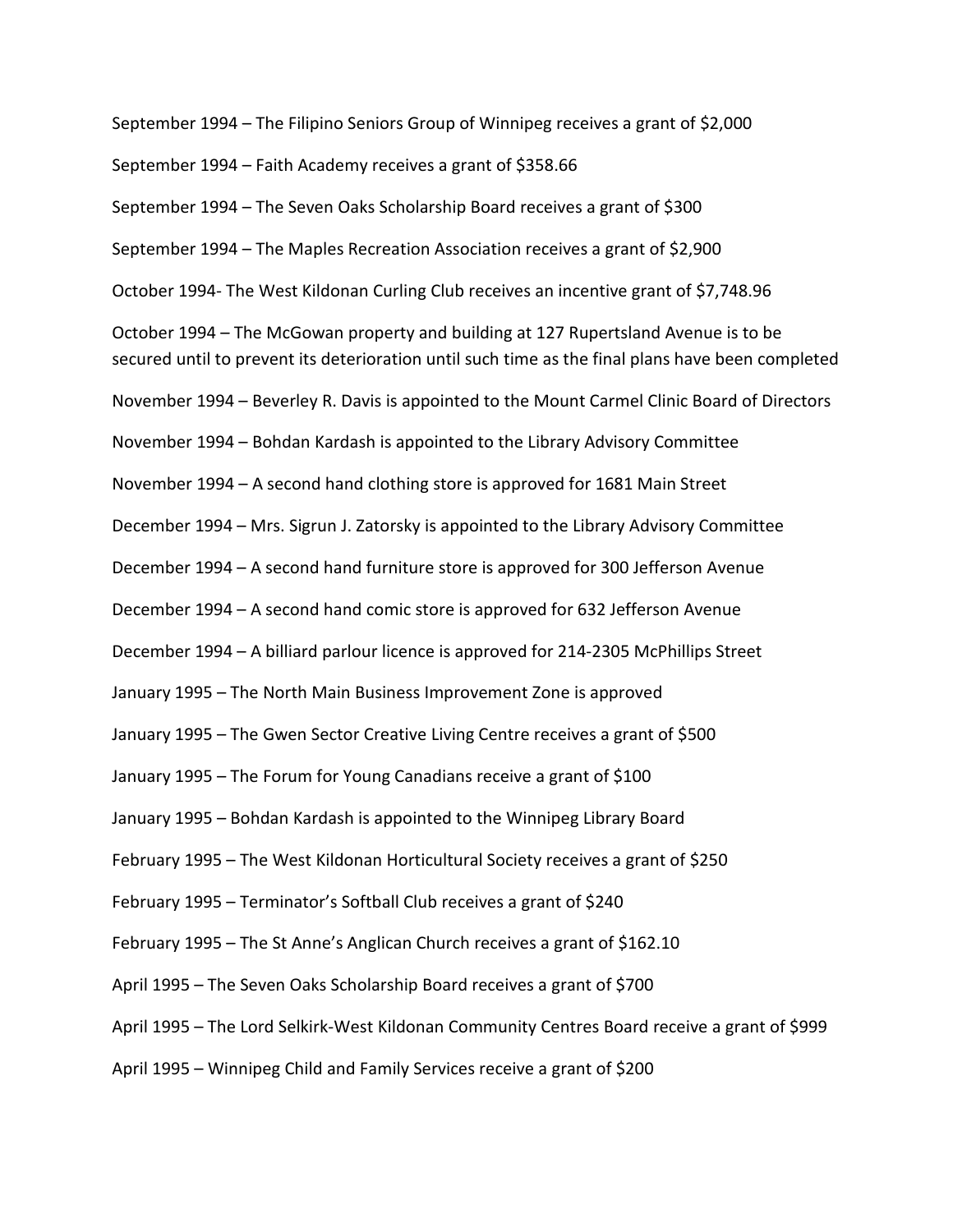September 1994 – The Filipino Seniors Group of Winnipeg receives a grant of $2,000

September 1994 – Faith Academy receives a grant of $358.66

September 1994 – The Seven Oaks Scholarship Board receives a grant of $300

September 1994 – The Maples Recreation Association receives a grant of $2,900

October 1994- The West Kildonan Curling Club receives an incentive grant of $7,748.96

October 1994 – The McGowan property and building at 127 Rupertsland Avenue is to be secured until to prevent its deterioration until such time as the final plans have been completed

November 1994 – Beverley R. Davis is appointed to the Mount Carmel Clinic Board of Directors

November 1994 – Bohdan Kardash is appointed to the Library Advisory Committee

November 1994 – A second hand clothing store is approved for 1681 Main Street

December 1994 – Mrs. Sigrun J. Zatorsky is appointed to the Library Advisory Committee

December 1994 – A second hand furniture store is approved for 300 Jefferson Avenue

December 1994 – A second hand comic store is approved for 632 Jefferson Avenue

December 1994 – A billiard parlour licence is approved for 214-2305 McPhillips Street

January 1995 – The North Main Business Improvement Zone is approved

January 1995 – The Gwen Sector Creative Living Centre receives a grant of $500

January 1995 – The Forum for Young Canadians receive a grant of $100

January 1995 – Bohdan Kardash is appointed to the Winnipeg Library Board

February 1995 – The West Kildonan Horticultural Society receives a grant of $250

February 1995 – Terminator's Softball Club receives a grant of $240

February 1995 – The St Anne's Anglican Church receives a grant of $162.10

April 1995 – The Seven Oaks Scholarship Board receives a grant of $700

April 1995 – The Lord Selkirk-West Kildonan Community Centres Board receive a grant of $999

April 1995 – Winnipeg Child and Family Services receive a grant of $200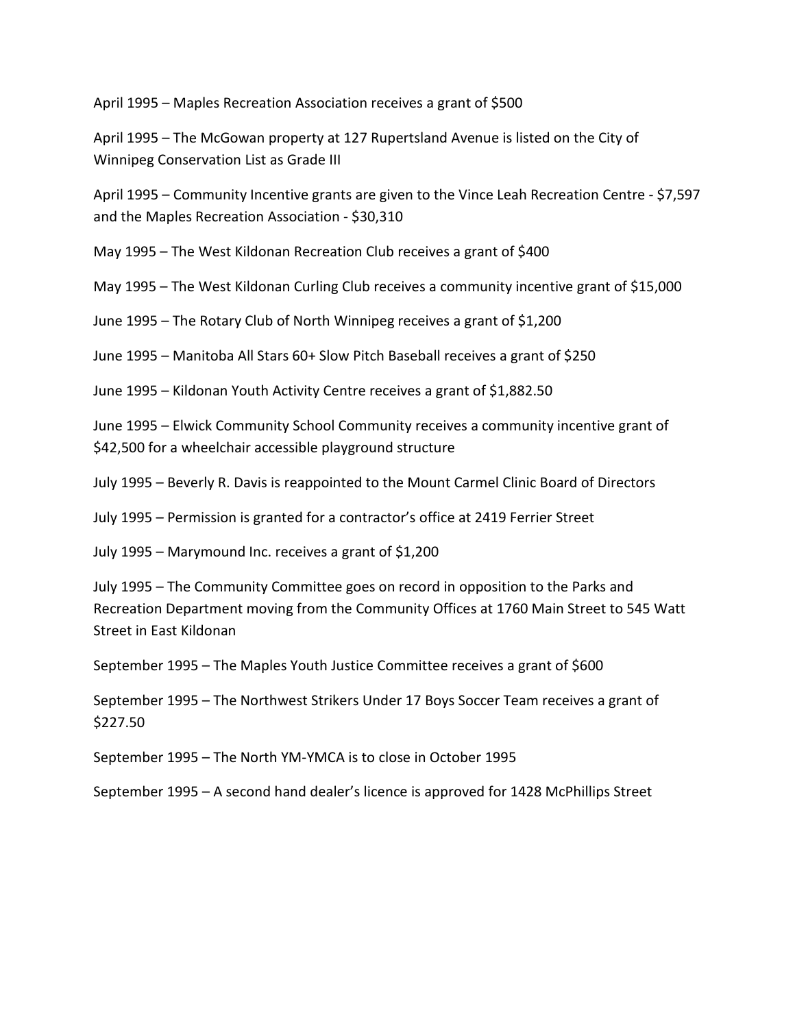April 1995 – Maples Recreation Association receives a grant of $500

April 1995 – The McGowan property at 127 Rupertsland Avenue is listed on the City of Winnipeg Conservation List as Grade III

April 1995 – Community Incentive grants are given to the Vince Leah Recreation Centre - $7,597 and the Maples Recreation Association - $30,310

May 1995 – The West Kildonan Recreation Club receives a grant of $400

May 1995 – The West Kildonan Curling Club receives a community incentive grant of $15,000

June 1995 – The Rotary Club of North Winnipeg receives a grant of $1,200

June 1995 – Manitoba All Stars 60+ Slow Pitch Baseball receives a grant of $250

June 1995 – Kildonan Youth Activity Centre receives a grant of $1,882.50

June 1995 – Elwick Community School Community receives a community incentive grant of $42,500 for a wheelchair accessible playground structure

July 1995 – Beverly R. Davis is reappointed to the Mount Carmel Clinic Board of Directors

July 1995 – Permission is granted for a contractor's office at 2419 Ferrier Street

July 1995 – Marymound Inc. receives a grant of $1,200

July 1995 – The Community Committee goes on record in opposition to the Parks and Recreation Department moving from the Community Offices at 1760 Main Street to 545 Watt Street in East Kildonan

September 1995 – The Maples Youth Justice Committee receives a grant of $600

September 1995 – The Northwest Strikers Under 17 Boys Soccer Team receives a grant of $227.50

September 1995 – The North YM-YMCA is to close in October 1995

September 1995 – A second hand dealer's licence is approved for 1428 McPhillips Street